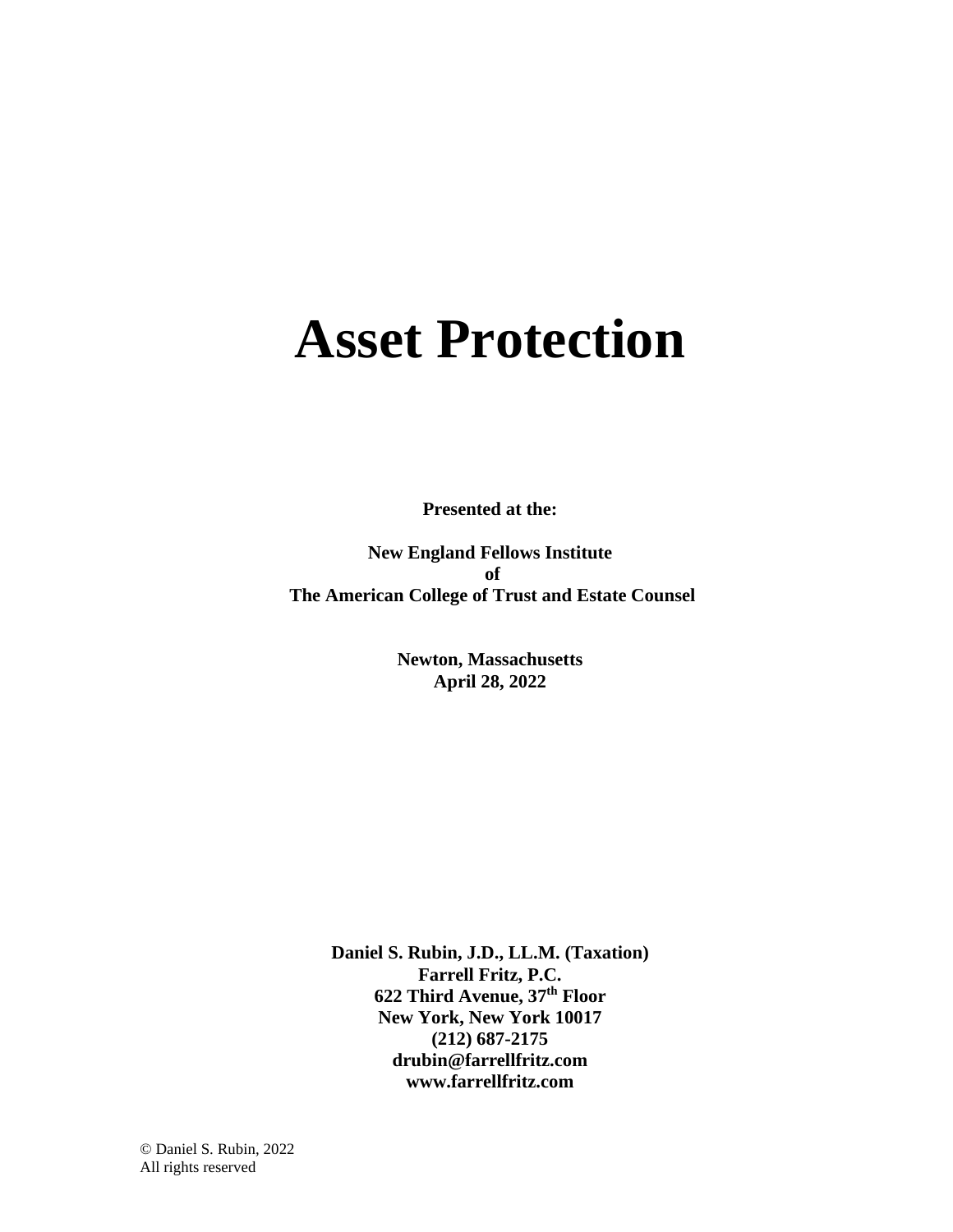# Asset Protection

**Presented at the:**

**New England Fellows Institute**
**of**
**The American College of Trust and Estate Counsel**

**Newton, Massachusetts**
**April 28, 2022**

**Daniel S. Rubin, J.D., LL.M. (Taxation)**
**Farrell Fritz, P.C.**
**622 Third Avenue, 37th Floor**
**New York, New York 10017**
**(212) 687-2175**
**drubin@farrellfritz.com**
**www.farrellfritz.com**

© Daniel S. Rubin, 2022
All rights reserved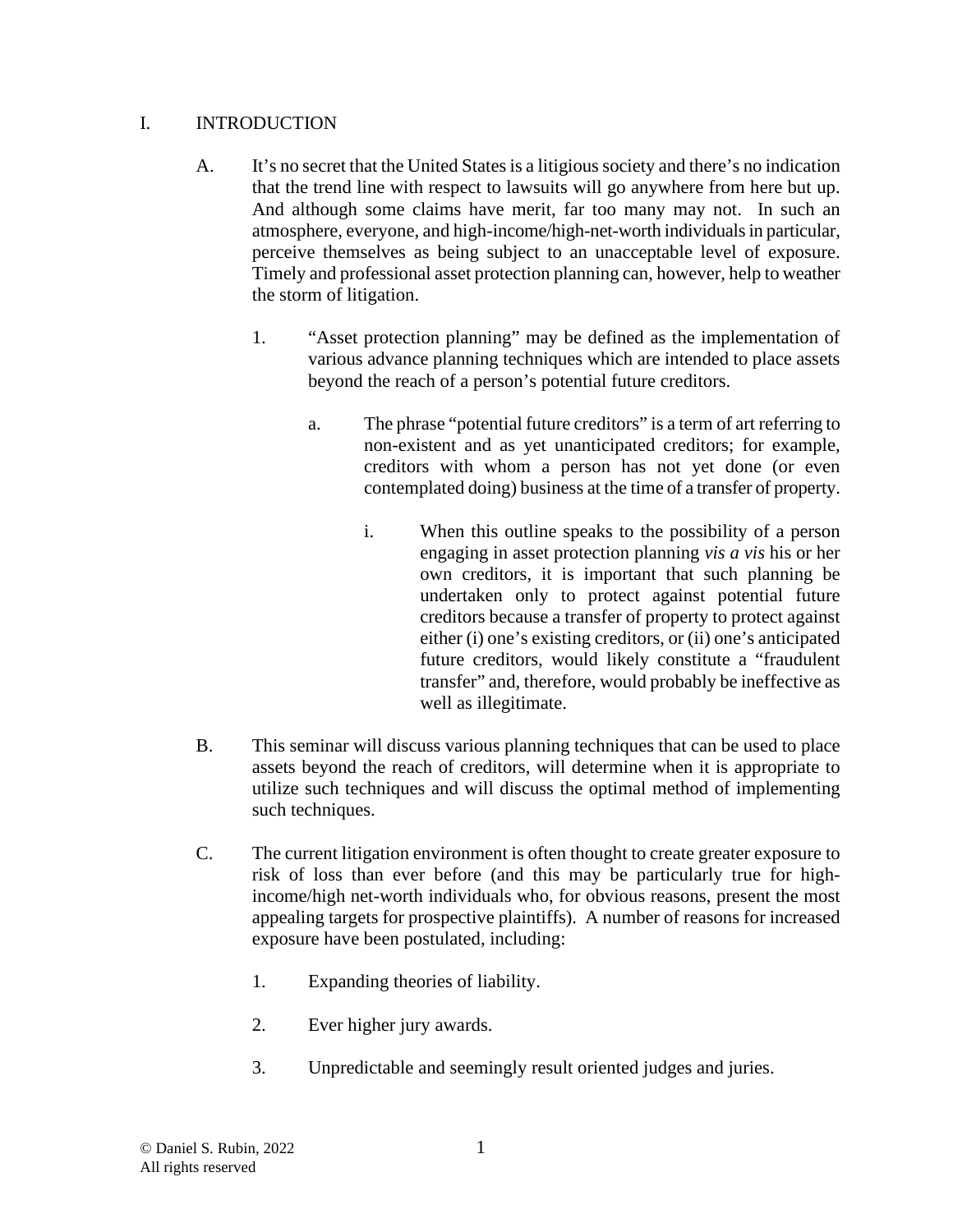# I. INTRODUCTION

A. It's no secret that the United States is a litigious society and there's no indication that the trend line with respect to lawsuits will go anywhere from here but up. And although some claims have merit, far too many may not. In such an atmosphere, everyone, and high-income/high-net-worth individuals in particular, perceive themselves as being subject to an unacceptable level of exposure. Timely and professional asset protection planning can, however, help to weather the storm of litigation.

1. "Asset protection planning" may be defined as the implementation of various advance planning techniques which are intended to place assets beyond the reach of a person's potential future creditors.

   a. The phrase "potential future creditors" is a term of art referring to non-existent and as yet unanticipated creditors; for example, creditors with whom a person has not yet done (or even contemplated doing) business at the time of a transfer of property.

      i. When this outline speaks to the possibility of a person engaging in asset protection planning *vis a vis* his or her own creditors, it is important that such planning be undertaken only to protect against potential future creditors because a transfer of property to protect against either (i) one's existing creditors, or (ii) one's anticipated future creditors, would likely constitute a "fraudulent transfer" and, therefore, would probably be ineffective as well as illegitimate.

B. This seminar will discuss various planning techniques that can be used to place assets beyond the reach of creditors, will determine when it is appropriate to utilize such techniques and will discuss the optimal method of implementing such techniques.

C. The current litigation environment is often thought to create greater exposure to risk of loss than ever before (and this may be particularly true for high-income/high net-worth individuals who, for obvious reasons, present the most appealing targets for prospective plaintiffs). A number of reasons for increased exposure have been postulated, including:

1. Expanding theories of liability.

2. Ever higher jury awards.

3. Unpredictable and seemingly result oriented judges and juries.

© Daniel S. Rubin, 2022
All rights reserved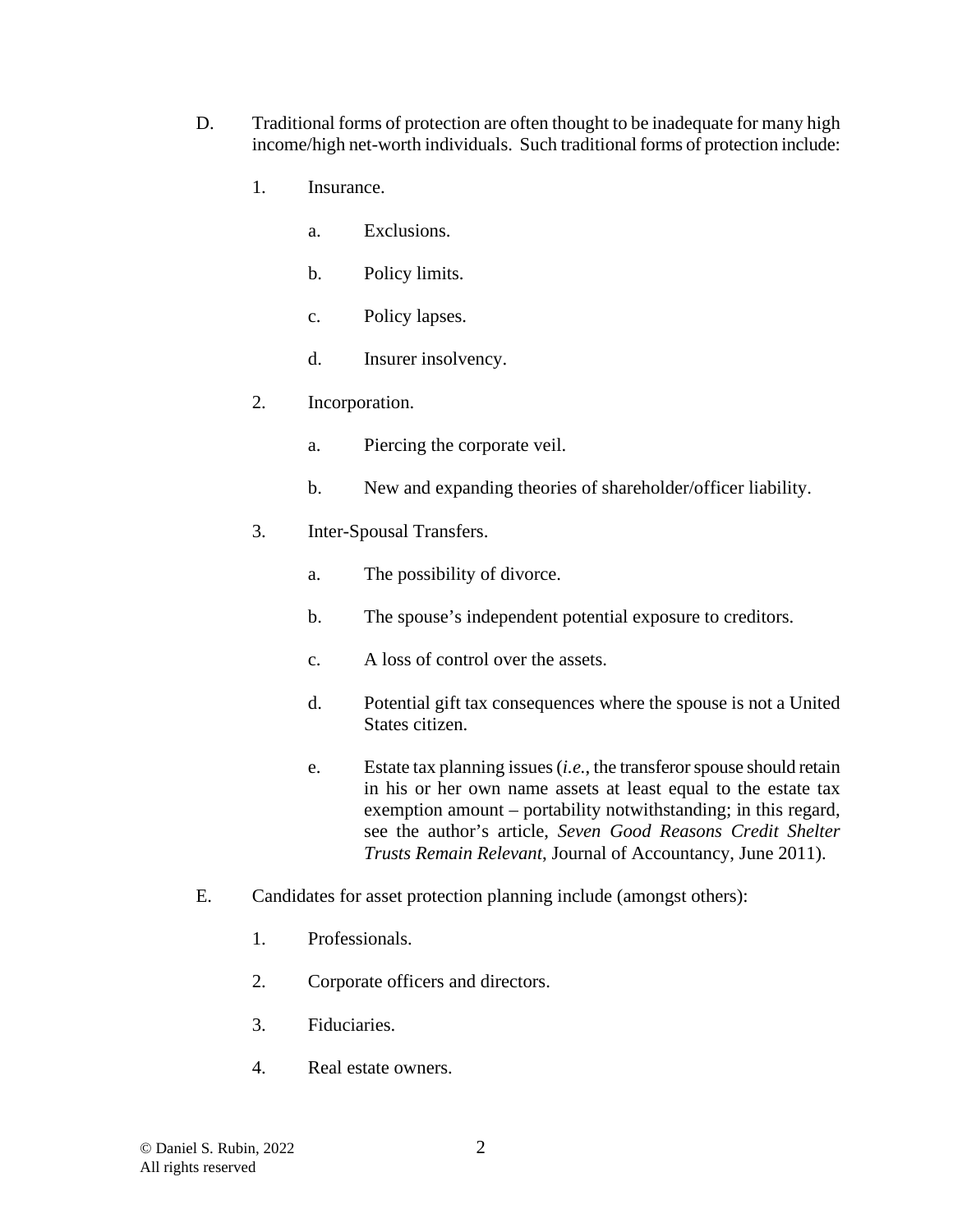D. Traditional forms of protection are often thought to be inadequate for many high income/high net-worth individuals. Such traditional forms of protection include:

   1. Insurance.

      a. Exclusions.

      b. Policy limits.

      c. Policy lapses.

      d. Insurer insolvency.

   2. Incorporation.

      a. Piercing the corporate veil.

      b. New and expanding theories of shareholder/officer liability.

   3. Inter-Spousal Transfers.

      a. The possibility of divorce.

      b. The spouse's independent potential exposure to creditors.

      c. A loss of control over the assets.

      d. Potential gift tax consequences where the spouse is not a United States citizen.

      e. Estate tax planning issues (*i.e.*, the transferor spouse should retain in his or her own name assets at least equal to the estate tax exemption amount – portability notwithstanding; in this regard, see the author's article, *Seven Good Reasons Credit Shelter Trusts Remain Relevant*, Journal of Accountancy, June 2011).

E. Candidates for asset protection planning include (amongst others):

   1. Professionals.

   2. Corporate officers and directors.

   3. Fiduciaries.

   4. Real estate owners.

© Daniel S. Rubin, 2022
All rights reserved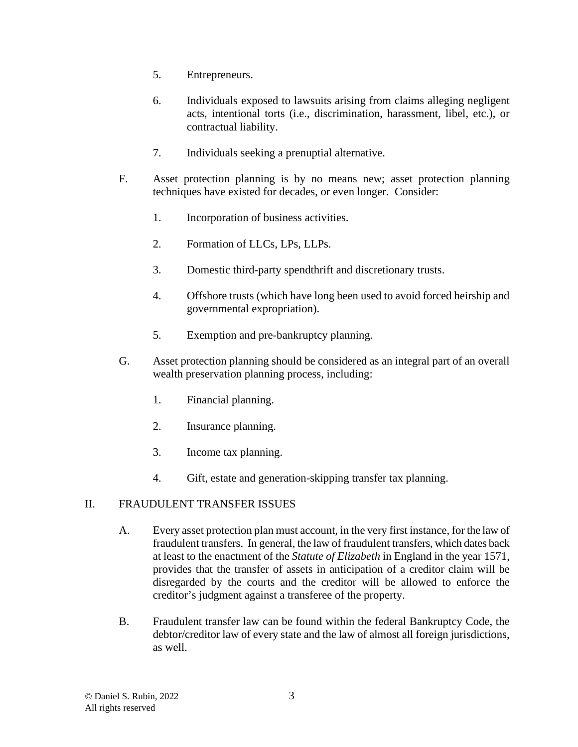5. Entrepreneurs.

6. Individuals exposed to lawsuits arising from claims alleging negligent acts, intentional torts (i.e., discrimination, harassment, libel, etc.), or contractual liability.

7. Individuals seeking a prenuptial alternative.

F. Asset protection planning is by no means new; asset protection planning techniques have existed for decades, or even longer. Consider:

1. Incorporation of business activities.

2. Formation of LLCs, LPs, LLPs.

3. Domestic third-party spendthrift and discretionary trusts.

4. Offshore trusts (which have long been used to avoid forced heirship and governmental expropriation).

5. Exemption and pre-bankruptcy planning.

G. Asset protection planning should be considered as an integral part of an overall wealth preservation planning process, including:

1. Financial planning.

2. Insurance planning.

3. Income tax planning.

4. Gift, estate and generation-skipping transfer tax planning.

## II. FRAUDULENT TRANSFER ISSUES

A. Every asset protection plan must account, in the very first instance, for the law of fraudulent transfers. In general, the law of fraudulent transfers, which dates back at least to the enactment of the *Statute of Elizabeth* in England in the year 1571, provides that the transfer of assets in anticipation of a creditor claim will be disregarded by the courts and the creditor will be allowed to enforce the creditor's judgment against a transferee of the property.

B. Fraudulent transfer law can be found within the federal Bankruptcy Code, the debtor/creditor law of every state and the law of almost all foreign jurisdictions, as well.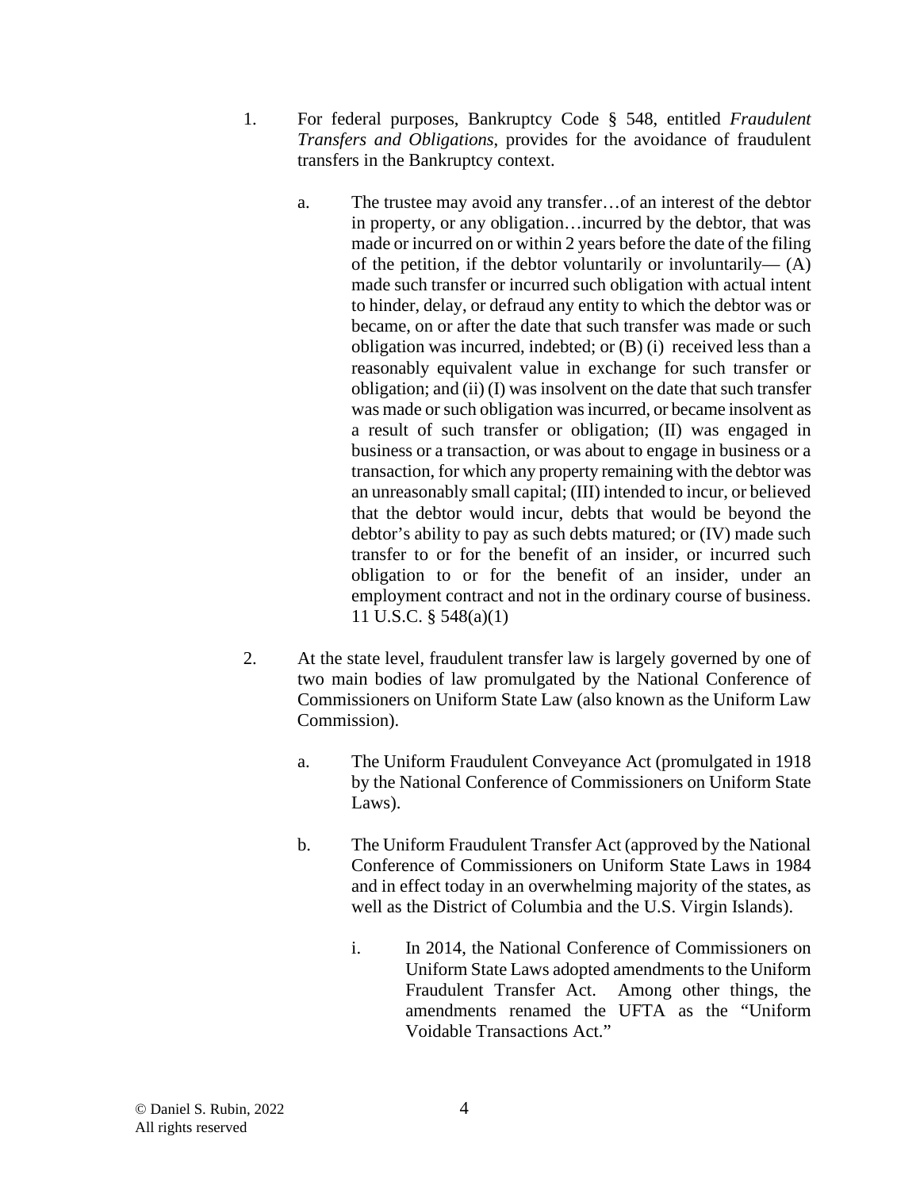1. For federal purposes, Bankruptcy Code § 548, entitled *Fraudulent Transfers and Obligations*, provides for the avoidance of fraudulent transfers in the Bankruptcy context.

    a. The trustee may avoid any transfer…of an interest of the debtor in property, or any obligation…incurred by the debtor, that was made or incurred on or within 2 years before the date of the filing of the petition, if the debtor voluntarily or involuntarily— (A) made such transfer or incurred such obligation with actual intent to hinder, delay, or defraud any entity to which the debtor was or became, on or after the date that such transfer was made or such obligation was incurred, indebted; or (B) (i) received less than a reasonably equivalent value in exchange for such transfer or obligation; and (ii) (I) was insolvent on the date that such transfer was made or such obligation was incurred, or became insolvent as a result of such transfer or obligation; (II) was engaged in business or a transaction, or was about to engage in business or a transaction, for which any property remaining with the debtor was an unreasonably small capital; (III) intended to incur, or believed that the debtor would incur, debts that would be beyond the debtor's ability to pay as such debts matured; or (IV) made such transfer to or for the benefit of an insider, or incurred such obligation to or for the benefit of an insider, under an employment contract and not in the ordinary course of business. 11 U.S.C. § 548(a)(1)

2. At the state level, fraudulent transfer law is largely governed by one of two main bodies of law promulgated by the National Conference of Commissioners on Uniform State Law (also known as the Uniform Law Commission).

    a. The Uniform Fraudulent Conveyance Act (promulgated in 1918 by the National Conference of Commissioners on Uniform State Laws).

    b. The Uniform Fraudulent Transfer Act (approved by the National Conference of Commissioners on Uniform State Laws in 1984 and in effect today in an overwhelming majority of the states, as well as the District of Columbia and the U.S. Virgin Islands).

        i. In 2014, the National Conference of Commissioners on Uniform State Laws adopted amendments to the Uniform Fraudulent Transfer Act. Among other things, the amendments renamed the UFTA as the "Uniform Voidable Transactions Act."

© Daniel S. Rubin, 2022
All rights reserved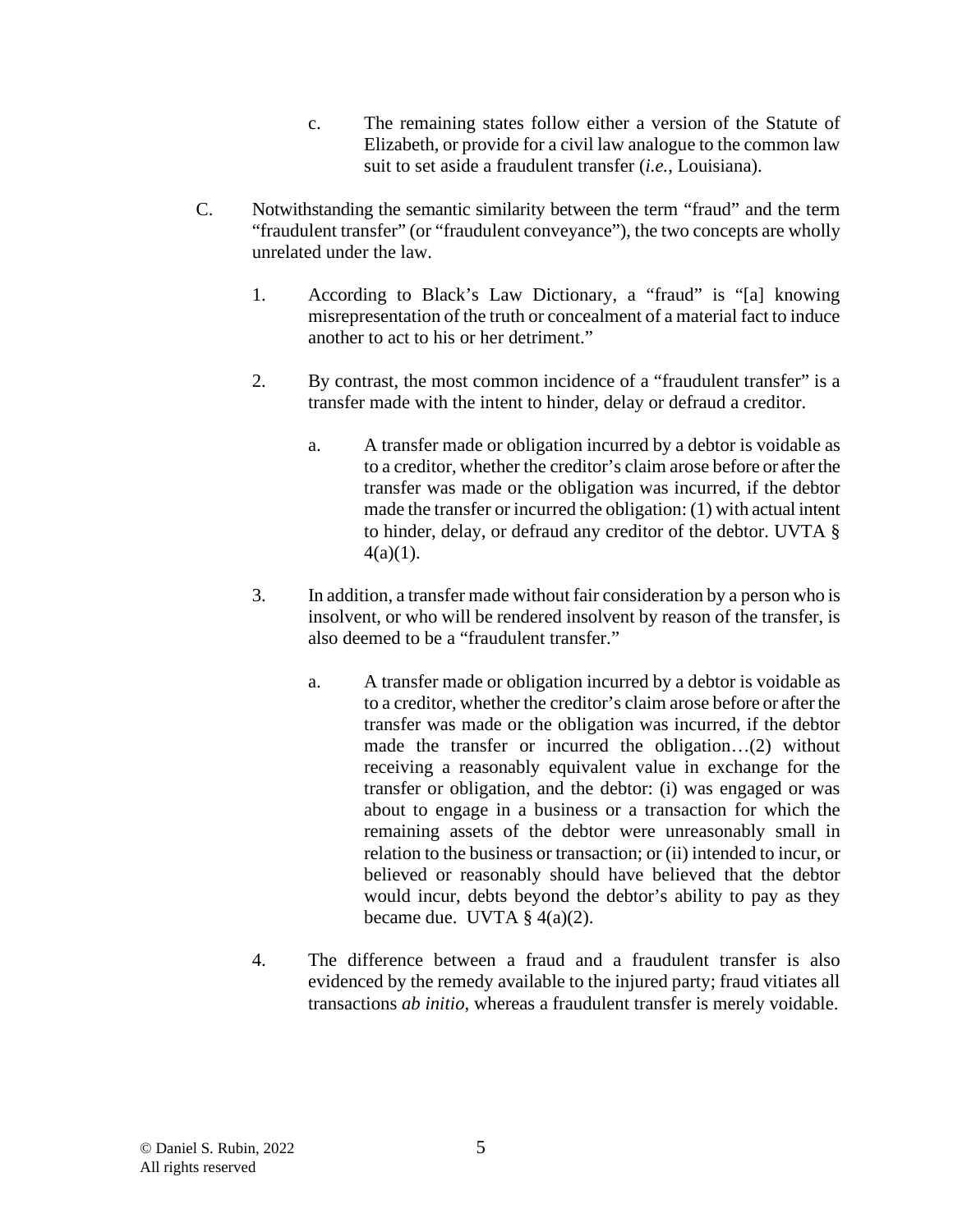c. The remaining states follow either a version of the Statute of Elizabeth, or provide for a civil law analogue to the common law suit to set aside a fraudulent transfer (*i.e.*, Louisiana).

C. Notwithstanding the semantic similarity between the term "fraud" and the term "fraudulent transfer" (or "fraudulent conveyance"), the two concepts are wholly unrelated under the law.

1. According to Black's Law Dictionary, a "fraud" is "[a] knowing misrepresentation of the truth or concealment of a material fact to induce another to act to his or her detriment."

2. By contrast, the most common incidence of a "fraudulent transfer" is a transfer made with the intent to hinder, delay or defraud a creditor.

a. A transfer made or obligation incurred by a debtor is voidable as to a creditor, whether the creditor's claim arose before or after the transfer was made or the obligation was incurred, if the debtor made the transfer or incurred the obligation: (1) with actual intent to hinder, delay, or defraud any creditor of the debtor. UVTA § 4(a)(1).

3. In addition, a transfer made without fair consideration by a person who is insolvent, or who will be rendered insolvent by reason of the transfer, is also deemed to be a "fraudulent transfer."

a. A transfer made or obligation incurred by a debtor is voidable as to a creditor, whether the creditor's claim arose before or after the transfer was made or the obligation was incurred, if the debtor made the transfer or incurred the obligation…(2) without receiving a reasonably equivalent value in exchange for the transfer or obligation, and the debtor: (i) was engaged or was about to engage in a business or a transaction for which the remaining assets of the debtor were unreasonably small in relation to the business or transaction; or (ii) intended to incur, or believed or reasonably should have believed that the debtor would incur, debts beyond the debtor's ability to pay as they became due. UVTA § 4(a)(2).

4. The difference between a fraud and a fraudulent transfer is also evidenced by the remedy available to the injured party; fraud vitiates all transactions *ab initio*, whereas a fraudulent transfer is merely voidable.

© Daniel S. Rubin, 2022
All rights reserved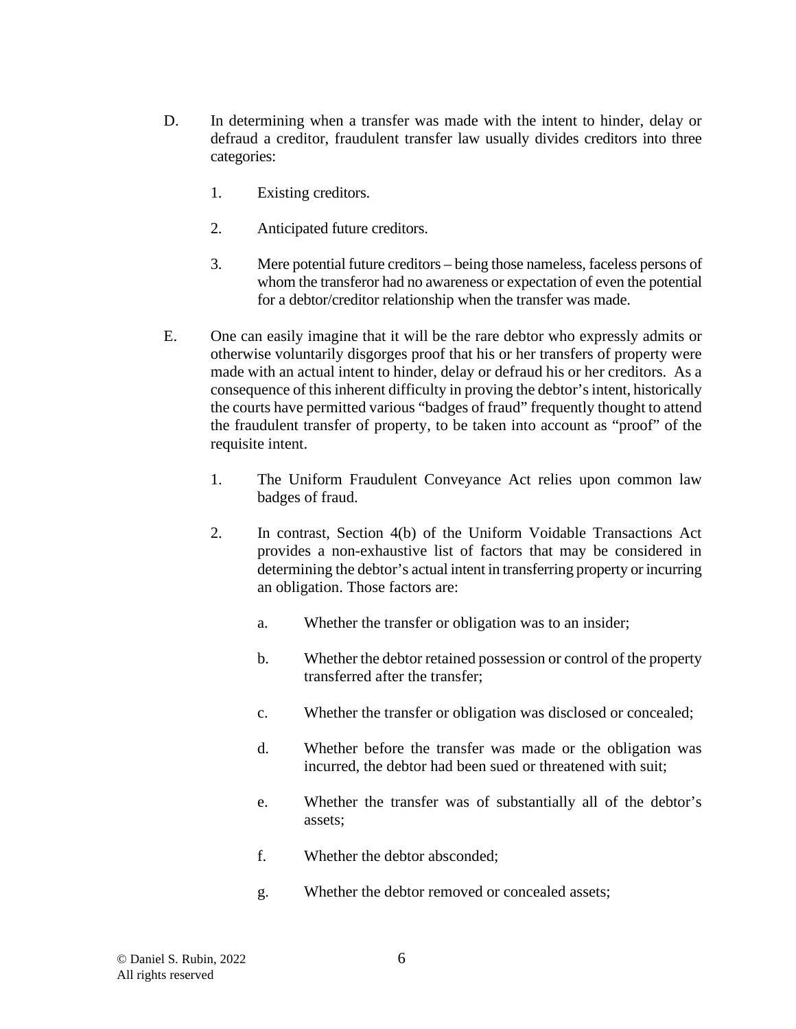D. In determining when a transfer was made with the intent to hinder, delay or defraud a creditor, fraudulent transfer law usually divides creditors into three categories:

   1. Existing creditors.

   2. Anticipated future creditors.

   3. Mere potential future creditors – being those nameless, faceless persons of whom the transferor had no awareness or expectation of even the potential for a debtor/creditor relationship when the transfer was made.

E. One can easily imagine that it will be the rare debtor who expressly admits or otherwise voluntarily disgorges proof that his or her transfers of property were made with an actual intent to hinder, delay or defraud his or her creditors. As a consequence of this inherent difficulty in proving the debtor's intent, historically the courts have permitted various "badges of fraud" frequently thought to attend the fraudulent transfer of property, to be taken into account as "proof" of the requisite intent.

   1. The Uniform Fraudulent Conveyance Act relies upon common law badges of fraud.

   2. In contrast, Section 4(b) of the Uniform Voidable Transactions Act provides a non-exhaustive list of factors that may be considered in determining the debtor's actual intent in transferring property or incurring an obligation. Those factors are:

      a. Whether the transfer or obligation was to an insider;

      b. Whether the debtor retained possession or control of the property transferred after the transfer;

      c. Whether the transfer or obligation was disclosed or concealed;

      d. Whether before the transfer was made or the obligation was incurred, the debtor had been sued or threatened with suit;

      e. Whether the transfer was of substantially all of the debtor's assets;

      f. Whether the debtor absconded;

      g. Whether the debtor removed or concealed assets;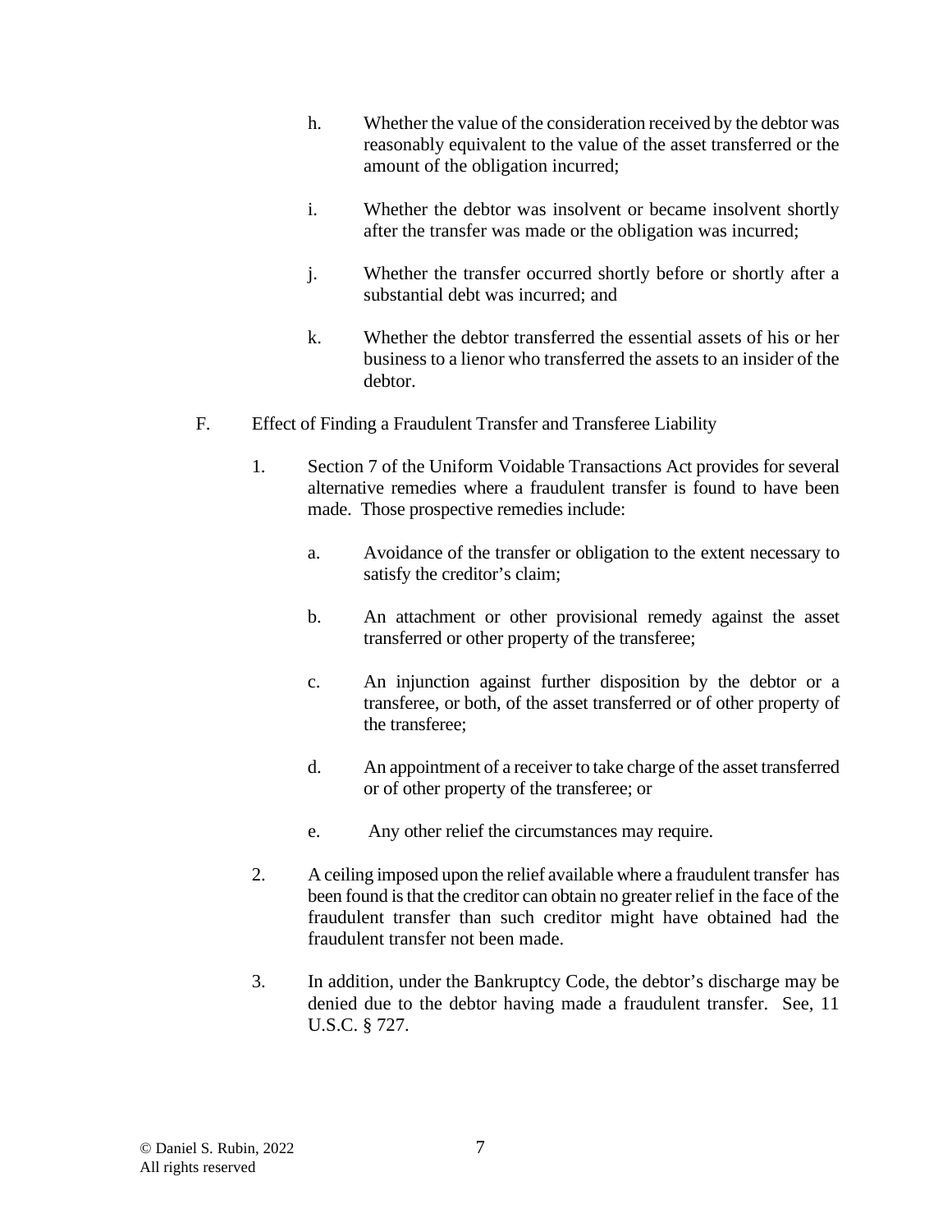h. Whether the value of the consideration received by the debtor was reasonably equivalent to the value of the asset transferred or the amount of the obligation incurred;

i. Whether the debtor was insolvent or became insolvent shortly after the transfer was made or the obligation was incurred;

j. Whether the transfer occurred shortly before or shortly after a substantial debt was incurred; and

k. Whether the debtor transferred the essential assets of his or her business to a lienor who transferred the assets to an insider of the debtor.

F. Effect of Finding a Fraudulent Transfer and Transferee Liability

1. Section 7 of the Uniform Voidable Transactions Act provides for several alternative remedies where a fraudulent transfer is found to have been made. Those prospective remedies include:

   a. Avoidance of the transfer or obligation to the extent necessary to satisfy the creditor's claim;

   b. An attachment or other provisional remedy against the asset transferred or other property of the transferee;

   c. An injunction against further disposition by the debtor or a transferee, or both, of the asset transferred or of other property of the transferee;

   d. An appointment of a receiver to take charge of the asset transferred or of other property of the transferee; or

   e. Any other relief the circumstances may require.

2. A ceiling imposed upon the relief available where a fraudulent transfer has been found is that the creditor can obtain no greater relief in the face of the fraudulent transfer than such creditor might have obtained had the fraudulent transfer not been made.

3. In addition, under the Bankruptcy Code, the debtor's discharge may be denied due to the debtor having made a fraudulent transfer. See, 11 U.S.C. § 727.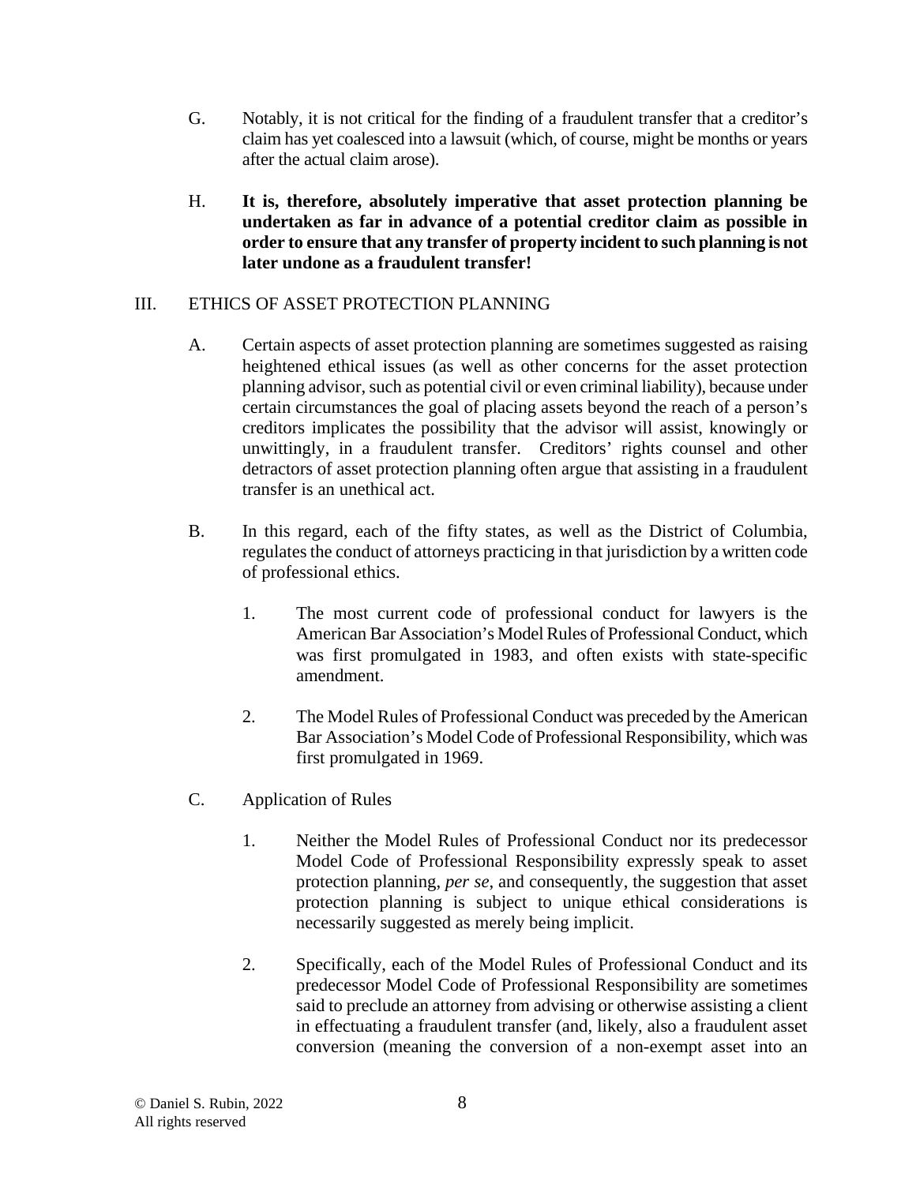G. Notably, it is not critical for the finding of a fraudulent transfer that a creditor's claim has yet coalesced into a lawsuit (which, of course, might be months or years after the actual claim arose).

H. **It is, therefore, absolutely imperative that asset protection planning be undertaken as far in advance of a potential creditor claim as possible in order to ensure that any transfer of property incident to such planning is not later undone as a fraudulent transfer!**

## III. ETHICS OF ASSET PROTECTION PLANNING

A. Certain aspects of asset protection planning are sometimes suggested as raising heightened ethical issues (as well as other concerns for the asset protection planning advisor, such as potential civil or even criminal liability), because under certain circumstances the goal of placing assets beyond the reach of a person's creditors implicates the possibility that the advisor will assist, knowingly or unwittingly, in a fraudulent transfer. Creditors' rights counsel and other detractors of asset protection planning often argue that assisting in a fraudulent transfer is an unethical act.

B. In this regard, each of the fifty states, as well as the District of Columbia, regulates the conduct of attorneys practicing in that jurisdiction by a written code of professional ethics.

1. The most current code of professional conduct for lawyers is the American Bar Association's Model Rules of Professional Conduct, which was first promulgated in 1983, and often exists with state-specific amendment.

2. The Model Rules of Professional Conduct was preceded by the American Bar Association's Model Code of Professional Responsibility, which was first promulgated in 1969.

C. Application of Rules

1. Neither the Model Rules of Professional Conduct nor its predecessor Model Code of Professional Responsibility expressly speak to asset protection planning, *per se*, and consequently, the suggestion that asset protection planning is subject to unique ethical considerations is necessarily suggested as merely being implicit.

2. Specifically, each of the Model Rules of Professional Conduct and its predecessor Model Code of Professional Responsibility are sometimes said to preclude an attorney from advising or otherwise assisting a client in effectuating a fraudulent transfer (and, likely, also a fraudulent asset conversion (meaning the conversion of a non-exempt asset into an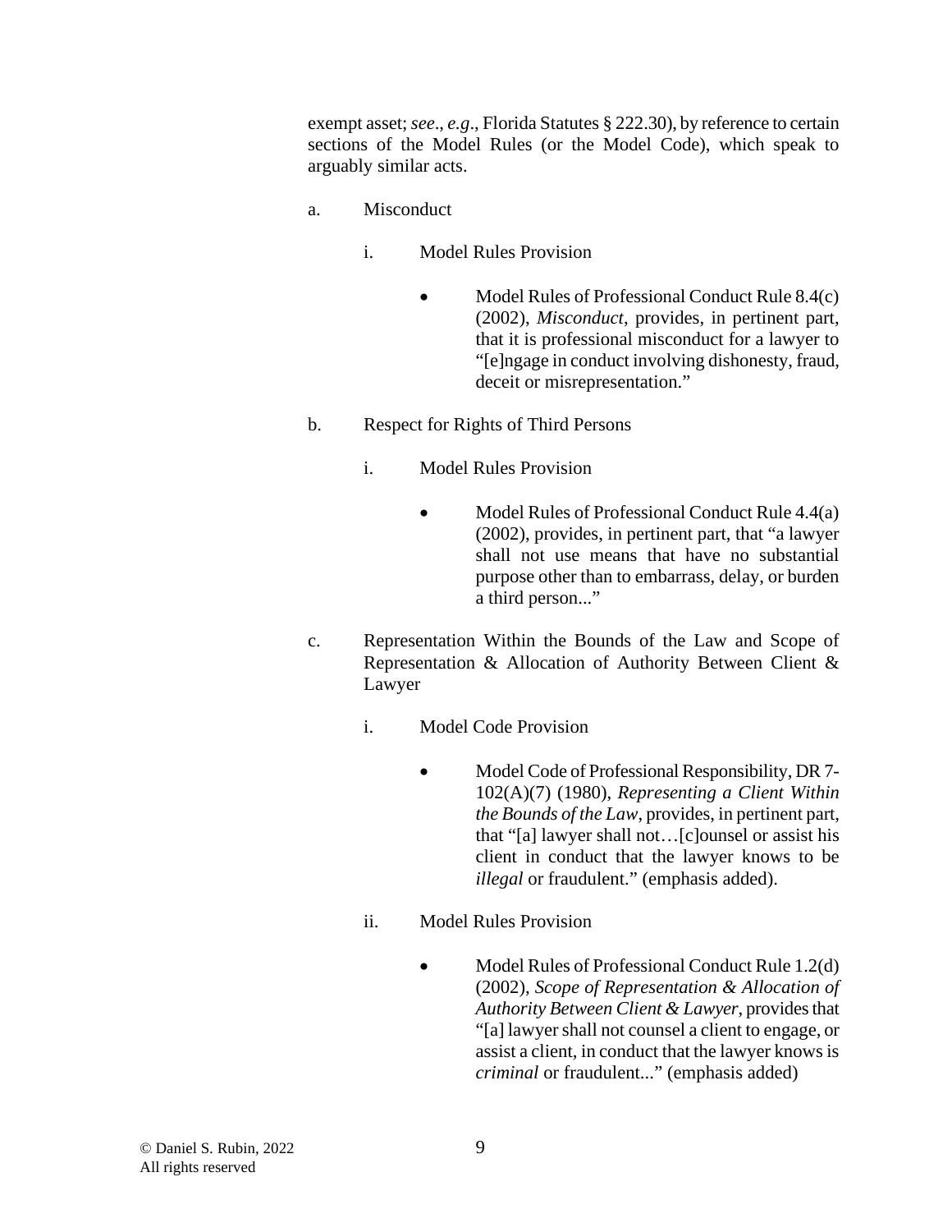exempt asset; *see*., *e.g*., Florida Statutes § 222.30), by reference to certain sections of the Model Rules (or the Model Code), which speak to arguably similar acts.

a. Misconduct

i. Model Rules Provision

- Model Rules of Professional Conduct Rule 8.4(c) (2002), *Misconduct*, provides, in pertinent part, that it is professional misconduct for a lawyer to "[e]ngage in conduct involving dishonesty, fraud, deceit or misrepresentation."

b. Respect for Rights of Third Persons

i. Model Rules Provision

- Model Rules of Professional Conduct Rule 4.4(a) (2002), provides, in pertinent part, that "a lawyer shall not use means that have no substantial purpose other than to embarrass, delay, or burden a third person..."

c. Representation Within the Bounds of the Law and Scope of Representation & Allocation of Authority Between Client & Lawyer

i. Model Code Provision

- Model Code of Professional Responsibility, DR 7-102(A)(7) (1980), *Representing a Client Within the Bounds of the Law*, provides, in pertinent part, that "[a] lawyer shall not…[c]ounsel or assist his client in conduct that the lawyer knows to be *illegal* or fraudulent." (emphasis added).

ii. Model Rules Provision

- Model Rules of Professional Conduct Rule 1.2(d) (2002), *Scope of Representation & Allocation of Authority Between Client & Lawyer*, provides that "[a] lawyer shall not counsel a client to engage, or assist a client, in conduct that the lawyer knows is *criminal* or fraudulent..." (emphasis added)

© Daniel S. Rubin, 2022
All rights reserved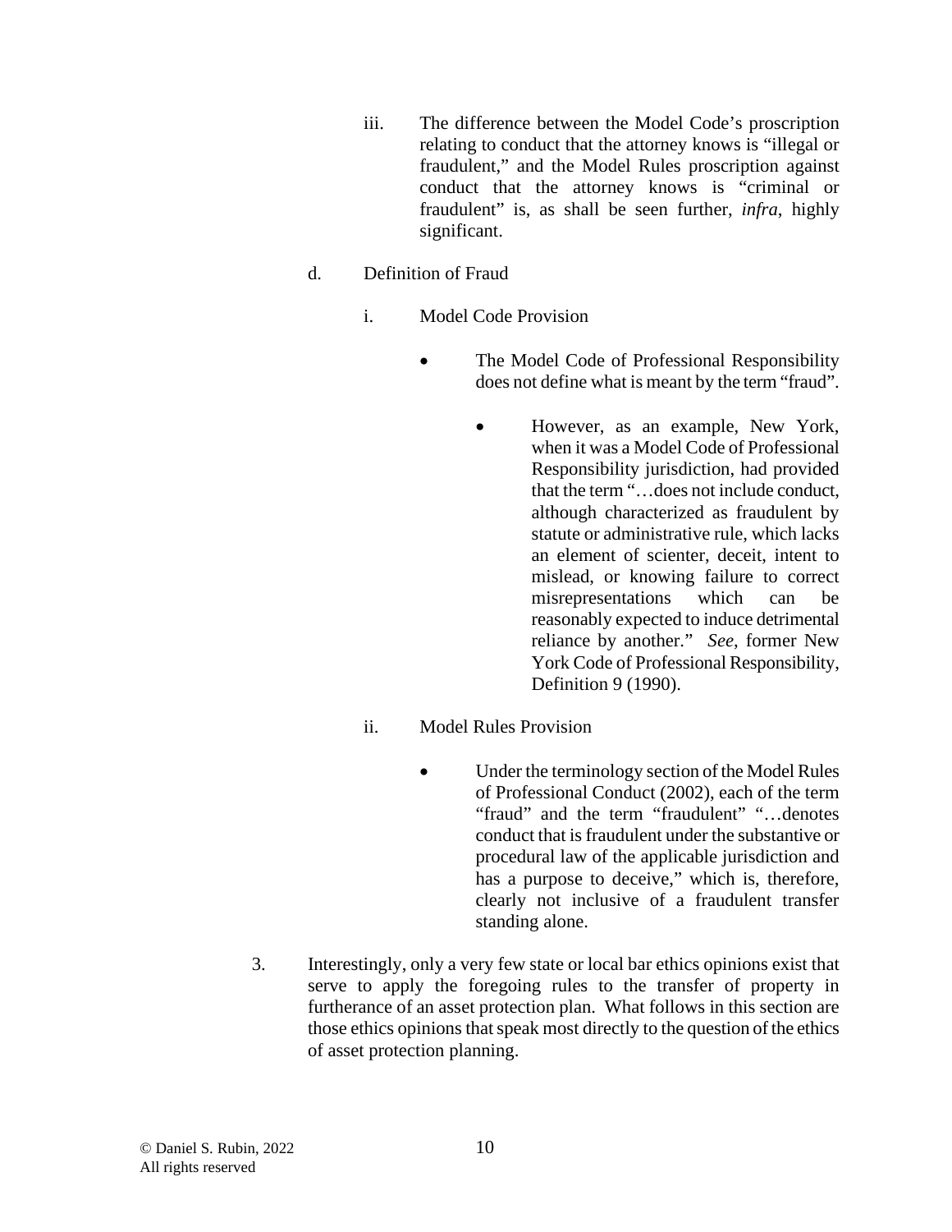iii. The difference between the Model Code's proscription relating to conduct that the attorney knows is "illegal or fraudulent," and the Model Rules proscription against conduct that the attorney knows is "criminal or fraudulent" is, as shall be seen further, *infra*, highly significant.

d. Definition of Fraud

i. Model Code Provision

- The Model Code of Professional Responsibility does not define what is meant by the term "fraud".

  - However, as an example, New York, when it was a Model Code of Professional Responsibility jurisdiction, had provided that the term "…does not include conduct, although characterized as fraudulent by statute or administrative rule, which lacks an element of scienter, deceit, intent to mislead, or knowing failure to correct misrepresentations which can be reasonably expected to induce detrimental reliance by another." *See*, former New York Code of Professional Responsibility, Definition 9 (1990).

ii. Model Rules Provision

- Under the terminology section of the Model Rules of Professional Conduct (2002), each of the term "fraud" and the term "fraudulent" "…denotes conduct that is fraudulent under the substantive or procedural law of the applicable jurisdiction and has a purpose to deceive," which is, therefore, clearly not inclusive of a fraudulent transfer standing alone.

3. Interestingly, only a very few state or local bar ethics opinions exist that serve to apply the foregoing rules to the transfer of property in furtherance of an asset protection plan. What follows in this section are those ethics opinions that speak most directly to the question of the ethics of asset protection planning.

© Daniel S. Rubin, 2022
All rights reserved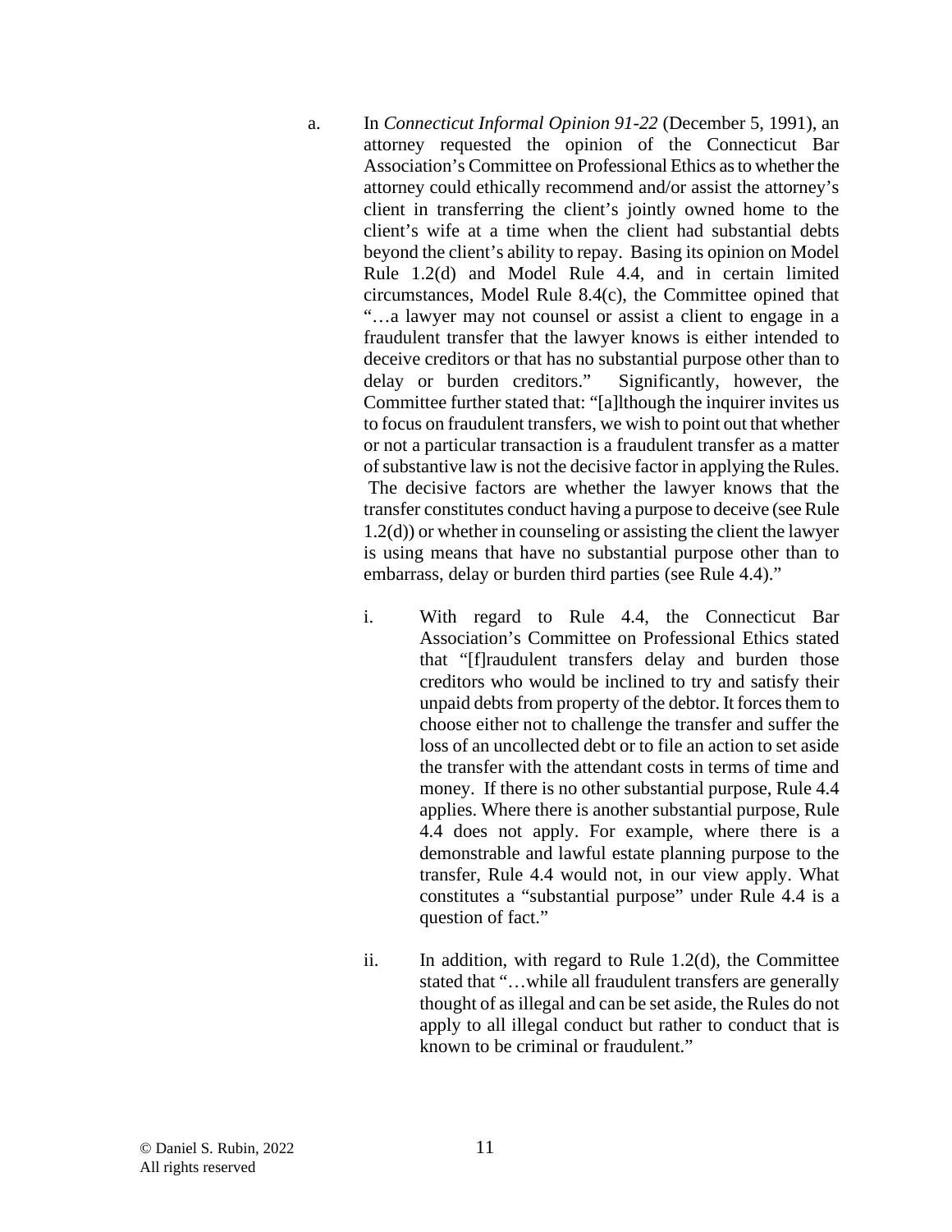a. In *Connecticut Informal Opinion 91-22* (December 5, 1991), an attorney requested the opinion of the Connecticut Bar Association's Committee on Professional Ethics as to whether the attorney could ethically recommend and/or assist the attorney's client in transferring the client's jointly owned home to the client's wife at a time when the client had substantial debts beyond the client's ability to repay. Basing its opinion on Model Rule 1.2(d) and Model Rule 4.4, and in certain limited circumstances, Model Rule 8.4(c), the Committee opined that "…a lawyer may not counsel or assist a client to engage in a fraudulent transfer that the lawyer knows is either intended to deceive creditors or that has no substantial purpose other than to delay or burden creditors." Significantly, however, the Committee further stated that: "[a]lthough the inquirer invites us to focus on fraudulent transfers, we wish to point out that whether or not a particular transaction is a fraudulent transfer as a matter of substantive law is not the decisive factor in applying the Rules. The decisive factors are whether the lawyer knows that the transfer constitutes conduct having a purpose to deceive (see Rule 1.2(d)) or whether in counseling or assisting the client the lawyer is using means that have no substantial purpose other than to embarrass, delay or burden third parties (see Rule 4.4)."

   i. With regard to Rule 4.4, the Connecticut Bar Association's Committee on Professional Ethics stated that "[f]raudulent transfers delay and burden those creditors who would be inclined to try and satisfy their unpaid debts from property of the debtor. It forces them to choose either not to challenge the transfer and suffer the loss of an uncollected debt or to file an action to set aside the transfer with the attendant costs in terms of time and money. If there is no other substantial purpose, Rule 4.4 applies. Where there is another substantial purpose, Rule 4.4 does not apply. For example, where there is a demonstrable and lawful estate planning purpose to the transfer, Rule 4.4 would not, in our view apply. What constitutes a "substantial purpose" under Rule 4.4 is a question of fact."

   ii. In addition, with regard to Rule 1.2(d), the Committee stated that "…while all fraudulent transfers are generally thought of as illegal and can be set aside, the Rules do not apply to all illegal conduct but rather to conduct that is known to be criminal or fraudulent."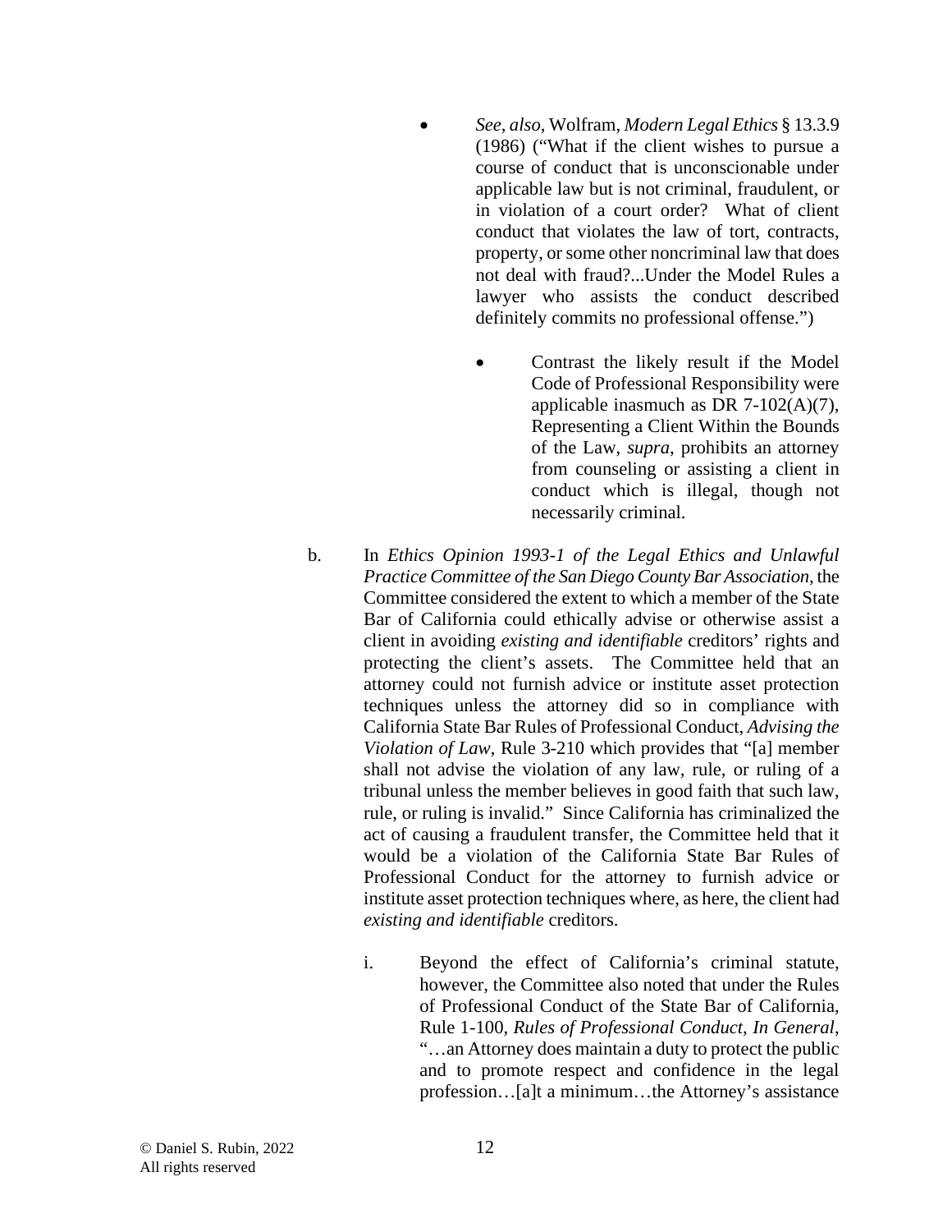- *See*, *also*, Wolfram, *Modern Legal Ethics* § 13.3.9 (1986) ("What if the client wishes to pursue a course of conduct that is unconscionable under applicable law but is not criminal, fraudulent, or in violation of a court order? What of client conduct that violates the law of tort, contracts, property, or some other noncriminal law that does not deal with fraud?...Under the Model Rules a lawyer who assists the conduct described definitely commits no professional offense.")

    - Contrast the likely result if the Model Code of Professional Responsibility were applicable inasmuch as DR 7-102(A)(7), Representing a Client Within the Bounds of the Law, *supra*, prohibits an attorney from counseling or assisting a client in conduct which is illegal, though not necessarily criminal.

b. In *Ethics Opinion 1993-1 of the Legal Ethics and Unlawful Practice Committee of the San Diego County Bar Association*, the Committee considered the extent to which a member of the State Bar of California could ethically advise or otherwise assist a client in avoiding *existing and identifiable* creditors' rights and protecting the client's assets. The Committee held that an attorney could not furnish advice or institute asset protection techniques unless the attorney did so in compliance with California State Bar Rules of Professional Conduct, *Advising the Violation of Law*, Rule 3-210 which provides that "[a] member shall not advise the violation of any law, rule, or ruling of a tribunal unless the member believes in good faith that such law, rule, or ruling is invalid." Since California has criminalized the act of causing a fraudulent transfer, the Committee held that it would be a violation of the California State Bar Rules of Professional Conduct for the attorney to furnish advice or institute asset protection techniques where, as here, the client had *existing and identifiable* creditors.

    i. Beyond the effect of California's criminal statute, however, the Committee also noted that under the Rules of Professional Conduct of the State Bar of California, Rule 1-100, *Rules of Professional Conduct, In General*, "…an Attorney does maintain a duty to protect the public and to promote respect and confidence in the legal profession…[a]t a minimum…the Attorney's assistance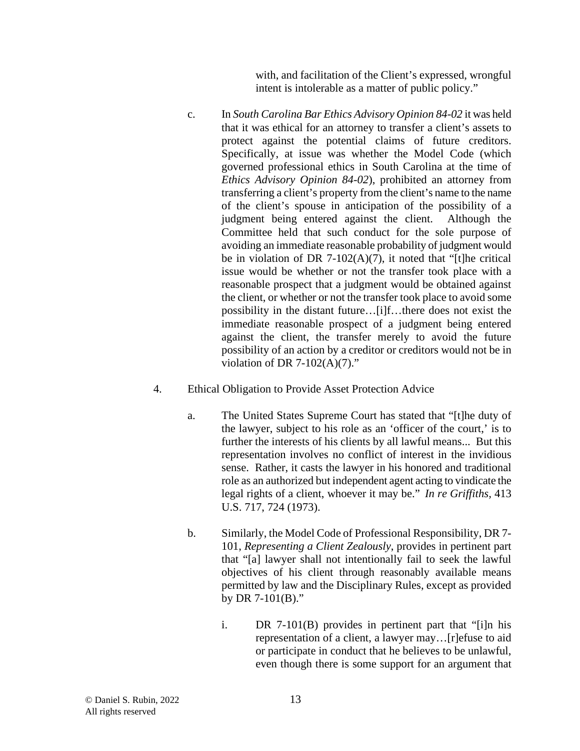with, and facilitation of the Client's expressed, wrongful intent is intolerable as a matter of public policy."

c. In *South Carolina Bar Ethics Advisory Opinion 84-02* it was held that it was ethical for an attorney to transfer a client's assets to protect against the potential claims of future creditors. Specifically, at issue was whether the Model Code (which governed professional ethics in South Carolina at the time of *Ethics Advisory Opinion 84-02*), prohibited an attorney from transferring a client's property from the client's name to the name of the client's spouse in anticipation of the possibility of a judgment being entered against the client. Although the Committee held that such conduct for the sole purpose of avoiding an immediate reasonable probability of judgment would be in violation of DR 7-102(A)(7), it noted that "[t]he critical issue would be whether or not the transfer took place with a reasonable prospect that a judgment would be obtained against the client, or whether or not the transfer took place to avoid some possibility in the distant future…[i]f…there does not exist the immediate reasonable prospect of a judgment being entered against the client, the transfer merely to avoid the future possibility of an action by a creditor or creditors would not be in violation of DR 7-102(A)(7)."

4. Ethical Obligation to Provide Asset Protection Advice

a. The United States Supreme Court has stated that "[t]he duty of the lawyer, subject to his role as an 'officer of the court,' is to further the interests of his clients by all lawful means... But this representation involves no conflict of interest in the invidious sense. Rather, it casts the lawyer in his honored and traditional role as an authorized but independent agent acting to vindicate the legal rights of a client, whoever it may be." *In re Griffiths*, 413 U.S. 717, 724 (1973).

b. Similarly, the Model Code of Professional Responsibility, DR 7-101, *Representing a Client Zealously*, provides in pertinent part that "[a] lawyer shall not intentionally fail to seek the lawful objectives of his client through reasonably available means permitted by law and the Disciplinary Rules, except as provided by DR 7-101(B)."

i. DR 7-101(B) provides in pertinent part that "[i]n his representation of a client, a lawyer may…[r]efuse to aid or participate in conduct that he believes to be unlawful, even though there is some support for an argument that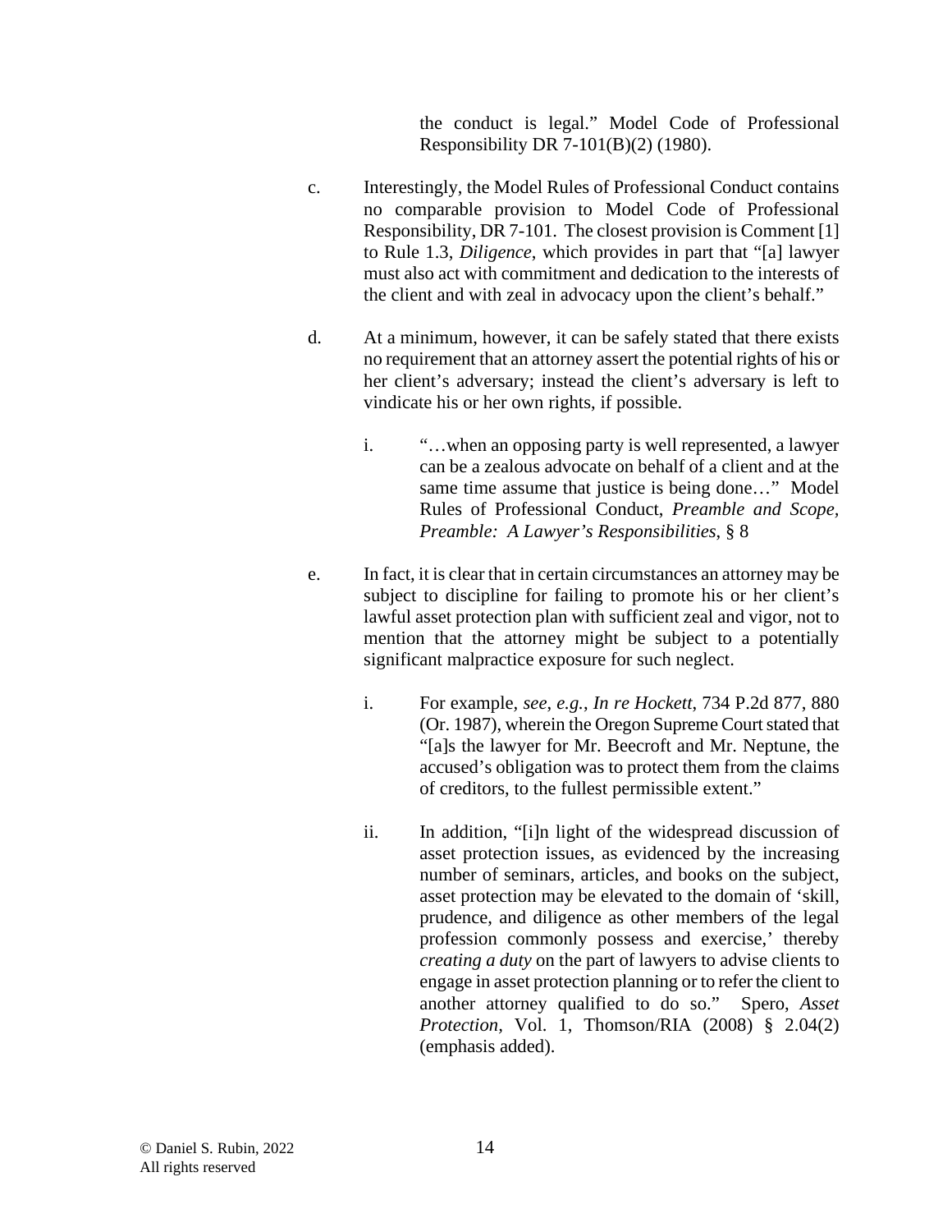the conduct is legal." Model Code of Professional Responsibility DR 7-101(B)(2) (1980).

c. Interestingly, the Model Rules of Professional Conduct contains no comparable provision to Model Code of Professional Responsibility, DR 7-101. The closest provision is Comment [1] to Rule 1.3, *Diligence*, which provides in part that "[a] lawyer must also act with commitment and dedication to the interests of the client and with zeal in advocacy upon the client's behalf."

d. At a minimum, however, it can be safely stated that there exists no requirement that an attorney assert the potential rights of his or her client's adversary; instead the client's adversary is left to vindicate his or her own rights, if possible.

   i. "…when an opposing party is well represented, a lawyer can be a zealous advocate on behalf of a client and at the same time assume that justice is being done…" Model Rules of Professional Conduct, *Preamble and Scope, Preamble: A Lawyer's Responsibilities*, § 8

e. In fact, it is clear that in certain circumstances an attorney may be subject to discipline for failing to promote his or her client's lawful asset protection plan with sufficient zeal and vigor, not to mention that the attorney might be subject to a potentially significant malpractice exposure for such neglect.

   i. For example, *see*, *e.g.*, *In re Hockett*, 734 P.2d 877, 880 (Or. 1987), wherein the Oregon Supreme Court stated that "[a]s the lawyer for Mr. Beecroft and Mr. Neptune, the accused's obligation was to protect them from the claims of creditors, to the fullest permissible extent."

   ii. In addition, "[i]n light of the widespread discussion of asset protection issues, as evidenced by the increasing number of seminars, articles, and books on the subject, asset protection may be elevated to the domain of 'skill, prudence, and diligence as other members of the legal profession commonly possess and exercise,' thereby *creating a duty* on the part of lawyers to advise clients to engage in asset protection planning or to refer the client to another attorney qualified to do so." Spero, *Asset Protection*, Vol. 1, Thomson/RIA (2008) § 2.04(2) (emphasis added).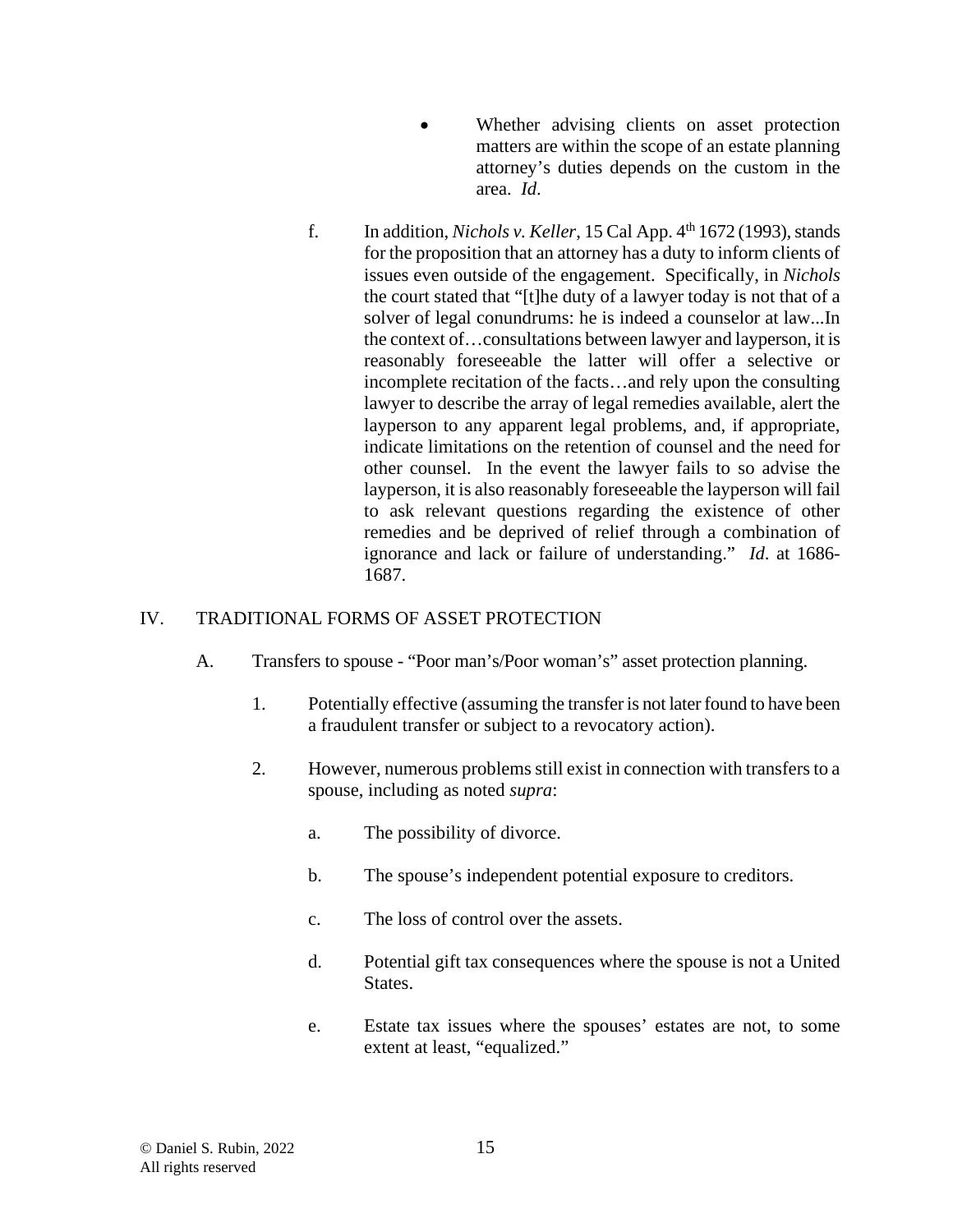- Whether advising clients on asset protection matters are within the scope of an estate planning attorney's duties depends on the custom in the area. *Id*.

f. In addition, *Nichols v. Keller*, 15 Cal App. 4th 1672 (1993), stands for the proposition that an attorney has a duty to inform clients of issues even outside of the engagement. Specifically, in *Nichols* the court stated that "[t]he duty of a lawyer today is not that of a solver of legal conundrums: he is indeed a counselor at law...In the context of…consultations between lawyer and layperson, it is reasonably foreseeable the latter will offer a selective or incomplete recitation of the facts…and rely upon the consulting lawyer to describe the array of legal remedies available, alert the layperson to any apparent legal problems, and, if appropriate, indicate limitations on the retention of counsel and the need for other counsel. In the event the lawyer fails to so advise the layperson, it is also reasonably foreseeable the layperson will fail to ask relevant questions regarding the existence of other remedies and be deprived of relief through a combination of ignorance and lack or failure of understanding." *Id*. at 1686-1687.

## IV. TRADITIONAL FORMS OF ASSET PROTECTION

### A. Transfers to spouse - "Poor man's/Poor woman's" asset protection planning.

1. Potentially effective (assuming the transfer is not later found to have been a fraudulent transfer or subject to a revocatory action).

2. However, numerous problems still exist in connection with transfers to a spouse, including as noted *supra*:

   a. The possibility of divorce.

   b. The spouse's independent potential exposure to creditors.

   c. The loss of control over the assets.

   d. Potential gift tax consequences where the spouse is not a United States.

   e. Estate tax issues where the spouses' estates are not, to some extent at least, "equalized."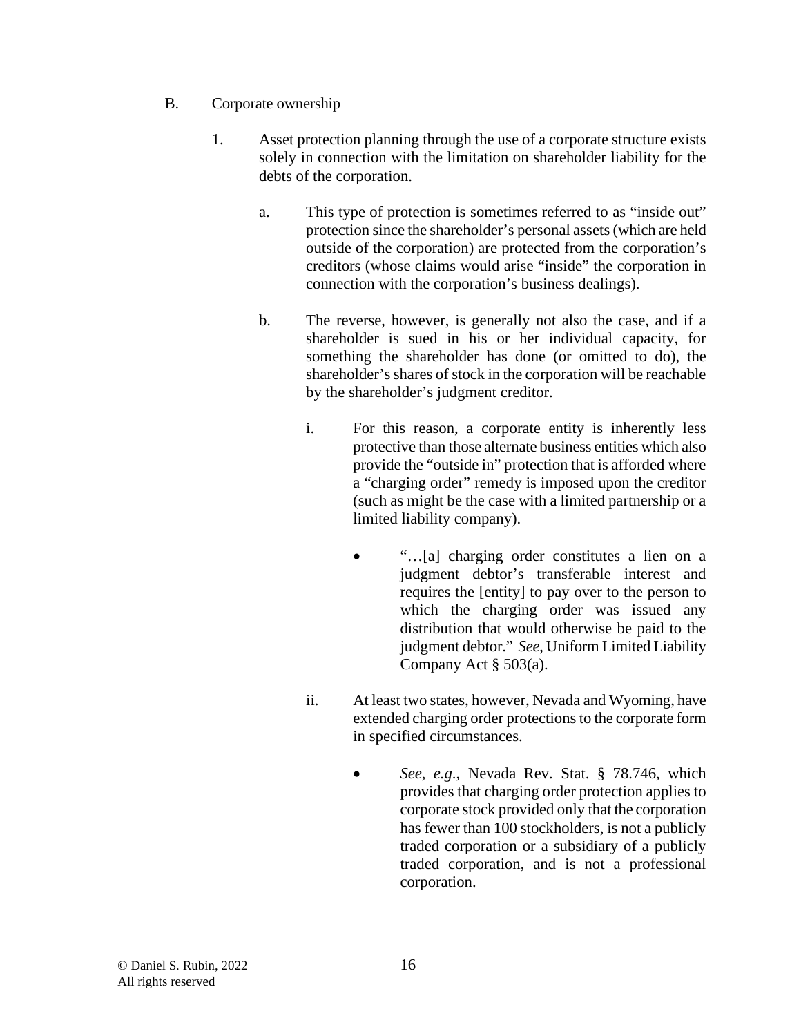B. Corporate ownership

1. Asset protection planning through the use of a corporate structure exists solely in connection with the limitation on shareholder liability for the debts of the corporation.

   a. This type of protection is sometimes referred to as "inside out" protection since the shareholder's personal assets (which are held outside of the corporation) are protected from the corporation's creditors (whose claims would arise "inside" the corporation in connection with the corporation's business dealings).

   b. The reverse, however, is generally not also the case, and if a shareholder is sued in his or her individual capacity, for something the shareholder has done (or omitted to do), the shareholder's shares of stock in the corporation will be reachable by the shareholder's judgment creditor.

      i. For this reason, a corporate entity is inherently less protective than those alternate business entities which also provide the "outside in" protection that is afforded where a "charging order" remedy is imposed upon the creditor (such as might be the case with a limited partnership or a limited liability company).

         - "…[a] charging order constitutes a lien on a judgment debtor's transferable interest and requires the [entity] to pay over to the person to which the charging order was issued any distribution that would otherwise be paid to the judgment debtor." *See*, Uniform Limited Liability Company Act § 503(a).

      ii. At least two states, however, Nevada and Wyoming, have extended charging order protections to the corporate form in specified circumstances.

         - *See*, *e.g.*, Nevada Rev. Stat. § 78.746, which provides that charging order protection applies to corporate stock provided only that the corporation has fewer than 100 stockholders, is not a publicly traded corporation or a subsidiary of a publicly traded corporation, and is not a professional corporation.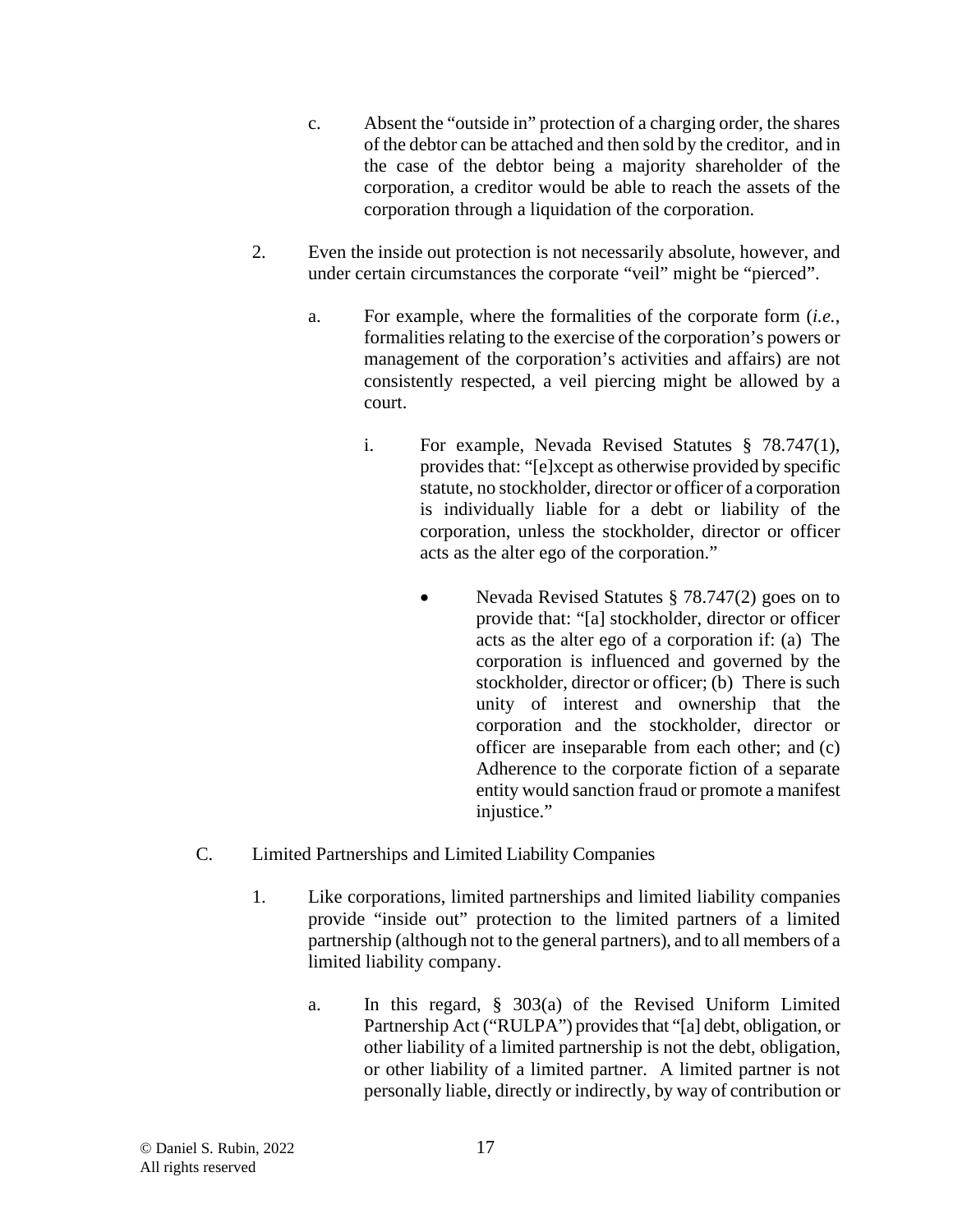c. Absent the "outside in" protection of a charging order, the shares of the debtor can be attached and then sold by the creditor, and in the case of the debtor being a majority shareholder of the corporation, a creditor would be able to reach the assets of the corporation through a liquidation of the corporation.

2. Even the inside out protection is not necessarily absolute, however, and under certain circumstances the corporate "veil" might be "pierced".

   a. For example, where the formalities of the corporate form (*i.e.*, formalities relating to the exercise of the corporation's powers or management of the corporation's activities and affairs) are not consistently respected, a veil piercing might be allowed by a court.

      i. For example, Nevada Revised Statutes § 78.747(1), provides that: "[e]xcept as otherwise provided by specific statute, no stockholder, director or officer of a corporation is individually liable for a debt or liability of the corporation, unless the stockholder, director or officer acts as the alter ego of the corporation."

         - Nevada Revised Statutes § 78.747(2) goes on to provide that: "[a] stockholder, director or officer acts as the alter ego of a corporation if: (a) The corporation is influenced and governed by the stockholder, director or officer; (b) There is such unity of interest and ownership that the corporation and the stockholder, director or officer are inseparable from each other; and (c) Adherence to the corporate fiction of a separate entity would sanction fraud or promote a manifest injustice."

C. Limited Partnerships and Limited Liability Companies

1. Like corporations, limited partnerships and limited liability companies provide "inside out" protection to the limited partners of a limited partnership (although not to the general partners), and to all members of a limited liability company.

   a. In this regard, § 303(a) of the Revised Uniform Limited Partnership Act ("RULPA") provides that "[a] debt, obligation, or other liability of a limited partnership is not the debt, obligation, or other liability of a limited partner. A limited partner is not personally liable, directly or indirectly, by way of contribution or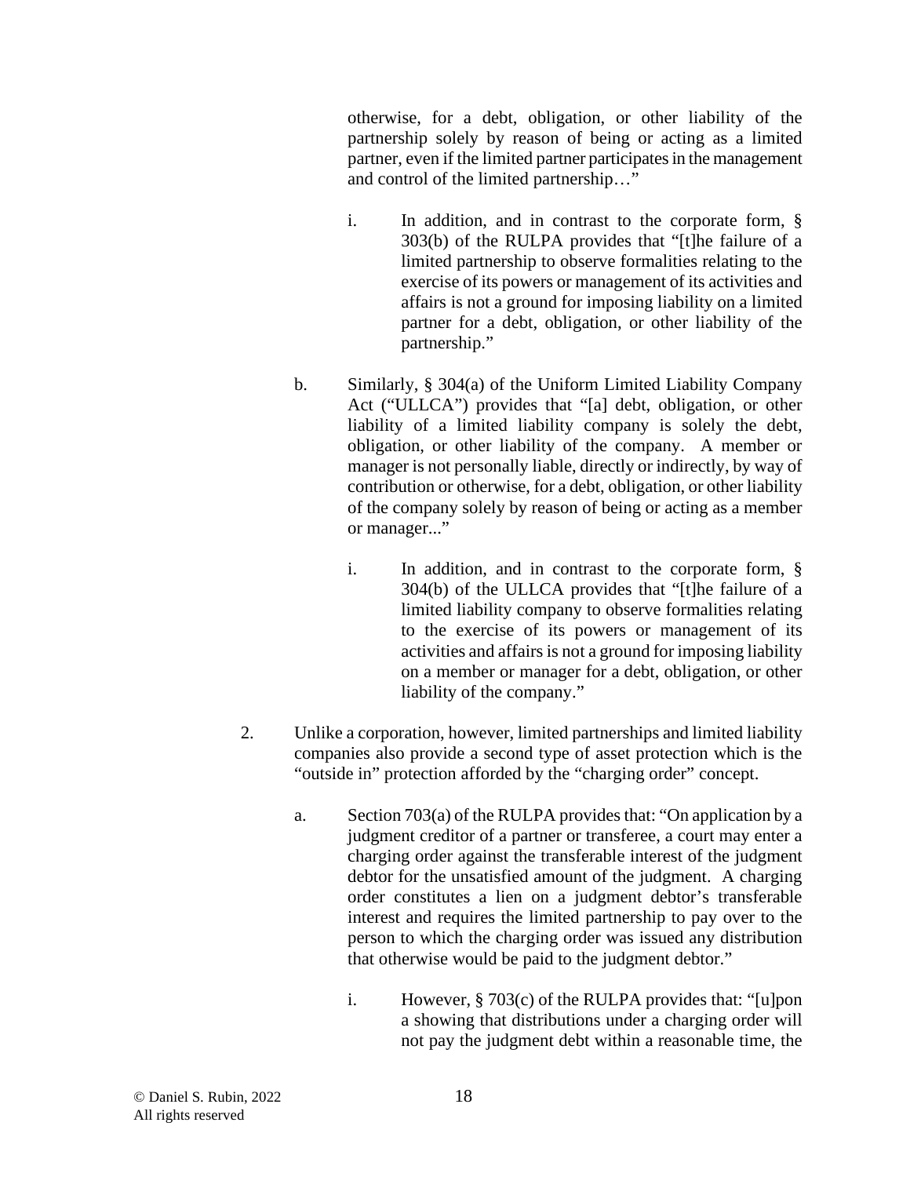otherwise, for a debt, obligation, or other liability of the partnership solely by reason of being or acting as a limited partner, even if the limited partner participates in the management and control of the limited partnership…"

i. In addition, and in contrast to the corporate form, § 303(b) of the RULPA provides that "[t]he failure of a limited partnership to observe formalities relating to the exercise of its powers or management of its activities and affairs is not a ground for imposing liability on a limited partner for a debt, obligation, or other liability of the partnership."

b. Similarly, § 304(a) of the Uniform Limited Liability Company Act ("ULLCA") provides that "[a] debt, obligation, or other liability of a limited liability company is solely the debt, obligation, or other liability of the company. A member or manager is not personally liable, directly or indirectly, by way of contribution or otherwise, for a debt, obligation, or other liability of the company solely by reason of being or acting as a member or manager..."

i. In addition, and in contrast to the corporate form, § 304(b) of the ULLCA provides that "[t]he failure of a limited liability company to observe formalities relating to the exercise of its powers or management of its activities and affairs is not a ground for imposing liability on a member or manager for a debt, obligation, or other liability of the company."

2. Unlike a corporation, however, limited partnerships and limited liability companies also provide a second type of asset protection which is the "outside in" protection afforded by the "charging order" concept.

a. Section 703(a) of the RULPA provides that: "On application by a judgment creditor of a partner or transferee, a court may enter a charging order against the transferable interest of the judgment debtor for the unsatisfied amount of the judgment. A charging order constitutes a lien on a judgment debtor's transferable interest and requires the limited partnership to pay over to the person to which the charging order was issued any distribution that otherwise would be paid to the judgment debtor."

i. However, § 703(c) of the RULPA provides that: "[u]pon a showing that distributions under a charging order will not pay the judgment debt within a reasonable time, the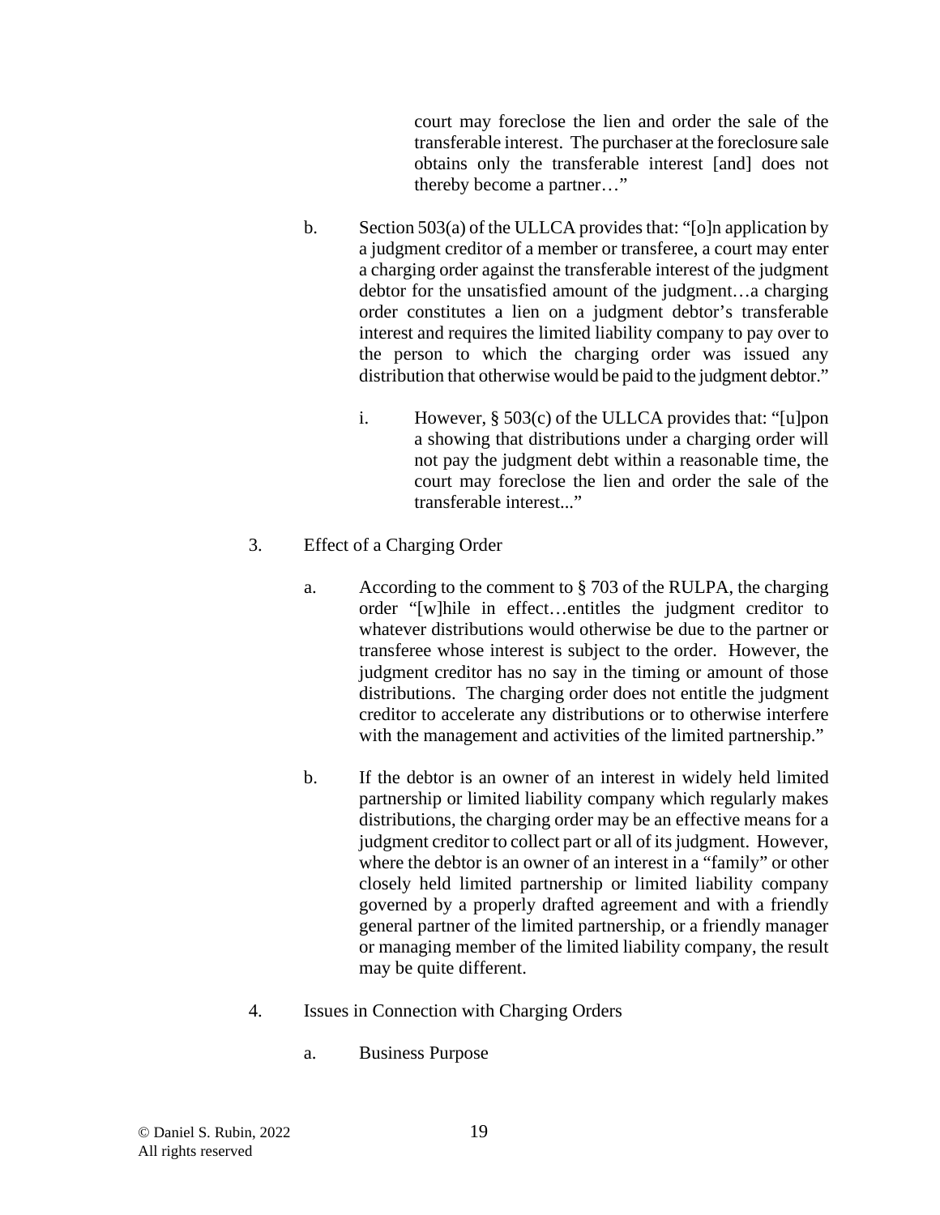court may foreclose the lien and order the sale of the transferable interest. The purchaser at the foreclosure sale obtains only the transferable interest [and] does not thereby become a partner…"

b. Section 503(a) of the ULLCA provides that: "[o]n application by a judgment creditor of a member or transferee, a court may enter a charging order against the transferable interest of the judgment debtor for the unsatisfied amount of the judgment…a charging order constitutes a lien on a judgment debtor's transferable interest and requires the limited liability company to pay over to the person to which the charging order was issued any distribution that otherwise would be paid to the judgment debtor."

   i. However, § 503(c) of the ULLCA provides that: "[u]pon a showing that distributions under a charging order will not pay the judgment debt within a reasonable time, the court may foreclose the lien and order the sale of the transferable interest..."

3. Effect of a Charging Order

   a. According to the comment to § 703 of the RULPA, the charging order "[w]hile in effect…entitles the judgment creditor to whatever distributions would otherwise be due to the partner or transferee whose interest is subject to the order. However, the judgment creditor has no say in the timing or amount of those distributions. The charging order does not entitle the judgment creditor to accelerate any distributions or to otherwise interfere with the management and activities of the limited partnership."

   b. If the debtor is an owner of an interest in widely held limited partnership or limited liability company which regularly makes distributions, the charging order may be an effective means for a judgment creditor to collect part or all of its judgment. However, where the debtor is an owner of an interest in a "family" or other closely held limited partnership or limited liability company governed by a properly drafted agreement and with a friendly general partner of the limited partnership, or a friendly manager or managing member of the limited liability company, the result may be quite different.

4. Issues in Connection with Charging Orders

   a. Business Purpose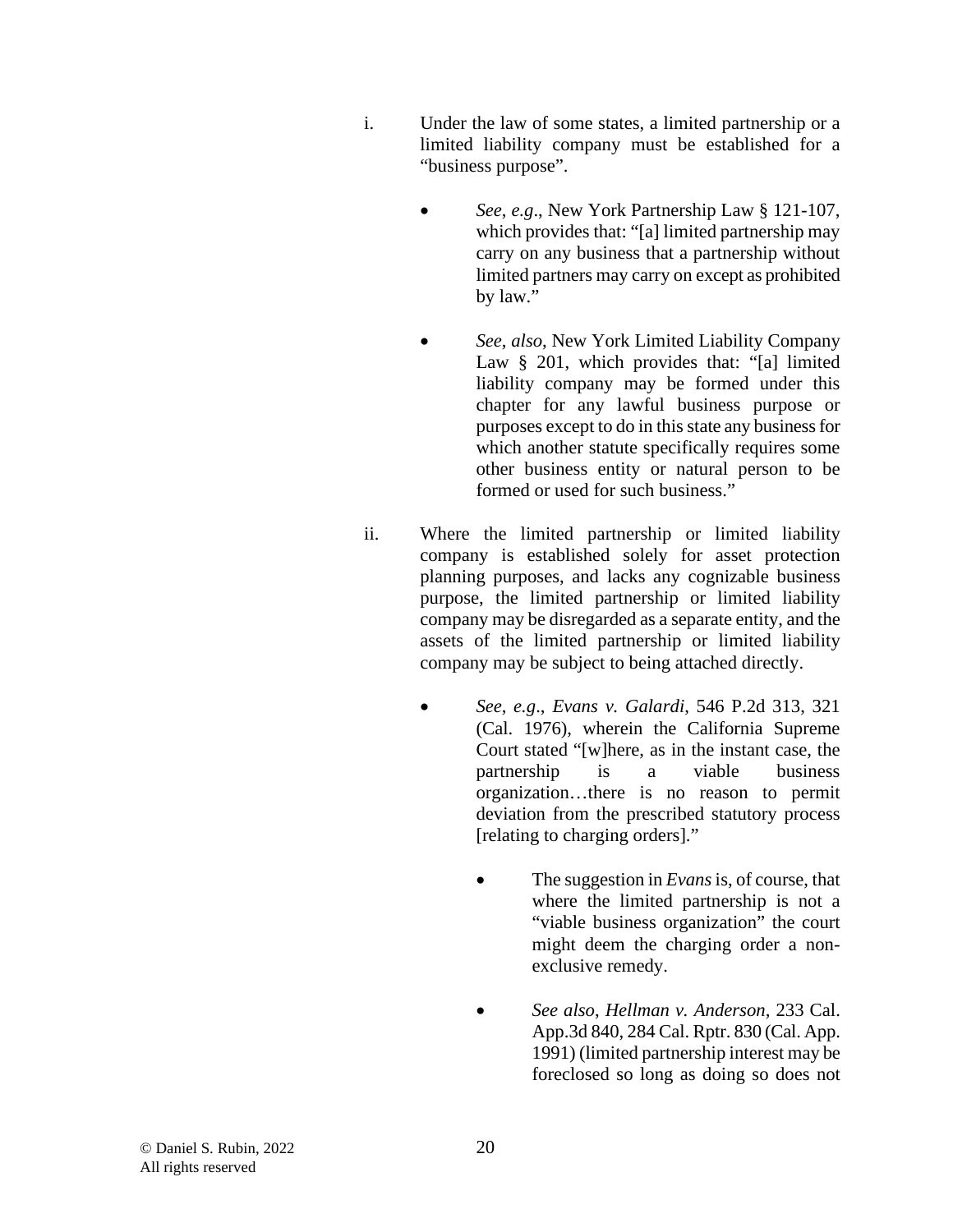i. Under the law of some states, a limited partnership or a limited liability company must be established for a "business purpose".

- *See*, *e.g*., New York Partnership Law § 121-107, which provides that: "[a] limited partnership may carry on any business that a partnership without limited partners may carry on except as prohibited by law."

- *See*, *also*, New York Limited Liability Company Law § 201, which provides that: "[a] limited liability company may be formed under this chapter for any lawful business purpose or purposes except to do in this state any business for which another statute specifically requires some other business entity or natural person to be formed or used for such business."

ii. Where the limited partnership or limited liability company is established solely for asset protection planning purposes, and lacks any cognizable business purpose, the limited partnership or limited liability company may be disregarded as a separate entity, and the assets of the limited partnership or limited liability company may be subject to being attached directly.

- *See*, *e.g*., *Evans v. Galardi*, 546 P.2d 313, 321 (Cal. 1976), wherein the California Supreme Court stated "[w]here, as in the instant case, the partnership is a viable business organization…there is no reason to permit deviation from the prescribed statutory process [relating to charging orders]."

    - The suggestion in *Evans* is, of course, that where the limited partnership is not a "viable business organization" the court might deem the charging order a non-exclusive remedy.

    - *See also*, *Hellman v. Anderson*, 233 Cal. App.3d 840, 284 Cal. Rptr. 830 (Cal. App. 1991) (limited partnership interest may be foreclosed so long as doing so does not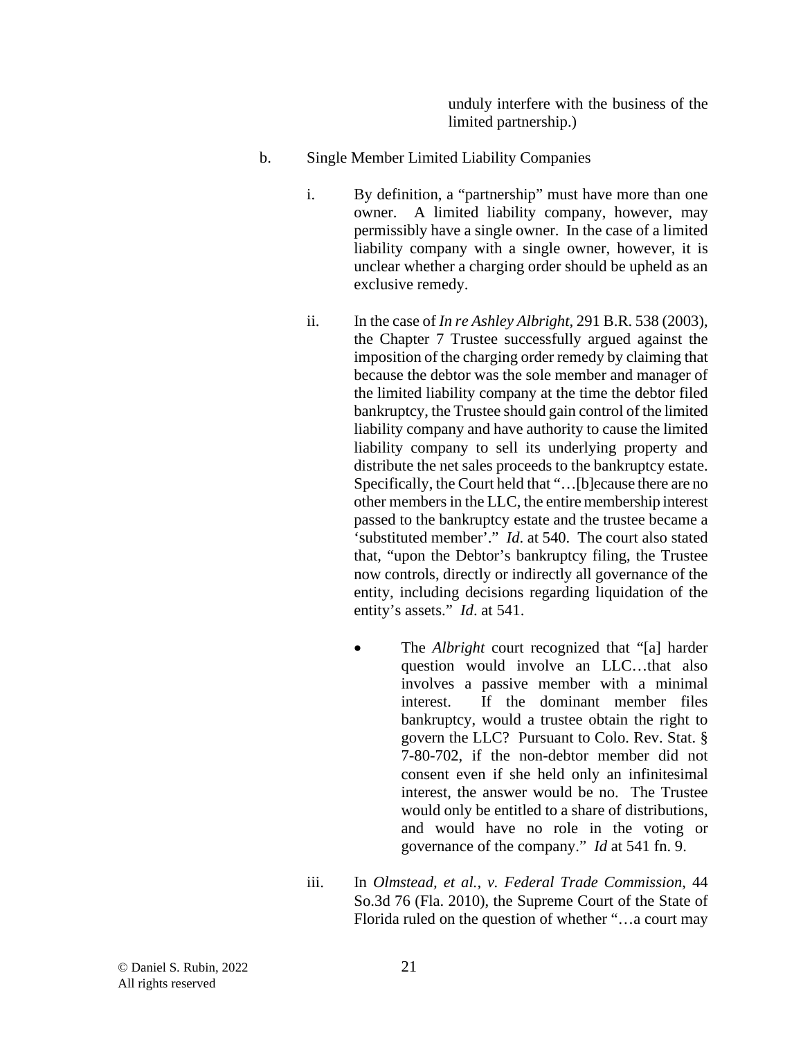unduly interfere with the business of the limited partnership.)

b. Single Member Limited Liability Companies

i. By definition, a "partnership" must have more than one owner. A limited liability company, however, may permissibly have a single owner. In the case of a limited liability company with a single owner, however, it is unclear whether a charging order should be upheld as an exclusive remedy.

ii. In the case of *In re Ashley Albright*, 291 B.R. 538 (2003), the Chapter 7 Trustee successfully argued against the imposition of the charging order remedy by claiming that because the debtor was the sole member and manager of the limited liability company at the time the debtor filed bankruptcy, the Trustee should gain control of the limited liability company and have authority to cause the limited liability company to sell its underlying property and distribute the net sales proceeds to the bankruptcy estate. Specifically, the Court held that "…[b]ecause there are no other members in the LLC, the entire membership interest passed to the bankruptcy estate and the trustee became a 'substituted member'." *Id*. at 540. The court also stated that, "upon the Debtor's bankruptcy filing, the Trustee now controls, directly or indirectly all governance of the entity, including decisions regarding liquidation of the entity's assets." *Id*. at 541.

- The *Albright* court recognized that "[a] harder question would involve an LLC…that also involves a passive member with a minimal interest. If the dominant member files bankruptcy, would a trustee obtain the right to govern the LLC? Pursuant to Colo. Rev. Stat. § 7-80-702, if the non-debtor member did not consent even if she held only an infinitesimal interest, the answer would be no. The Trustee would only be entitled to a share of distributions, and would have no role in the voting or governance of the company." *Id* at 541 fn. 9.

iii. In *Olmstead, et al., v. Federal Trade Commission*, 44 So.3d 76 (Fla. 2010), the Supreme Court of the State of Florida ruled on the question of whether "…a court may

© Daniel S. Rubin, 2022
All rights reserved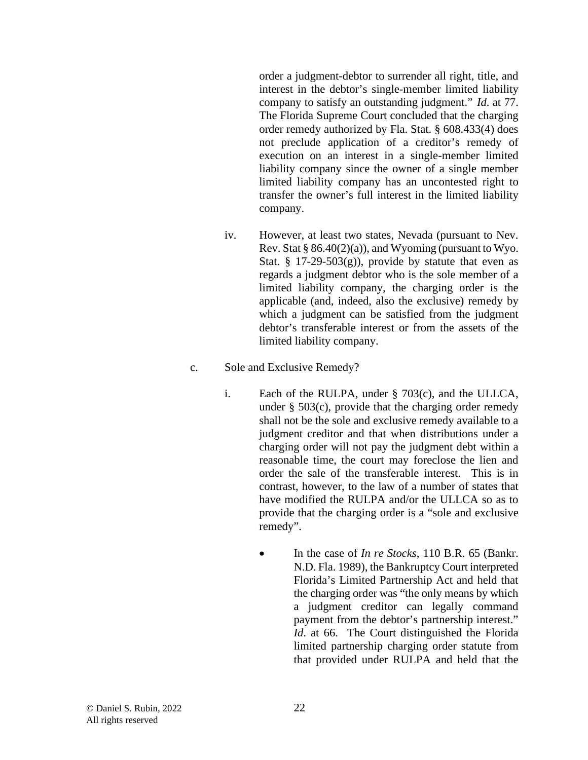order a judgment-debtor to surrender all right, title, and interest in the debtor's single-member limited liability company to satisfy an outstanding judgment." *Id*. at 77. The Florida Supreme Court concluded that the charging order remedy authorized by Fla. Stat. § 608.433(4) does not preclude application of a creditor's remedy of execution on an interest in a single-member limited liability company since the owner of a single member limited liability company has an uncontested right to transfer the owner's full interest in the limited liability company.

iv. However, at least two states, Nevada (pursuant to Nev. Rev. Stat § 86.40(2)(a)), and Wyoming (pursuant to Wyo. Stat. § 17-29-503(g)), provide by statute that even as regards a judgment debtor who is the sole member of a limited liability company, the charging order is the applicable (and, indeed, also the exclusive) remedy by which a judgment can be satisfied from the judgment debtor's transferable interest or from the assets of the limited liability company.

c. Sole and Exclusive Remedy?

i. Each of the RULPA, under § 703(c), and the ULLCA, under § 503(c), provide that the charging order remedy shall not be the sole and exclusive remedy available to a judgment creditor and that when distributions under a charging order will not pay the judgment debt within a reasonable time, the court may foreclose the lien and order the sale of the transferable interest. This is in contrast, however, to the law of a number of states that have modified the RULPA and/or the ULLCA so as to provide that the charging order is a "sole and exclusive remedy".

- In the case of *In re Stocks*, 110 B.R. 65 (Bankr. N.D. Fla. 1989), the Bankruptcy Court interpreted Florida's Limited Partnership Act and held that the charging order was "the only means by which a judgment creditor can legally command payment from the debtor's partnership interest." *Id*. at 66. The Court distinguished the Florida limited partnership charging order statute from that provided under RULPA and held that the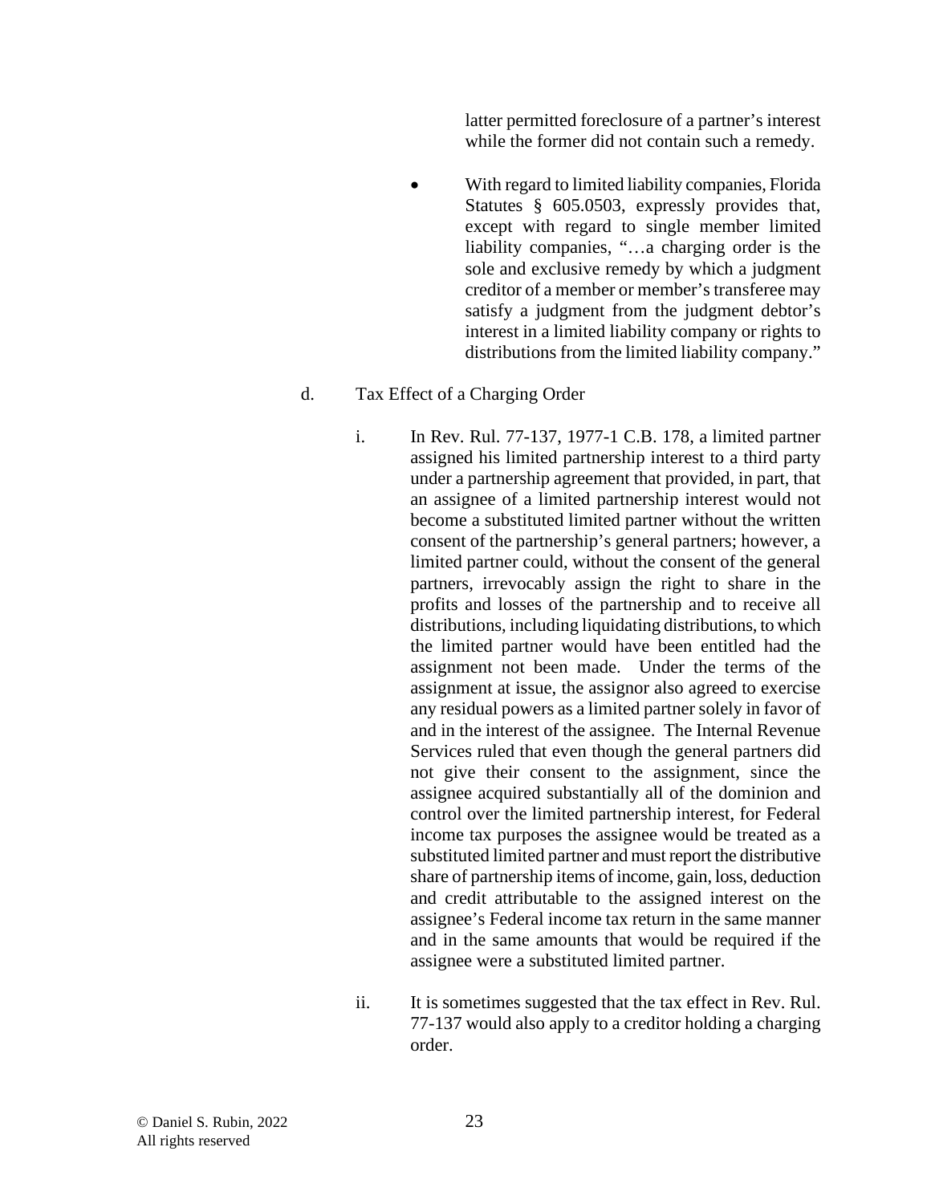latter permitted foreclosure of a partner's interest while the former did not contain such a remedy.

- With regard to limited liability companies, Florida Statutes § 605.0503, expressly provides that, except with regard to single member limited liability companies, "…a charging order is the sole and exclusive remedy by which a judgment creditor of a member or member's transferee may satisfy a judgment from the judgment debtor's interest in a limited liability company or rights to distributions from the limited liability company."

d. Tax Effect of a Charging Order

i. In Rev. Rul. 77-137, 1977-1 C.B. 178, a limited partner assigned his limited partnership interest to a third party under a partnership agreement that provided, in part, that an assignee of a limited partnership interest would not become a substituted limited partner without the written consent of the partnership's general partners; however, a limited partner could, without the consent of the general partners, irrevocably assign the right to share in the profits and losses of the partnership and to receive all distributions, including liquidating distributions, to which the limited partner would have been entitled had the assignment not been made. Under the terms of the assignment at issue, the assignor also agreed to exercise any residual powers as a limited partner solely in favor of and in the interest of the assignee. The Internal Revenue Services ruled that even though the general partners did not give their consent to the assignment, since the assignee acquired substantially all of the dominion and control over the limited partnership interest, for Federal income tax purposes the assignee would be treated as a substituted limited partner and must report the distributive share of partnership items of income, gain, loss, deduction and credit attributable to the assigned interest on the assignee's Federal income tax return in the same manner and in the same amounts that would be required if the assignee were a substituted limited partner.

ii. It is sometimes suggested that the tax effect in Rev. Rul. 77-137 would also apply to a creditor holding a charging order.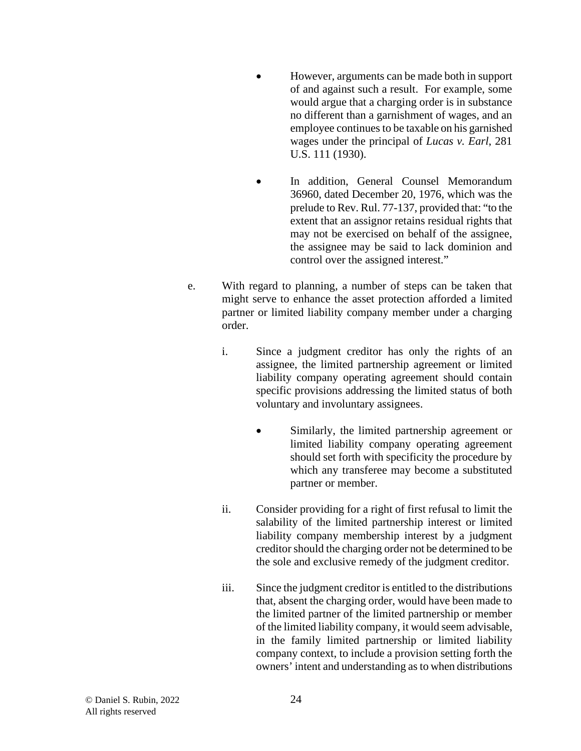- However, arguments can be made both in support of and against such a result. For example, some would argue that a charging order is in substance no different than a garnishment of wages, and an employee continues to be taxable on his garnished wages under the principal of *Lucas v. Earl*, 281 U.S. 111 (1930).

- In addition, General Counsel Memorandum 36960, dated December 20, 1976, which was the prelude to Rev. Rul. 77-137, provided that: "to the extent that an assignor retains residual rights that may not be exercised on behalf of the assignee, the assignee may be said to lack dominion and control over the assigned interest."

e. With regard to planning, a number of steps can be taken that might serve to enhance the asset protection afforded a limited partner or limited liability company member under a charging order.

   i. Since a judgment creditor has only the rights of an assignee, the limited partnership agreement or limited liability company operating agreement should contain specific provisions addressing the limited status of both voluntary and involuntary assignees.

      - Similarly, the limited partnership agreement or limited liability company operating agreement should set forth with specificity the procedure by which any transferee may become a substituted partner or member.

   ii. Consider providing for a right of first refusal to limit the salability of the limited partnership interest or limited liability company membership interest by a judgment creditor should the charging order not be determined to be the sole and exclusive remedy of the judgment creditor.

   iii. Since the judgment creditor is entitled to the distributions that, absent the charging order, would have been made to the limited partner of the limited partnership or member of the limited liability company, it would seem advisable, in the family limited partnership or limited liability company context, to include a provision setting forth the owners' intent and understanding as to when distributions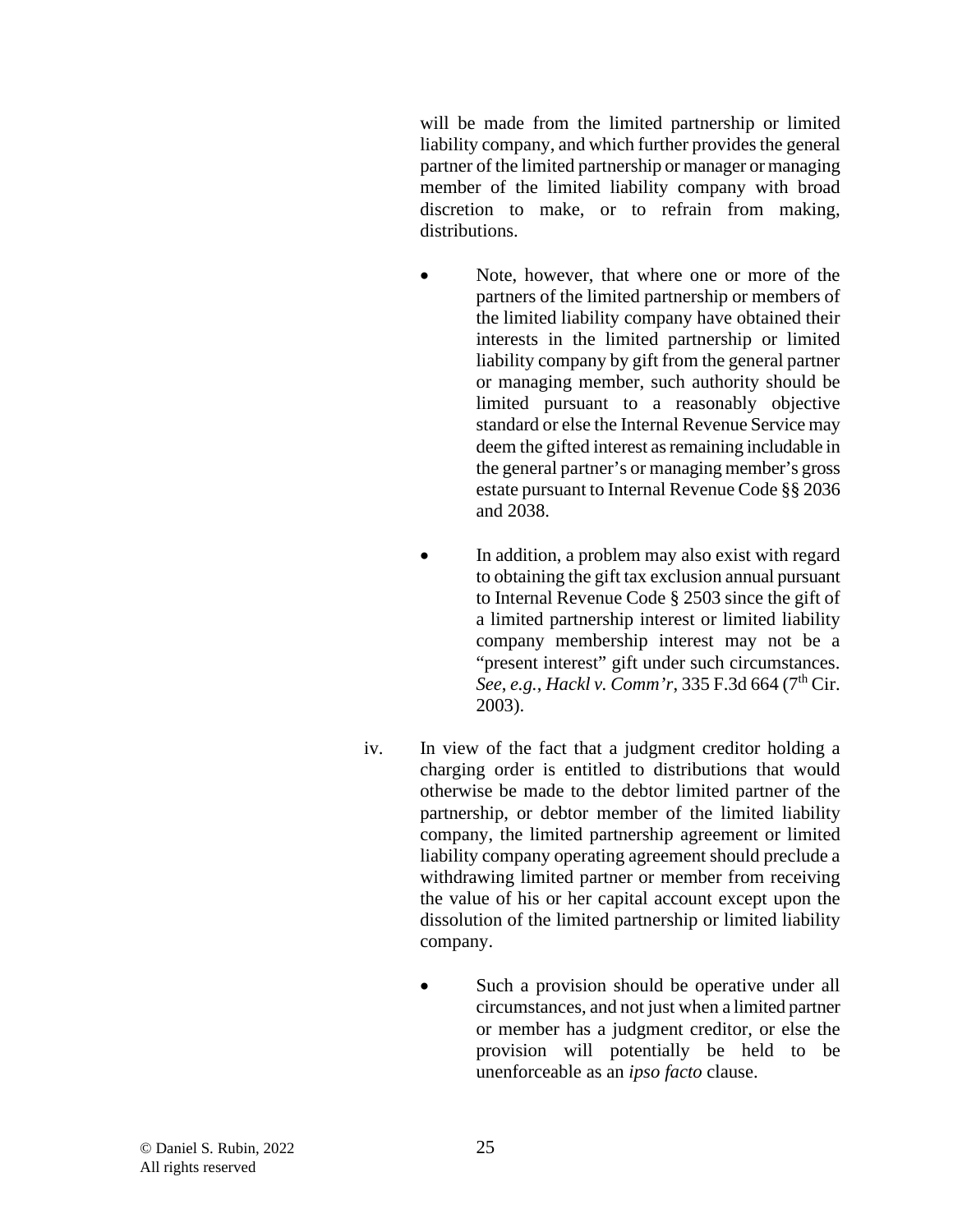will be made from the limited partnership or limited liability company, and which further provides the general partner of the limited partnership or manager or managing member of the limited liability company with broad discretion to make, or to refrain from making, distributions.

- Note, however, that where one or more of the partners of the limited partnership or members of the limited liability company have obtained their interests in the limited partnership or limited liability company by gift from the general partner or managing member, such authority should be limited pursuant to a reasonably objective standard or else the Internal Revenue Service may deem the gifted interest as remaining includable in the general partner's or managing member's gross estate pursuant to Internal Revenue Code §§ 2036 and 2038.

- In addition, a problem may also exist with regard to obtaining the gift tax exclusion annual pursuant to Internal Revenue Code § 2503 since the gift of a limited partnership interest or limited liability company membership interest may not be a "present interest" gift under such circumstances. *See*, *e.g.*, *Hackl v. Comm'r*, 335 F.3d 664 (7th Cir. 2003).

iv. In view of the fact that a judgment creditor holding a charging order is entitled to distributions that would otherwise be made to the debtor limited partner of the partnership, or debtor member of the limited liability company, the limited partnership agreement or limited liability company operating agreement should preclude a withdrawing limited partner or member from receiving the value of his or her capital account except upon the dissolution of the limited partnership or limited liability company.

- Such a provision should be operative under all circumstances, and not just when a limited partner or member has a judgment creditor, or else the provision will potentially be held to be unenforceable as an *ipso facto* clause.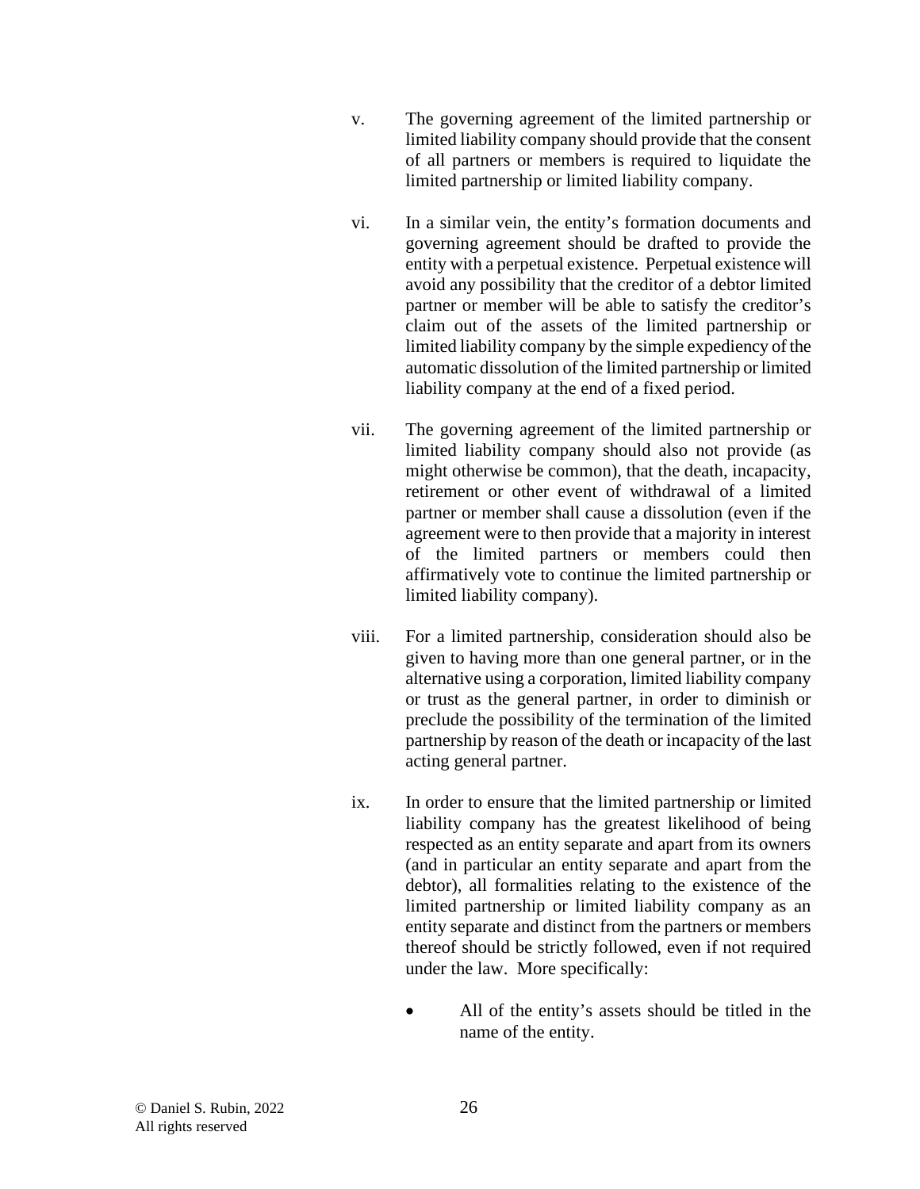v. The governing agreement of the limited partnership or limited liability company should provide that the consent of all partners or members is required to liquidate the limited partnership or limited liability company.

vi. In a similar vein, the entity's formation documents and governing agreement should be drafted to provide the entity with a perpetual existence. Perpetual existence will avoid any possibility that the creditor of a debtor limited partner or member will be able to satisfy the creditor's claim out of the assets of the limited partnership or limited liability company by the simple expediency of the automatic dissolution of the limited partnership or limited liability company at the end of a fixed period.

vii. The governing agreement of the limited partnership or limited liability company should also not provide (as might otherwise be common), that the death, incapacity, retirement or other event of withdrawal of a limited partner or member shall cause a dissolution (even if the agreement were to then provide that a majority in interest of the limited partners or members could then affirmatively vote to continue the limited partnership or limited liability company).

viii. For a limited partnership, consideration should also be given to having more than one general partner, or in the alternative using a corporation, limited liability company or trust as the general partner, in order to diminish or preclude the possibility of the termination of the limited partnership by reason of the death or incapacity of the last acting general partner.

ix. In order to ensure that the limited partnership or limited liability company has the greatest likelihood of being respected as an entity separate and apart from its owners (and in particular an entity separate and apart from the debtor), all formalities relating to the existence of the limited partnership or limited liability company as an entity separate and distinct from the partners or members thereof should be strictly followed, even if not required under the law. More specifically:

- All of the entity's assets should be titled in the name of the entity.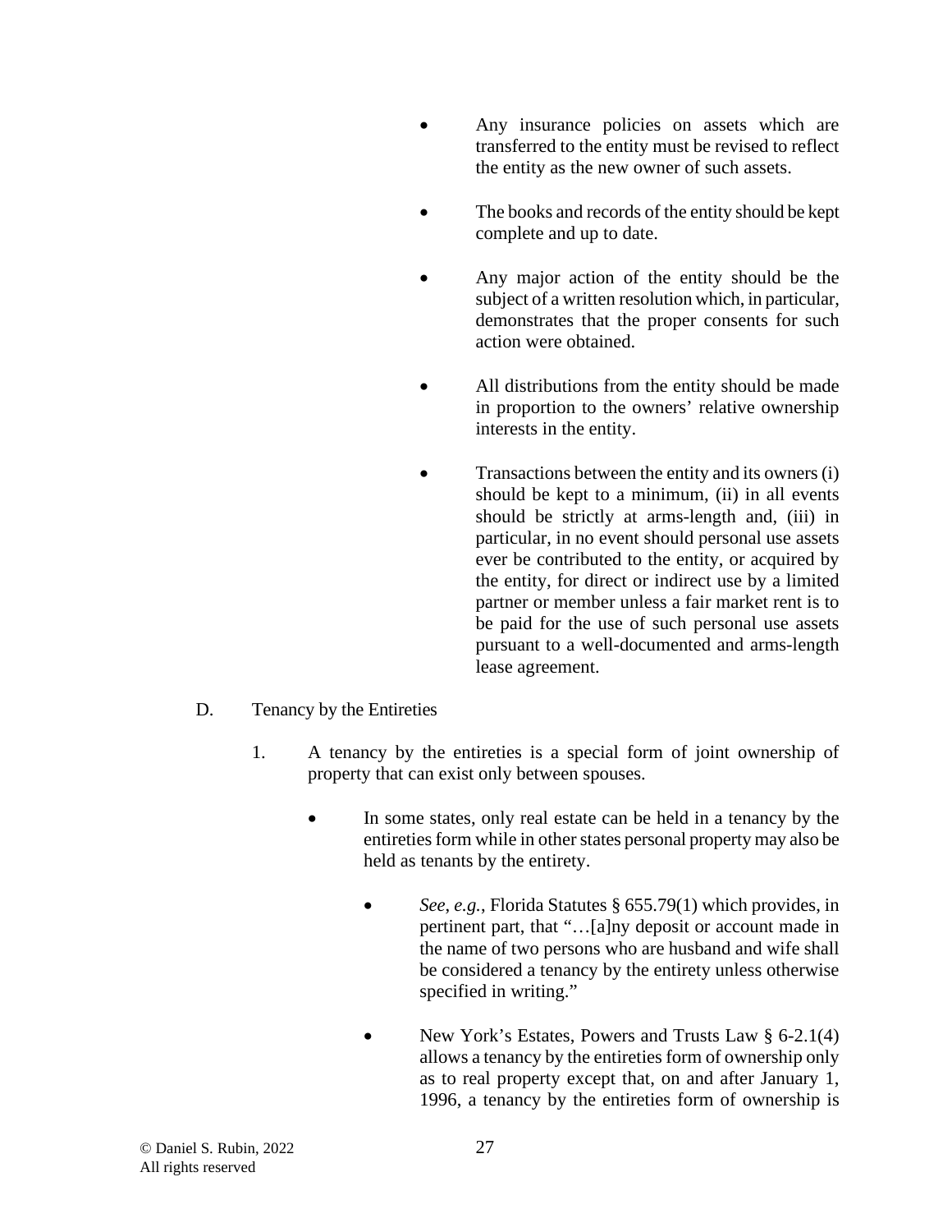- Any insurance policies on assets which are transferred to the entity must be revised to reflect the entity as the new owner of such assets.

- The books and records of the entity should be kept complete and up to date.

- Any major action of the entity should be the subject of a written resolution which, in particular, demonstrates that the proper consents for such action were obtained.

- All distributions from the entity should be made in proportion to the owners' relative ownership interests in the entity.

- Transactions between the entity and its owners (i) should be kept to a minimum, (ii) in all events should be strictly at arms-length and, (iii) in particular, in no event should personal use assets ever be contributed to the entity, or acquired by the entity, for direct or indirect use by a limited partner or member unless a fair market rent is to be paid for the use of such personal use assets pursuant to a well-documented and arms-length lease agreement.

D. Tenancy by the Entireties

1. A tenancy by the entireties is a special form of joint ownership of property that can exist only between spouses.

   - In some states, only real estate can be held in a tenancy by the entireties form while in other states personal property may also be held as tenants by the entirety.

     - *See*, *e.g.*, Florida Statutes § 655.79(1) which provides, in pertinent part, that "…[a]ny deposit or account made in the name of two persons who are husband and wife shall be considered a tenancy by the entirety unless otherwise specified in writing."

     - New York's Estates, Powers and Trusts Law § 6-2.1(4) allows a tenancy by the entireties form of ownership only as to real property except that, on and after January 1, 1996, a tenancy by the entireties form of ownership is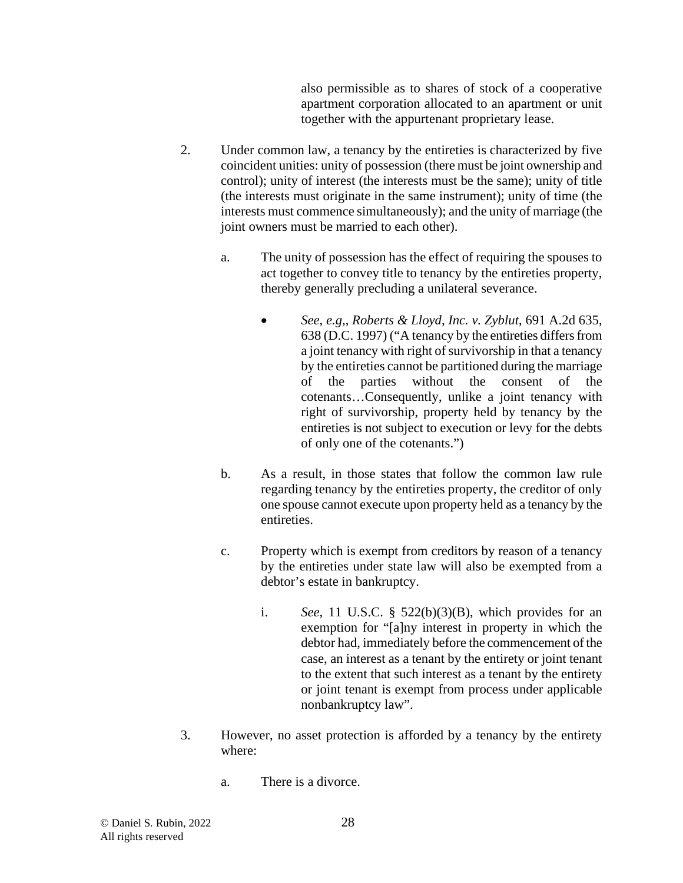also permissible as to shares of stock of a cooperative apartment corporation allocated to an apartment or unit together with the appurtenant proprietary lease.

2. Under common law, a tenancy by the entireties is characterized by five coincident unities: unity of possession (there must be joint ownership and control); unity of interest (the interests must be the same); unity of title (the interests must originate in the same instrument); unity of time (the interests must commence simultaneously); and the unity of marriage (the joint owners must be married to each other).

   a. The unity of possession has the effect of requiring the spouses to act together to convey title to tenancy by the entireties property, thereby generally precluding a unilateral severance.

      - *See, e.g,, Roberts & Lloyd, Inc. v. Zyblut*, 691 A.2d 635, 638 (D.C. 1997) ("A tenancy by the entireties differs from a joint tenancy with right of survivorship in that a tenancy by the entireties cannot be partitioned during the marriage of the parties without the consent of the cotenants…Consequently, unlike a joint tenancy with right of survivorship, property held by tenancy by the entireties is not subject to execution or levy for the debts of only one of the cotenants.")

   b. As a result, in those states that follow the common law rule regarding tenancy by the entireties property, the creditor of only one spouse cannot execute upon property held as a tenancy by the entireties.

   c. Property which is exempt from creditors by reason of a tenancy by the entireties under state law will also be exempted from a debtor's estate in bankruptcy.

      i. *See*, 11 U.S.C. § 522(b)(3)(B), which provides for an exemption for "[a]ny interest in property in which the debtor had, immediately before the commencement of the case, an interest as a tenant by the entirety or joint tenant to the extent that such interest as a tenant by the entirety or joint tenant is exempt from process under applicable nonbankruptcy law".

3. However, no asset protection is afforded by a tenancy by the entirety where:

   a. There is a divorce.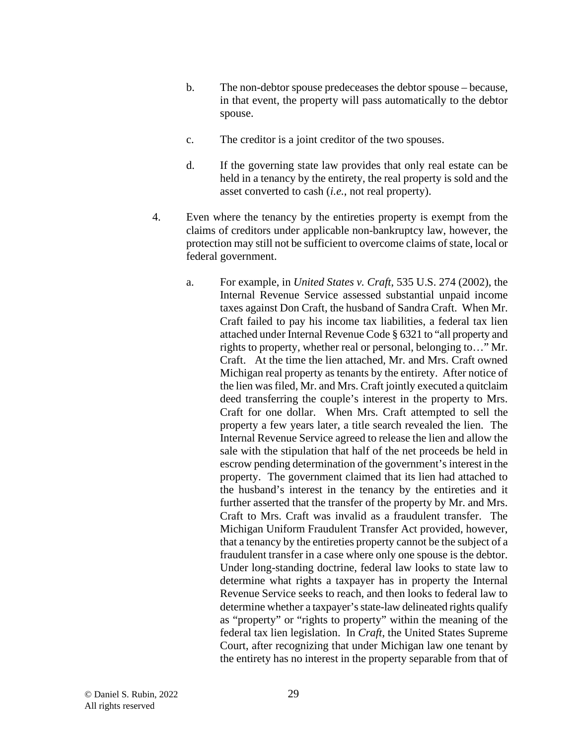b. The non-debtor spouse predeceases the debtor spouse – because, in that event, the property will pass automatically to the debtor spouse.

c. The creditor is a joint creditor of the two spouses.

d. If the governing state law provides that only real estate can be held in a tenancy by the entirety, the real property is sold and the asset converted to cash (*i.e.*, not real property).

4. Even where the tenancy by the entireties property is exempt from the claims of creditors under applicable non-bankruptcy law, however, the protection may still not be sufficient to overcome claims of state, local or federal government.

a. For example, in *United States v. Craft*, 535 U.S. 274 (2002), the Internal Revenue Service assessed substantial unpaid income taxes against Don Craft, the husband of Sandra Craft. When Mr. Craft failed to pay his income tax liabilities, a federal tax lien attached under Internal Revenue Code § 6321 to "all property and rights to property, whether real or personal, belonging to…" Mr. Craft. At the time the lien attached, Mr. and Mrs. Craft owned Michigan real property as tenants by the entirety. After notice of the lien was filed, Mr. and Mrs. Craft jointly executed a quitclaim deed transferring the couple's interest in the property to Mrs. Craft for one dollar. When Mrs. Craft attempted to sell the property a few years later, a title search revealed the lien. The Internal Revenue Service agreed to release the lien and allow the sale with the stipulation that half of the net proceeds be held in escrow pending determination of the government's interest in the property. The government claimed that its lien had attached to the husband's interest in the tenancy by the entireties and it further asserted that the transfer of the property by Mr. and Mrs. Craft to Mrs. Craft was invalid as a fraudulent transfer. The Michigan Uniform Fraudulent Transfer Act provided, however, that a tenancy by the entireties property cannot be the subject of a fraudulent transfer in a case where only one spouse is the debtor. Under long-standing doctrine, federal law looks to state law to determine what rights a taxpayer has in property the Internal Revenue Service seeks to reach, and then looks to federal law to determine whether a taxpayer's state-law delineated rights qualify as "property" or "rights to property" within the meaning of the federal tax lien legislation. In *Craft*, the United States Supreme Court, after recognizing that under Michigan law one tenant by the entirety has no interest in the property separable from that of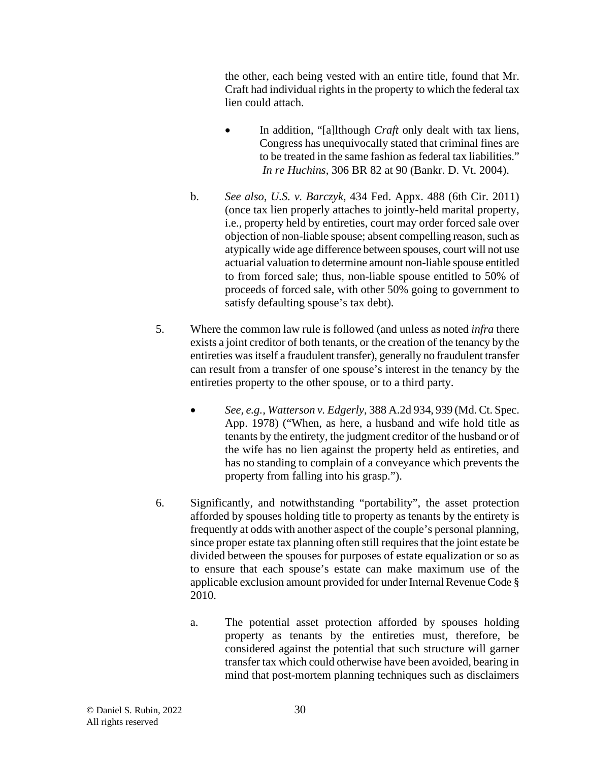the other, each being vested with an entire title, found that Mr. Craft had individual rights in the property to which the federal tax lien could attach.

- In addition, "[a]lthough *Craft* only dealt with tax liens, Congress has unequivocally stated that criminal fines are to be treated in the same fashion as federal tax liabilities." *In re Huchins*, 306 BR 82 at 90 (Bankr. D. Vt. 2004).

b. *See also*, *U.S. v. Barczyk*, 434 Fed. Appx. 488 (6th Cir. 2011) (once tax lien properly attaches to jointly-held marital property, i.e., property held by entireties, court may order forced sale over objection of non-liable spouse; absent compelling reason, such as atypically wide age difference between spouses, court will not use actuarial valuation to determine amount non-liable spouse entitled to from forced sale; thus, non-liable spouse entitled to 50% of proceeds of forced sale, with other 50% going to government to satisfy defaulting spouse's tax debt).

5. Where the common law rule is followed (and unless as noted *infra* there exists a joint creditor of both tenants, or the creation of the tenancy by the entireties was itself a fraudulent transfer), generally no fraudulent transfer can result from a transfer of one spouse's interest in the tenancy by the entireties property to the other spouse, or to a third party.

- *See, e.g.*, *Watterson v. Edgerly*, 388 A.2d 934, 939 (Md. Ct. Spec. App. 1978) ("When, as here, a husband and wife hold title as tenants by the entirety, the judgment creditor of the husband or of the wife has no lien against the property held as entireties, and has no standing to complain of a conveyance which prevents the property from falling into his grasp.").

6. Significantly, and notwithstanding "portability", the asset protection afforded by spouses holding title to property as tenants by the entirety is frequently at odds with another aspect of the couple's personal planning, since proper estate tax planning often still requires that the joint estate be divided between the spouses for purposes of estate equalization or so as to ensure that each spouse's estate can make maximum use of the applicable exclusion amount provided for under Internal Revenue Code § 2010.

a. The potential asset protection afforded by spouses holding property as tenants by the entireties must, therefore, be considered against the potential that such structure will garner transfer tax which could otherwise have been avoided, bearing in mind that post-mortem planning techniques such as disclaimers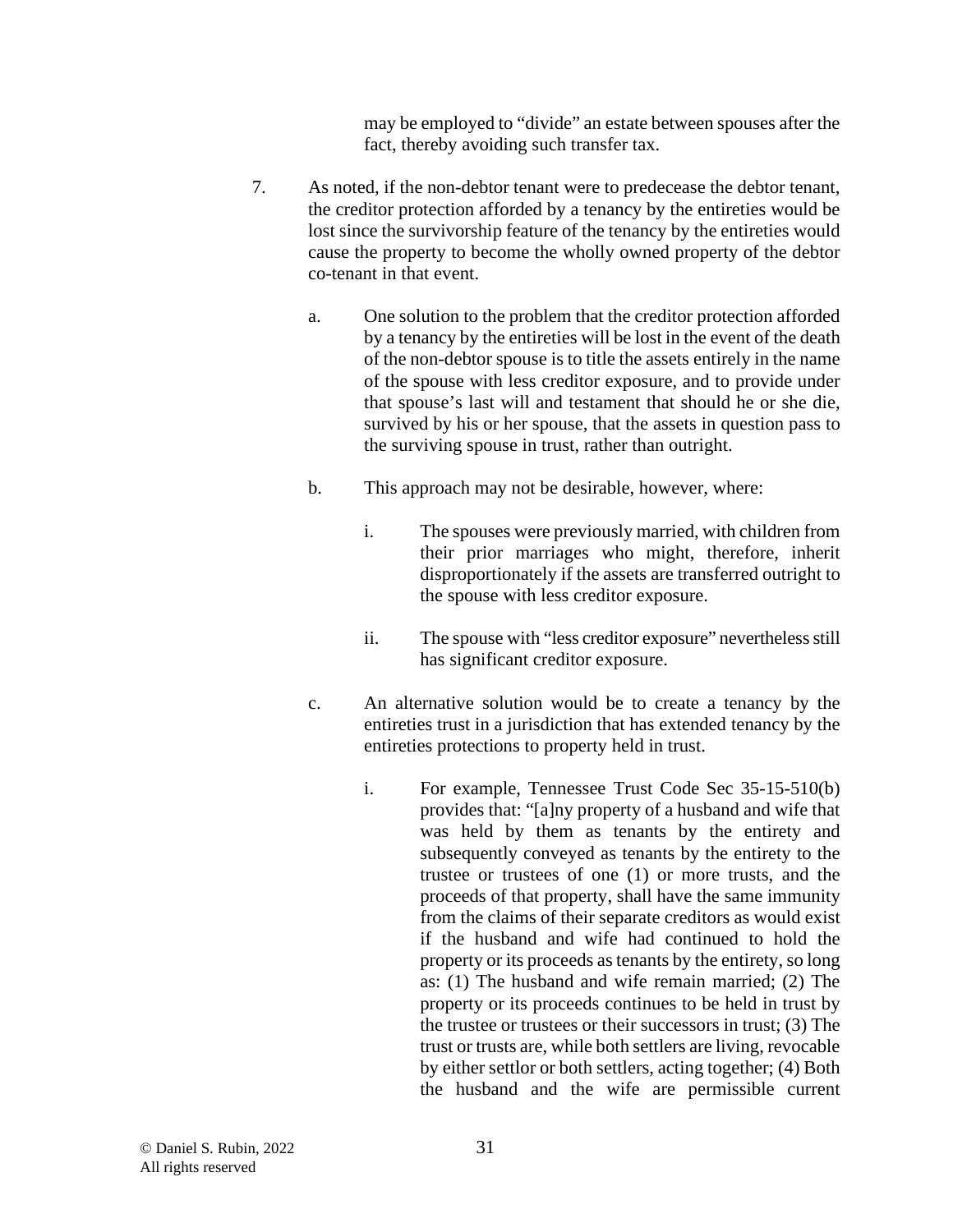may be employed to "divide" an estate between spouses after the fact, thereby avoiding such transfer tax.

7. As noted, if the non-debtor tenant were to predecease the debtor tenant, the creditor protection afforded by a tenancy by the entireties would be lost since the survivorship feature of the tenancy by the entireties would cause the property to become the wholly owned property of the debtor co-tenant in that event.

   a. One solution to the problem that the creditor protection afforded by a tenancy by the entireties will be lost in the event of the death of the non-debtor spouse is to title the assets entirely in the name of the spouse with less creditor exposure, and to provide under that spouse's last will and testament that should he or she die, survived by his or her spouse, that the assets in question pass to the surviving spouse in trust, rather than outright.

   b. This approach may not be desirable, however, where:

      i. The spouses were previously married, with children from their prior marriages who might, therefore, inherit disproportionately if the assets are transferred outright to the spouse with less creditor exposure.

      ii. The spouse with "less creditor exposure" nevertheless still has significant creditor exposure.

   c. An alternative solution would be to create a tenancy by the entireties trust in a jurisdiction that has extended tenancy by the entireties protections to property held in trust.

      i. For example, Tennessee Trust Code Sec 35-15-510(b) provides that: "[a]ny property of a husband and wife that was held by them as tenants by the entirety and subsequently conveyed as tenants by the entirety to the trustee or trustees of one (1) or more trusts, and the proceeds of that property, shall have the same immunity from the claims of their separate creditors as would exist if the husband and wife had continued to hold the property or its proceeds as tenants by the entirety, so long as: (1) The husband and wife remain married; (2) The property or its proceeds continues to be held in trust by the trustee or trustees or their successors in trust; (3) The trust or trusts are, while both settlers are living, revocable by either settlor or both settlers, acting together; (4) Both the husband and the wife are permissible current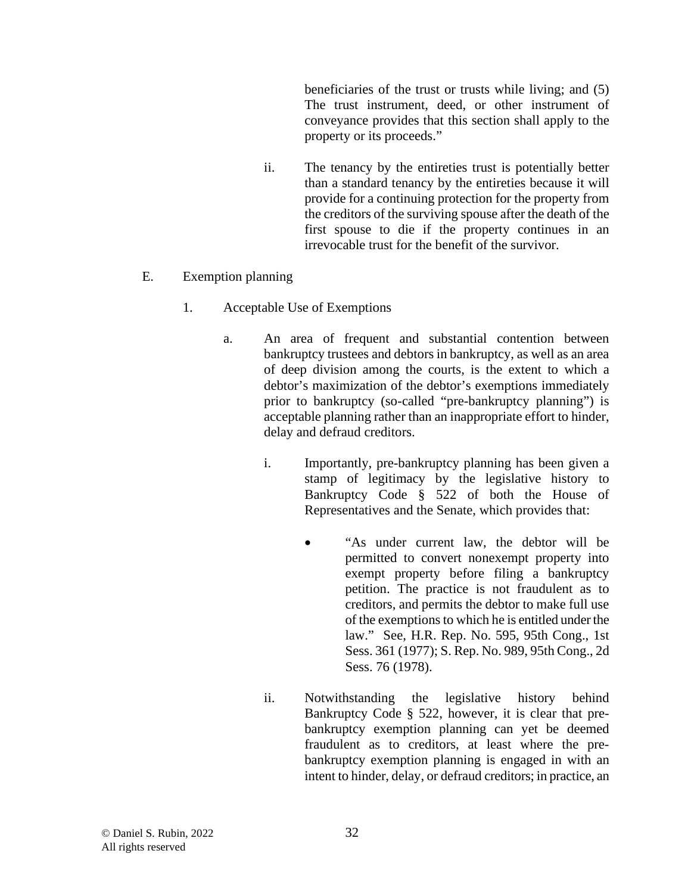beneficiaries of the trust or trusts while living; and (5) The trust instrument, deed, or other instrument of conveyance provides that this section shall apply to the property or its proceeds."

ii. The tenancy by the entireties trust is potentially better than a standard tenancy by the entireties because it will provide for a continuing protection for the property from the creditors of the surviving spouse after the death of the first spouse to die if the property continues in an irrevocable trust for the benefit of the survivor.

E. Exemption planning

1. Acceptable Use of Exemptions

a. An area of frequent and substantial contention between bankruptcy trustees and debtors in bankruptcy, as well as an area of deep division among the courts, is the extent to which a debtor's maximization of the debtor's exemptions immediately prior to bankruptcy (so-called "pre-bankruptcy planning") is acceptable planning rather than an inappropriate effort to hinder, delay and defraud creditors.

i. Importantly, pre-bankruptcy planning has been given a stamp of legitimacy by the legislative history to Bankruptcy Code § 522 of both the House of Representatives and the Senate, which provides that:

- "As under current law, the debtor will be permitted to convert nonexempt property into exempt property before filing a bankruptcy petition. The practice is not fraudulent as to creditors, and permits the debtor to make full use of the exemptions to which he is entitled under the law." See, H.R. Rep. No. 595, 95th Cong., 1st Sess. 361 (1977); S. Rep. No. 989, 95th Cong., 2d Sess. 76 (1978).

ii. Notwithstanding the legislative history behind Bankruptcy Code § 522, however, it is clear that pre-bankruptcy exemption planning can yet be deemed fraudulent as to creditors, at least where the pre-bankruptcy exemption planning is engaged in with an intent to hinder, delay, or defraud creditors; in practice, an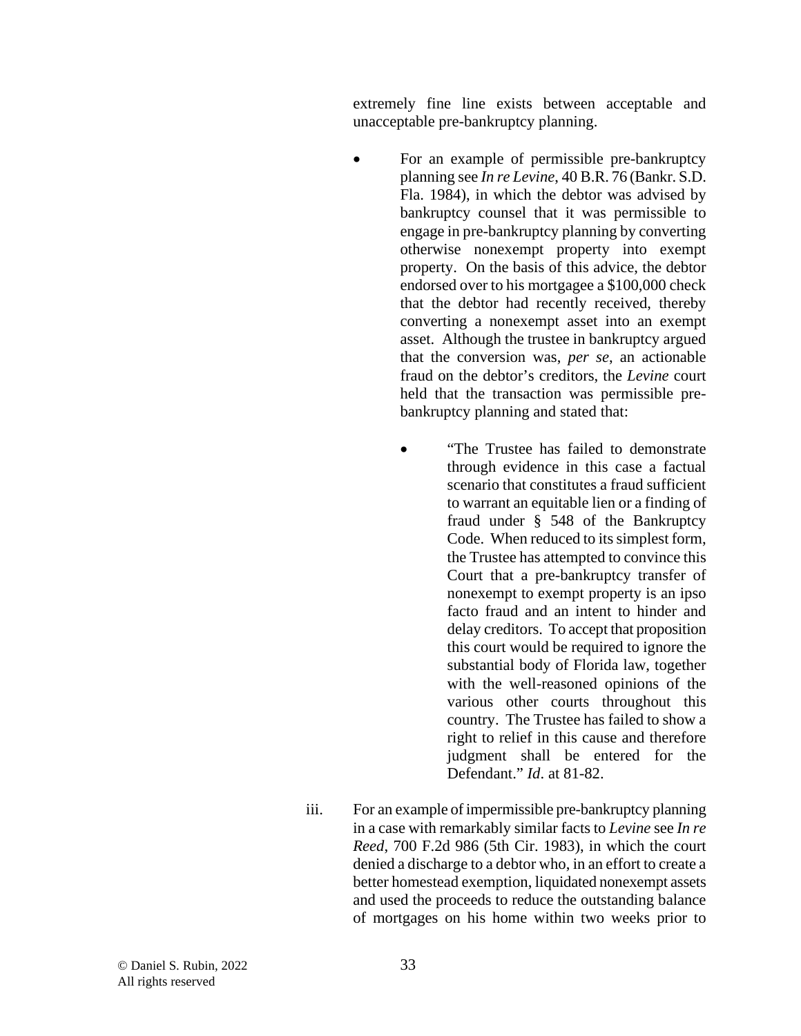extremely fine line exists between acceptable and unacceptable pre-bankruptcy planning.

- For an example of permissible pre-bankruptcy planning see *In re Levine*, 40 B.R. 76 (Bankr. S.D. Fla. 1984), in which the debtor was advised by bankruptcy counsel that it was permissible to engage in pre-bankruptcy planning by converting otherwise nonexempt property into exempt property. On the basis of this advice, the debtor endorsed over to his mortgagee a $100,000 check that the debtor had recently received, thereby converting a nonexempt asset into an exempt asset. Although the trustee in bankruptcy argued that the conversion was, *per se*, an actionable fraud on the debtor's creditors, the *Levine* court held that the transaction was permissible pre-bankruptcy planning and stated that:

  - "The Trustee has failed to demonstrate through evidence in this case a factual scenario that constitutes a fraud sufficient to warrant an equitable lien or a finding of fraud under § 548 of the Bankruptcy Code. When reduced to its simplest form, the Trustee has attempted to convince this Court that a pre-bankruptcy transfer of nonexempt to exempt property is an ipso facto fraud and an intent to hinder and delay creditors. To accept that proposition this court would be required to ignore the substantial body of Florida law, together with the well-reasoned opinions of the various other courts throughout this country. The Trustee has failed to show a right to relief in this cause and therefore judgment shall be entered for the Defendant." *Id*. at 81-82.

iii. For an example of impermissible pre-bankruptcy planning in a case with remarkably similar facts to *Levine* see *In re Reed*, 700 F.2d 986 (5th Cir. 1983), in which the court denied a discharge to a debtor who, in an effort to create a better homestead exemption, liquidated nonexempt assets and used the proceeds to reduce the outstanding balance of mortgages on his home within two weeks prior to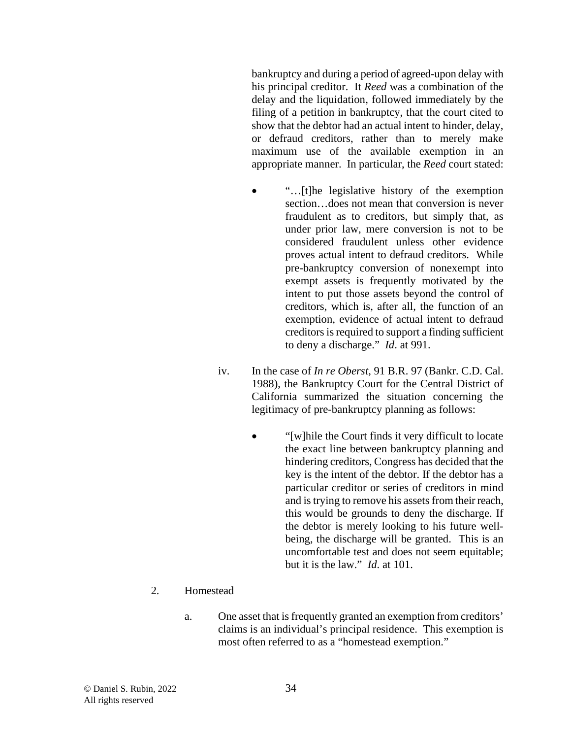bankruptcy and during a period of agreed-upon delay with his principal creditor. It *Reed* was a combination of the delay and the liquidation, followed immediately by the filing of a petition in bankruptcy, that the court cited to show that the debtor had an actual intent to hinder, delay, or defraud creditors, rather than to merely make maximum use of the available exemption in an appropriate manner. In particular, the *Reed* court stated:

- "…[t]he legislative history of the exemption section…does not mean that conversion is never fraudulent as to creditors, but simply that, as under prior law, mere conversion is not to be considered fraudulent unless other evidence proves actual intent to defraud creditors. While pre-bankruptcy conversion of nonexempt into exempt assets is frequently motivated by the intent to put those assets beyond the control of creditors, which is, after all, the function of an exemption, evidence of actual intent to defraud creditors is required to support a finding sufficient to deny a discharge." *Id*. at 991.

iv. In the case of *In re Oberst*, 91 B.R. 97 (Bankr. C.D. Cal. 1988), the Bankruptcy Court for the Central District of California summarized the situation concerning the legitimacy of pre-bankruptcy planning as follows:

- "[w]hile the Court finds it very difficult to locate the exact line between bankruptcy planning and hindering creditors, Congress has decided that the key is the intent of the debtor. If the debtor has a particular creditor or series of creditors in mind and is trying to remove his assets from their reach, this would be grounds to deny the discharge. If the debtor is merely looking to his future well-being, the discharge will be granted. This is an uncomfortable test and does not seem equitable; but it is the law." *Id*. at 101.

2. Homestead

a. One asset that is frequently granted an exemption from creditors' claims is an individual's principal residence. This exemption is most often referred to as a "homestead exemption."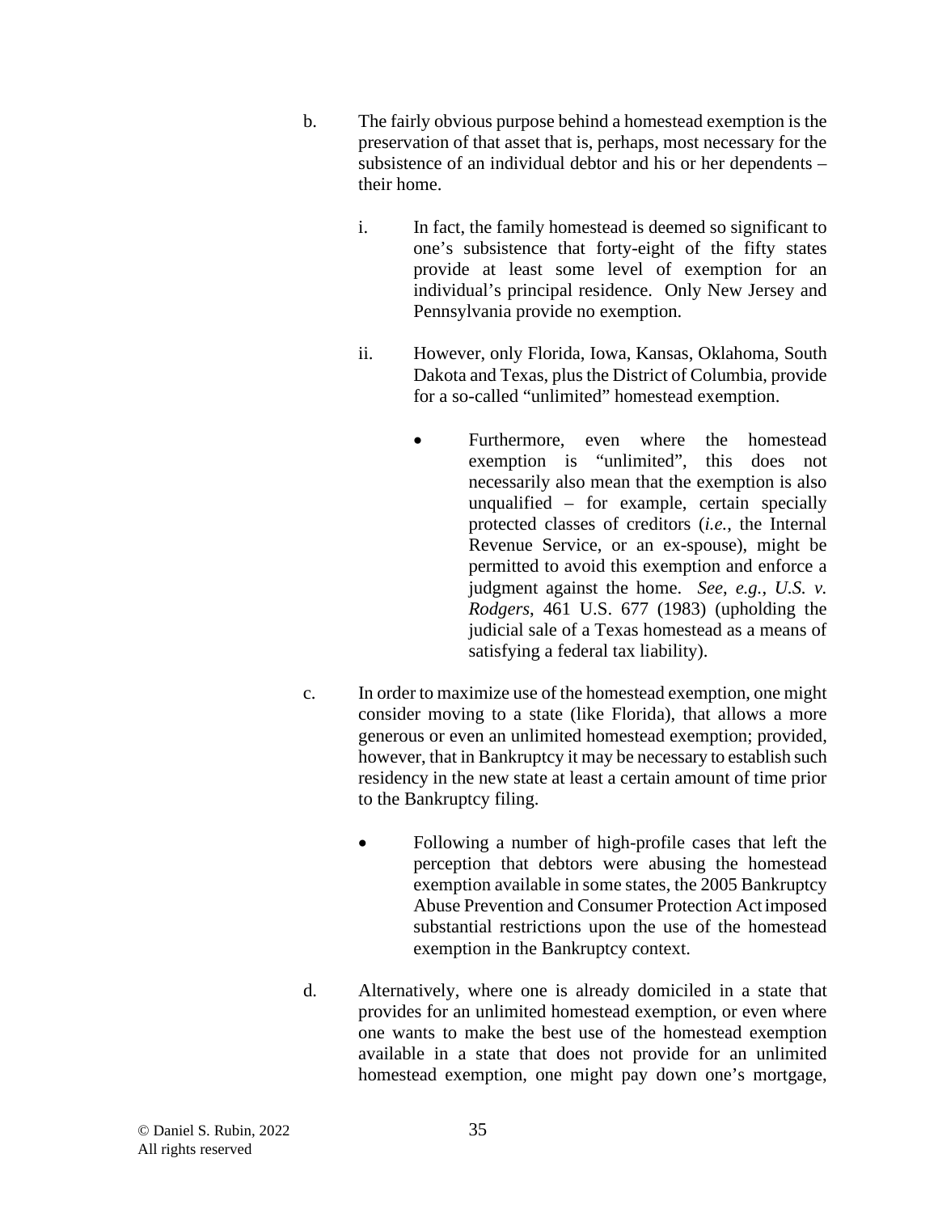b. The fairly obvious purpose behind a homestead exemption is the preservation of that asset that is, perhaps, most necessary for the subsistence of an individual debtor and his or her dependents – their home.

   i. In fact, the family homestead is deemed so significant to one's subsistence that forty-eight of the fifty states provide at least some level of exemption for an individual's principal residence. Only New Jersey and Pennsylvania provide no exemption.

   ii. However, only Florida, Iowa, Kansas, Oklahoma, South Dakota and Texas, plus the District of Columbia, provide for a so-called "unlimited" homestead exemption.

      - Furthermore, even where the homestead exemption is "unlimited", this does not necessarily also mean that the exemption is also unqualified – for example, certain specially protected classes of creditors (*i.e.*, the Internal Revenue Service, or an ex-spouse), might be permitted to avoid this exemption and enforce a judgment against the home. *See*, *e.g.*, *U.S. v. Rodgers*, 461 U.S. 677 (1983) (upholding the judicial sale of a Texas homestead as a means of satisfying a federal tax liability).

c. In order to maximize use of the homestead exemption, one might consider moving to a state (like Florida), that allows a more generous or even an unlimited homestead exemption; provided, however, that in Bankruptcy it may be necessary to establish such residency in the new state at least a certain amount of time prior to the Bankruptcy filing.

   - Following a number of high-profile cases that left the perception that debtors were abusing the homestead exemption available in some states, the 2005 Bankruptcy Abuse Prevention and Consumer Protection Act imposed substantial restrictions upon the use of the homestead exemption in the Bankruptcy context.

d. Alternatively, where one is already domiciled in a state that provides for an unlimited homestead exemption, or even where one wants to make the best use of the homestead exemption available in a state that does not provide for an unlimited homestead exemption, one might pay down one's mortgage,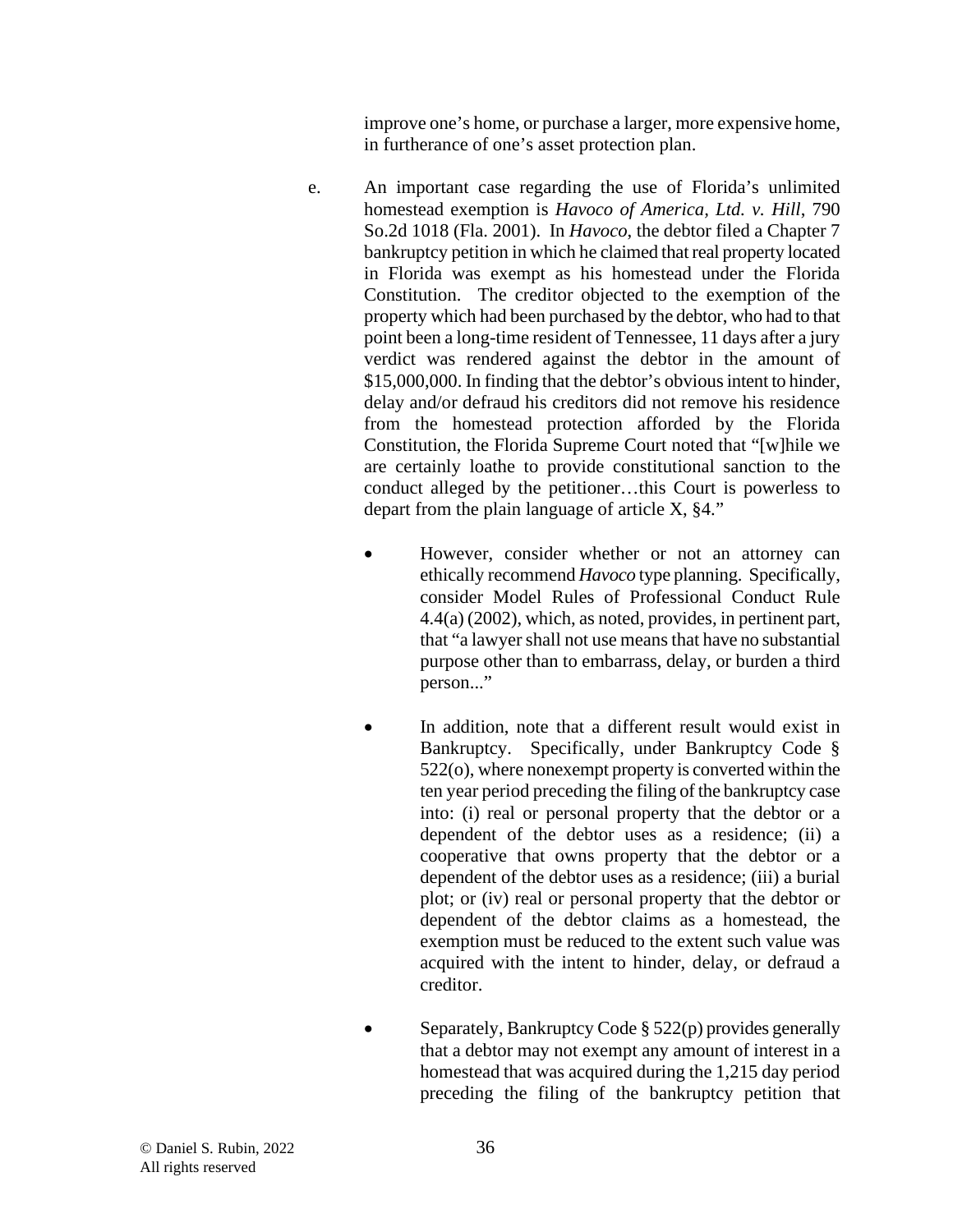improve one's home, or purchase a larger, more expensive home, in furtherance of one's asset protection plan.

e. An important case regarding the use of Florida's unlimited homestead exemption is *Havoco of America, Ltd. v. Hill*, 790 So.2d 1018 (Fla. 2001). In *Havoco*, the debtor filed a Chapter 7 bankruptcy petition in which he claimed that real property located in Florida was exempt as his homestead under the Florida Constitution. The creditor objected to the exemption of the property which had been purchased by the debtor, who had to that point been a long-time resident of Tennessee, 11 days after a jury verdict was rendered against the debtor in the amount of $15,000,000. In finding that the debtor's obvious intent to hinder, delay and/or defraud his creditors did not remove his residence from the homestead protection afforded by the Florida Constitution, the Florida Supreme Court noted that "[w]hile we are certainly loathe to provide constitutional sanction to the conduct alleged by the petitioner…this Court is powerless to depart from the plain language of article X, §4."

- However, consider whether or not an attorney can ethically recommend *Havoco* type planning. Specifically, consider Model Rules of Professional Conduct Rule 4.4(a) (2002), which, as noted, provides, in pertinent part, that "a lawyer shall not use means that have no substantial purpose other than to embarrass, delay, or burden a third person..."

- In addition, note that a different result would exist in Bankruptcy. Specifically, under Bankruptcy Code § 522(o), where nonexempt property is converted within the ten year period preceding the filing of the bankruptcy case into: (i) real or personal property that the debtor or a dependent of the debtor uses as a residence; (ii) a cooperative that owns property that the debtor or a dependent of the debtor uses as a residence; (iii) a burial plot; or (iv) real or personal property that the debtor or dependent of the debtor claims as a homestead, the exemption must be reduced to the extent such value was acquired with the intent to hinder, delay, or defraud a creditor.

- Separately, Bankruptcy Code § 522(p) provides generally that a debtor may not exempt any amount of interest in a homestead that was acquired during the 1,215 day period preceding the filing of the bankruptcy petition that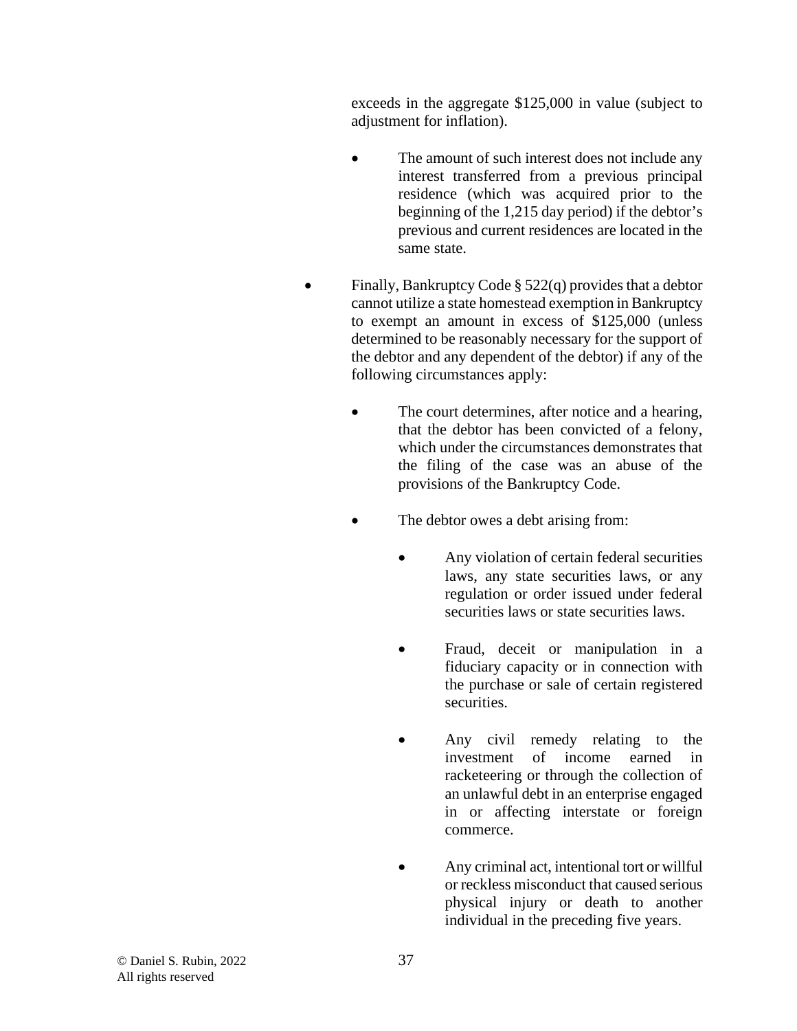exceeds in the aggregate $125,000 in value (subject to adjustment for inflation).

  - The amount of such interest does not include any interest transferred from a previous principal residence (which was acquired prior to the beginning of the 1,215 day period) if the debtor's previous and current residences are located in the same state.

- Finally, Bankruptcy Code § 522(q) provides that a debtor cannot utilize a state homestead exemption in Bankruptcy to exempt an amount in excess of $125,000 (unless determined to be reasonably necessary for the support of the debtor and any dependent of the debtor) if any of the following circumstances apply:

  - The court determines, after notice and a hearing, that the debtor has been convicted of a felony, which under the circumstances demonstrates that the filing of the case was an abuse of the provisions of the Bankruptcy Code.

  - The debtor owes a debt arising from:

    - Any violation of certain federal securities laws, any state securities laws, or any regulation or order issued under federal securities laws or state securities laws.

    - Fraud, deceit or manipulation in a fiduciary capacity or in connection with the purchase or sale of certain registered securities.

    - Any civil remedy relating to the investment of income earned in racketeering or through the collection of an unlawful debt in an enterprise engaged in or affecting interstate or foreign commerce.

    - Any criminal act, intentional tort or willful or reckless misconduct that caused serious physical injury or death to another individual in the preceding five years.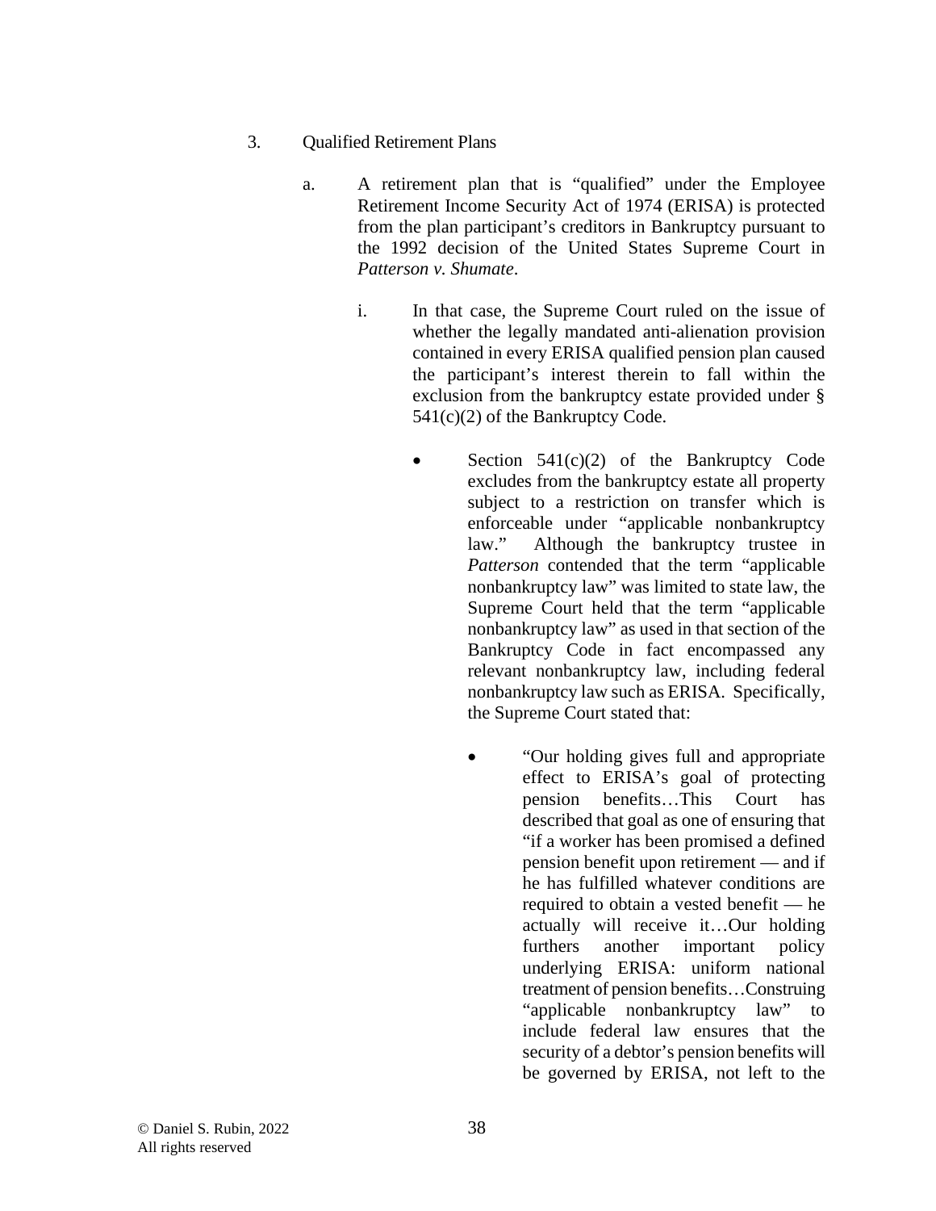3. Qualified Retirement Plans

   a. A retirement plan that is "qualified" under the Employee Retirement Income Security Act of 1974 (ERISA) is protected from the plan participant's creditors in Bankruptcy pursuant to the 1992 decision of the United States Supreme Court in *Patterson v. Shumate*.

      i. In that case, the Supreme Court ruled on the issue of whether the legally mandated anti-alienation provision contained in every ERISA qualified pension plan caused the participant's interest therein to fall within the exclusion from the bankruptcy estate provided under § 541(c)(2) of the Bankruptcy Code.

         - Section 541(c)(2) of the Bankruptcy Code excludes from the bankruptcy estate all property subject to a restriction on transfer which is enforceable under "applicable nonbankruptcy law." Although the bankruptcy trustee in *Patterson* contended that the term "applicable nonbankruptcy law" was limited to state law, the Supreme Court held that the term "applicable nonbankruptcy law" as used in that section of the Bankruptcy Code in fact encompassed any relevant nonbankruptcy law, including federal nonbankruptcy law such as ERISA. Specifically, the Supreme Court stated that:

           - "Our holding gives full and appropriate effect to ERISA's goal of protecting pension benefits…This Court has described that goal as one of ensuring that "if a worker has been promised a defined pension benefit upon retirement — and if he has fulfilled whatever conditions are required to obtain a vested benefit — he actually will receive it…Our holding furthers another important policy underlying ERISA: uniform national treatment of pension benefits…Construing "applicable nonbankruptcy law" to include federal law ensures that the security of a debtor's pension benefits will be governed by ERISA, not left to the

© Daniel S. Rubin, 2022
All rights reserved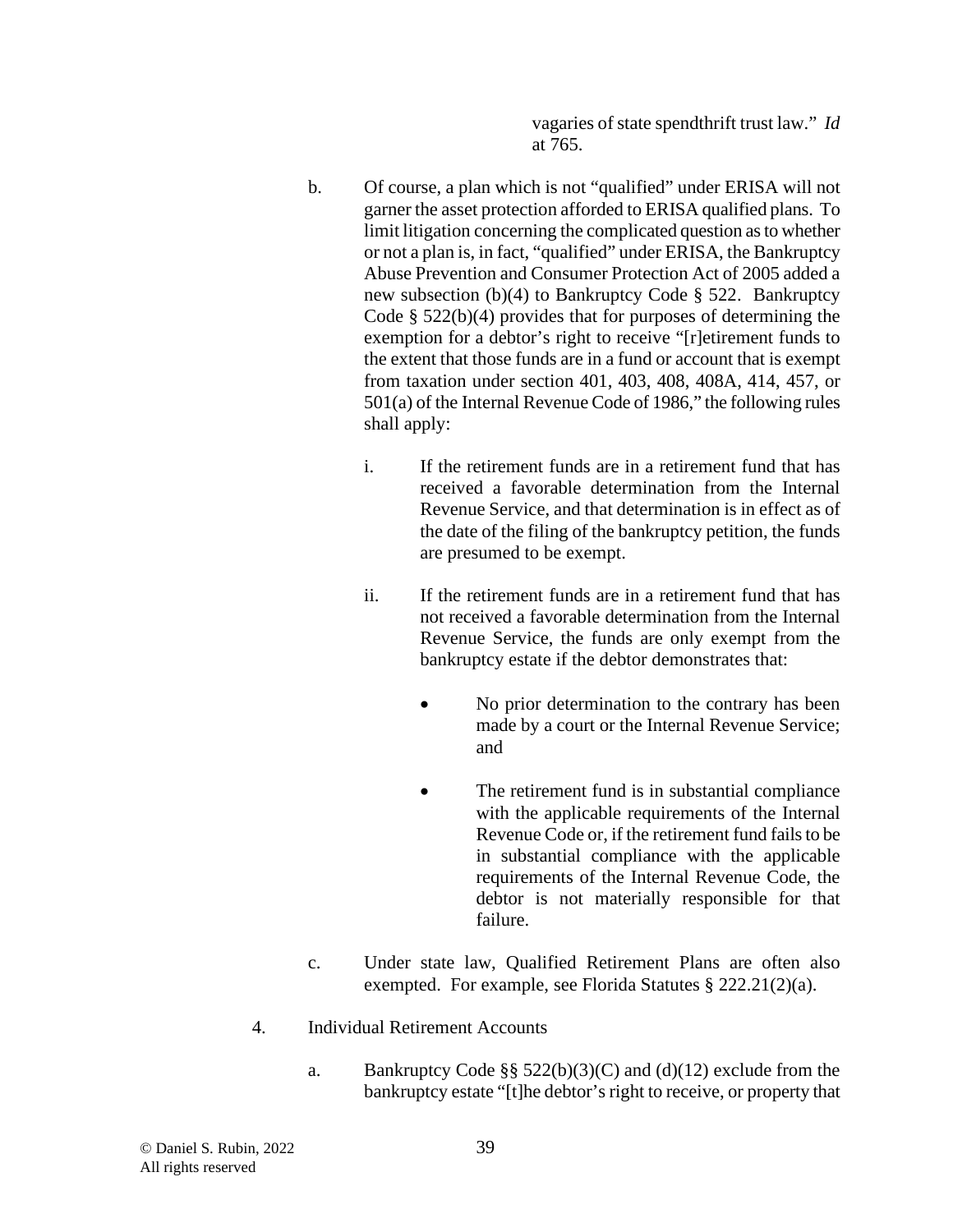vagaries of state spendthrift trust law." *Id* at 765.

b. Of course, a plan which is not "qualified" under ERISA will not garner the asset protection afforded to ERISA qualified plans. To limit litigation concerning the complicated question as to whether or not a plan is, in fact, "qualified" under ERISA, the Bankruptcy Abuse Prevention and Consumer Protection Act of 2005 added a new subsection (b)(4) to Bankruptcy Code § 522. Bankruptcy Code § 522(b)(4) provides that for purposes of determining the exemption for a debtor's right to receive "[r]etirement funds to the extent that those funds are in a fund or account that is exempt from taxation under section 401, 403, 408, 408A, 414, 457, or 501(a) of the Internal Revenue Code of 1986," the following rules shall apply:

   i. If the retirement funds are in a retirement fund that has received a favorable determination from the Internal Revenue Service, and that determination is in effect as of the date of the filing of the bankruptcy petition, the funds are presumed to be exempt.

   ii. If the retirement funds are in a retirement fund that has not received a favorable determination from the Internal Revenue Service, the funds are only exempt from the bankruptcy estate if the debtor demonstrates that:

      - No prior determination to the contrary has been made by a court or the Internal Revenue Service; and

      - The retirement fund is in substantial compliance with the applicable requirements of the Internal Revenue Code or, if the retirement fund fails to be in substantial compliance with the applicable requirements of the Internal Revenue Code, the debtor is not materially responsible for that failure.

c. Under state law, Qualified Retirement Plans are often also exempted. For example, see Florida Statutes § 222.21(2)(a).

4. Individual Retirement Accounts

   a. Bankruptcy Code §§ 522(b)(3)(C) and (d)(12) exclude from the bankruptcy estate "[t]he debtor's right to receive, or property that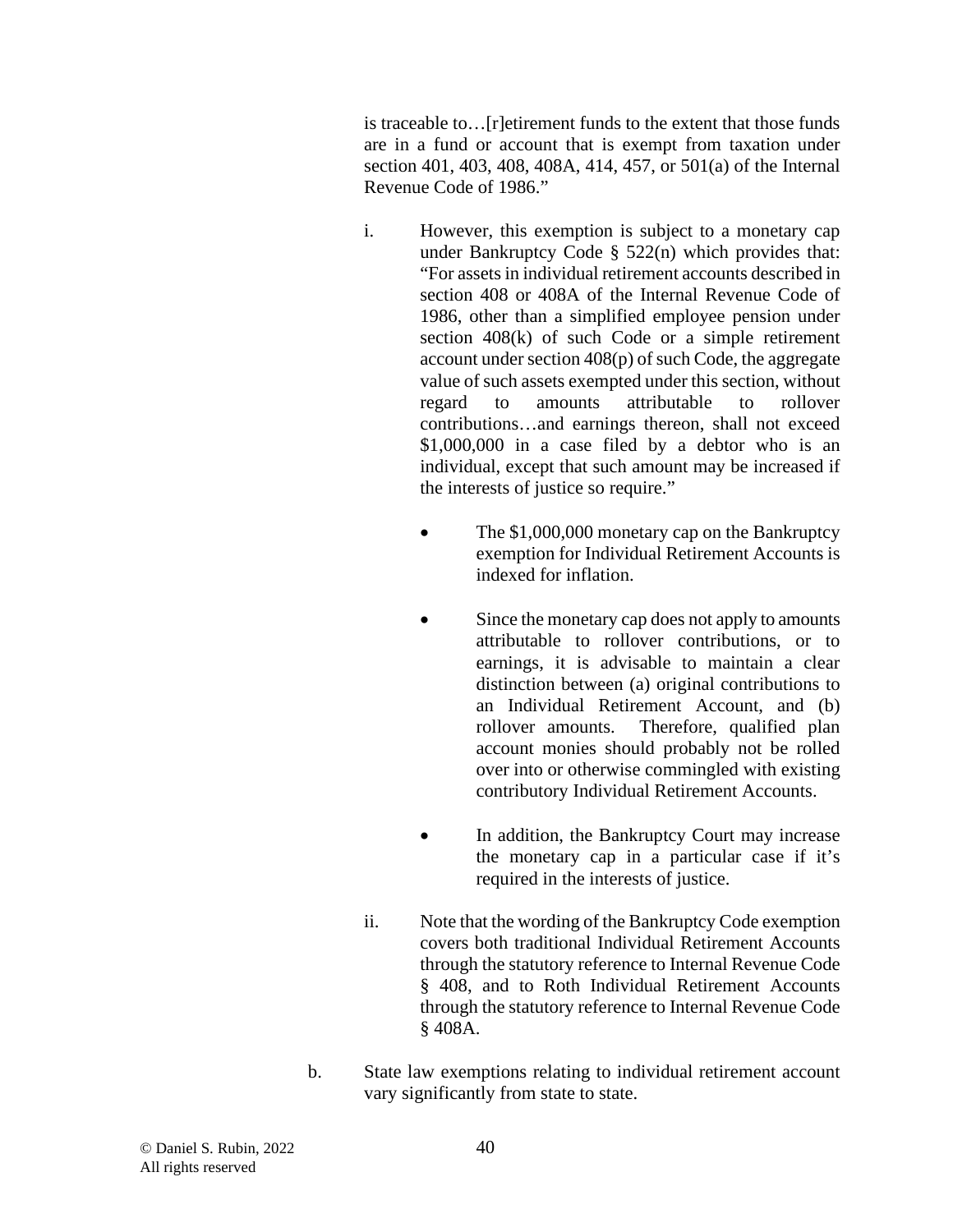is traceable to…[r]etirement funds to the extent that those funds are in a fund or account that is exempt from taxation under section 401, 403, 408, 408A, 414, 457, or 501(a) of the Internal Revenue Code of 1986."

i. However, this exemption is subject to a monetary cap under Bankruptcy Code § 522(n) which provides that: "For assets in individual retirement accounts described in section 408 or 408A of the Internal Revenue Code of 1986, other than a simplified employee pension under section 408(k) of such Code or a simple retirement account under section 408(p) of such Code, the aggregate value of such assets exempted under this section, without regard to amounts attributable to rollover contributions…and earnings thereon, shall not exceed $1,000,000 in a case filed by a debtor who is an individual, except that such amount may be increased if the interests of justice so require."

- The $1,000,000 monetary cap on the Bankruptcy exemption for Individual Retirement Accounts is indexed for inflation.

- Since the monetary cap does not apply to amounts attributable to rollover contributions, or to earnings, it is advisable to maintain a clear distinction between (a) original contributions to an Individual Retirement Account, and (b) rollover amounts. Therefore, qualified plan account monies should probably not be rolled over into or otherwise commingled with existing contributory Individual Retirement Accounts.

- In addition, the Bankruptcy Court may increase the monetary cap in a particular case if it's required in the interests of justice.

ii. Note that the wording of the Bankruptcy Code exemption covers both traditional Individual Retirement Accounts through the statutory reference to Internal Revenue Code § 408, and to Roth Individual Retirement Accounts through the statutory reference to Internal Revenue Code § 408A.

b. State law exemptions relating to individual retirement account vary significantly from state to state.

© Daniel S. Rubin, 2022
All rights reserved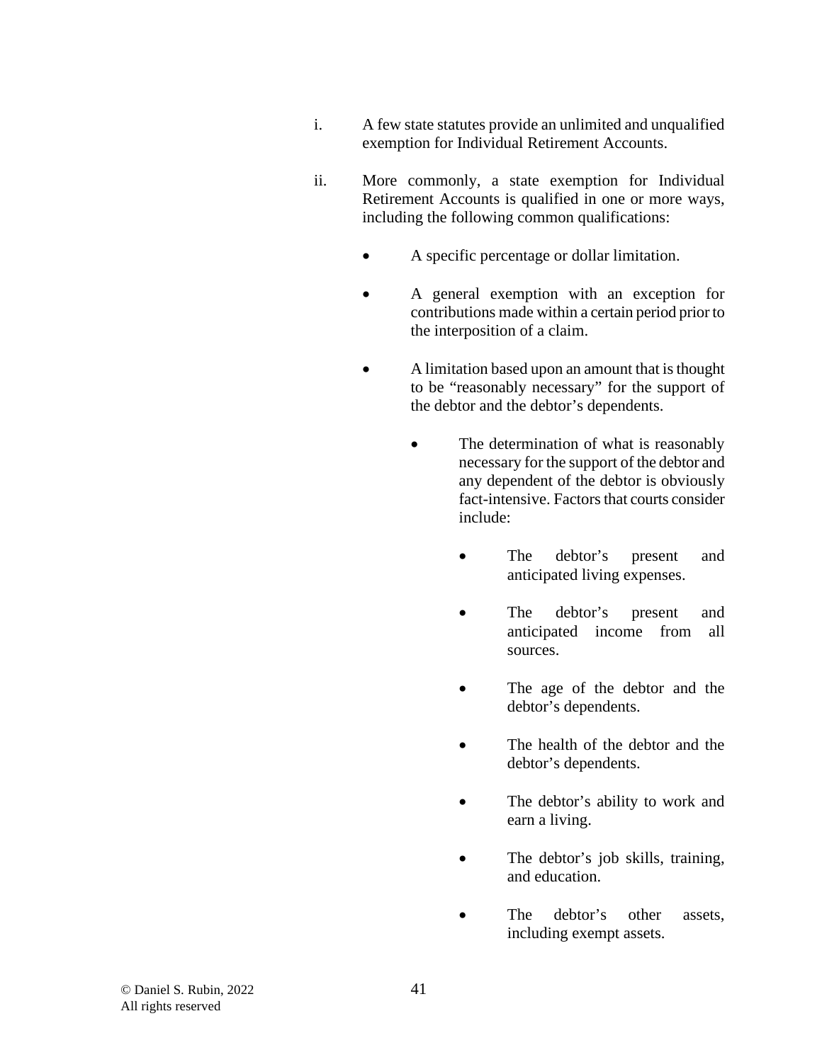i. A few state statutes provide an unlimited and unqualified exemption for Individual Retirement Accounts.

ii. More commonly, a state exemption for Individual Retirement Accounts is qualified in one or more ways, including the following common qualifications:

- A specific percentage or dollar limitation.

- A general exemption with an exception for contributions made within a certain period prior to the interposition of a claim.

- A limitation based upon an amount that is thought to be "reasonably necessary" for the support of the debtor and the debtor's dependents.

  - The determination of what is reasonably necessary for the support of the debtor and any dependent of the debtor is obviously fact-intensive. Factors that courts consider include:

    - The debtor's present and anticipated living expenses.

    - The debtor's present and anticipated income from all sources.

    - The age of the debtor and the debtor's dependents.

    - The health of the debtor and the debtor's dependents.

    - The debtor's ability to work and earn a living.

    - The debtor's job skills, training, and education.

    - The debtor's other assets, including exempt assets.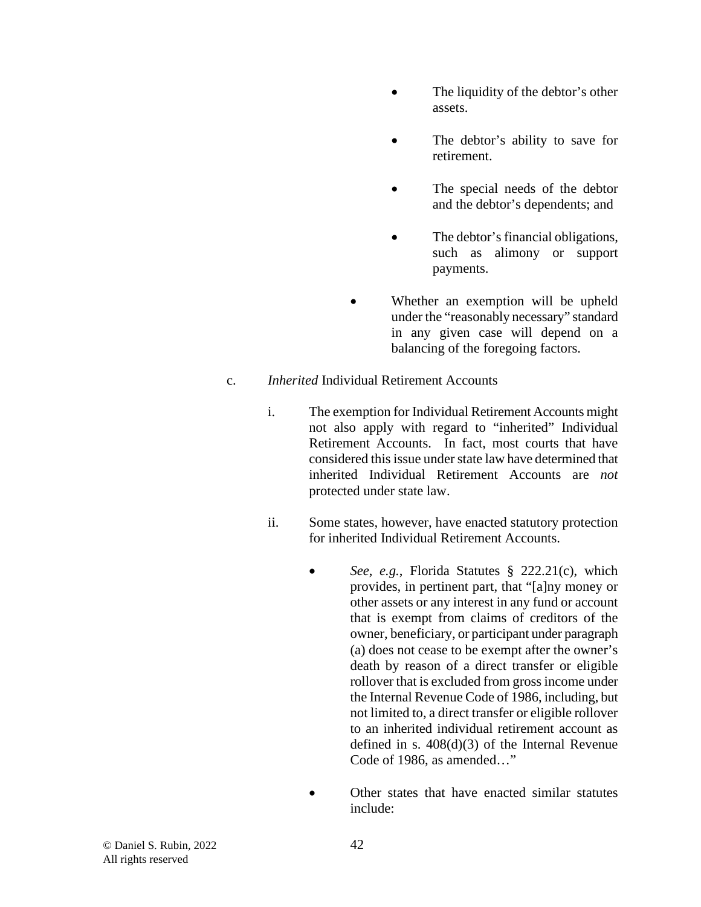- The liquidity of the debtor's other assets.

- The debtor's ability to save for retirement.

- The special needs of the debtor and the debtor's dependents; and

- The debtor's financial obligations, such as alimony or support payments.

- Whether an exemption will be upheld under the "reasonably necessary" standard in any given case will depend on a balancing of the foregoing factors.

c. *Inherited* Individual Retirement Accounts

i. The exemption for Individual Retirement Accounts might not also apply with regard to "inherited" Individual Retirement Accounts. In fact, most courts that have considered this issue under state law have determined that inherited Individual Retirement Accounts are *not* protected under state law.

ii. Some states, however, have enacted statutory protection for inherited Individual Retirement Accounts.

- *See*, *e.g.*, Florida Statutes § 222.21(c), which provides, in pertinent part, that "[a]ny money or other assets or any interest in any fund or account that is exempt from claims of creditors of the owner, beneficiary, or participant under paragraph (a) does not cease to be exempt after the owner's death by reason of a direct transfer or eligible rollover that is excluded from gross income under the Internal Revenue Code of 1986, including, but not limited to, a direct transfer or eligible rollover to an inherited individual retirement account as defined in s. 408(d)(3) of the Internal Revenue Code of 1986, as amended…"

- Other states that have enacted similar statutes include:

© Daniel S. Rubin, 2022
All rights reserved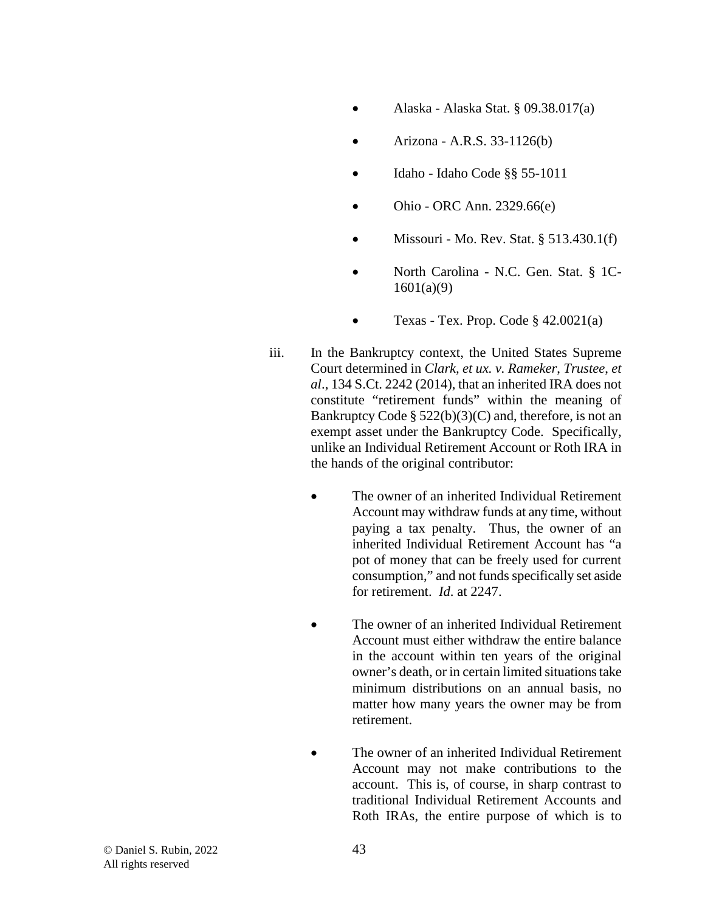- Alaska - Alaska Stat. § 09.38.017(a)
- Arizona - A.R.S. 33-1126(b)
- Idaho - Idaho Code §§ 55-1011
- Ohio - ORC Ann. 2329.66(e)
- Missouri - Mo. Rev. Stat. § 513.430.1(f)
- North Carolina - N.C. Gen. Stat. § 1C-1601(a)(9)
- Texas - Tex. Prop. Code § 42.0021(a)

iii. In the Bankruptcy context, the United States Supreme Court determined in *Clark, et ux. v. Rameker, Trustee, et al*., 134 S.Ct. 2242 (2014), that an inherited IRA does not constitute "retirement funds" within the meaning of Bankruptcy Code § 522(b)(3)(C) and, therefore, is not an exempt asset under the Bankruptcy Code. Specifically, unlike an Individual Retirement Account or Roth IRA in the hands of the original contributor:

- The owner of an inherited Individual Retirement Account may withdraw funds at any time, without paying a tax penalty. Thus, the owner of an inherited Individual Retirement Account has "a pot of money that can be freely used for current consumption," and not funds specifically set aside for retirement. *Id*. at 2247.

- The owner of an inherited Individual Retirement Account must either withdraw the entire balance in the account within ten years of the original owner's death, or in certain limited situations take minimum distributions on an annual basis, no matter how many years the owner may be from retirement.

- The owner of an inherited Individual Retirement Account may not make contributions to the account. This is, of course, in sharp contrast to traditional Individual Retirement Accounts and Roth IRAs, the entire purpose of which is to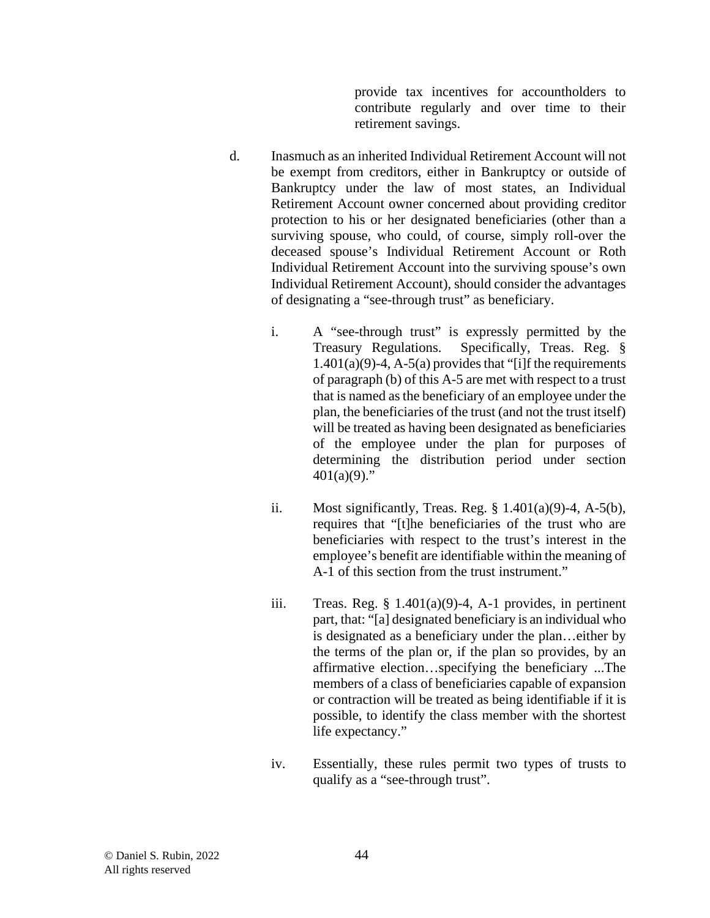provide tax incentives for accountholders to contribute regularly and over time to their retirement savings.

d. Inasmuch as an inherited Individual Retirement Account will not be exempt from creditors, either in Bankruptcy or outside of Bankruptcy under the law of most states, an Individual Retirement Account owner concerned about providing creditor protection to his or her designated beneficiaries (other than a surviving spouse, who could, of course, simply roll-over the deceased spouse's Individual Retirement Account or Roth Individual Retirement Account into the surviving spouse's own Individual Retirement Account), should consider the advantages of designating a "see-through trust" as beneficiary.

   i. A "see-through trust" is expressly permitted by the Treasury Regulations. Specifically, Treas. Reg. § 1.401(a)(9)-4, A-5(a) provides that "[i]f the requirements of paragraph (b) of this A-5 are met with respect to a trust that is named as the beneficiary of an employee under the plan, the beneficiaries of the trust (and not the trust itself) will be treated as having been designated as beneficiaries of the employee under the plan for purposes of determining the distribution period under section 401(a)(9)."

   ii. Most significantly, Treas. Reg. § 1.401(a)(9)-4, A-5(b), requires that "[t]he beneficiaries of the trust who are beneficiaries with respect to the trust's interest in the employee's benefit are identifiable within the meaning of A-1 of this section from the trust instrument."

   iii. Treas. Reg. § 1.401(a)(9)-4, A-1 provides, in pertinent part, that: "[a] designated beneficiary is an individual who is designated as a beneficiary under the plan…either by the terms of the plan or, if the plan so provides, by an affirmative election…specifying the beneficiary ...The members of a class of beneficiaries capable of expansion or contraction will be treated as being identifiable if it is possible, to identify the class member with the shortest life expectancy."

   iv. Essentially, these rules permit two types of trusts to qualify as a "see-through trust".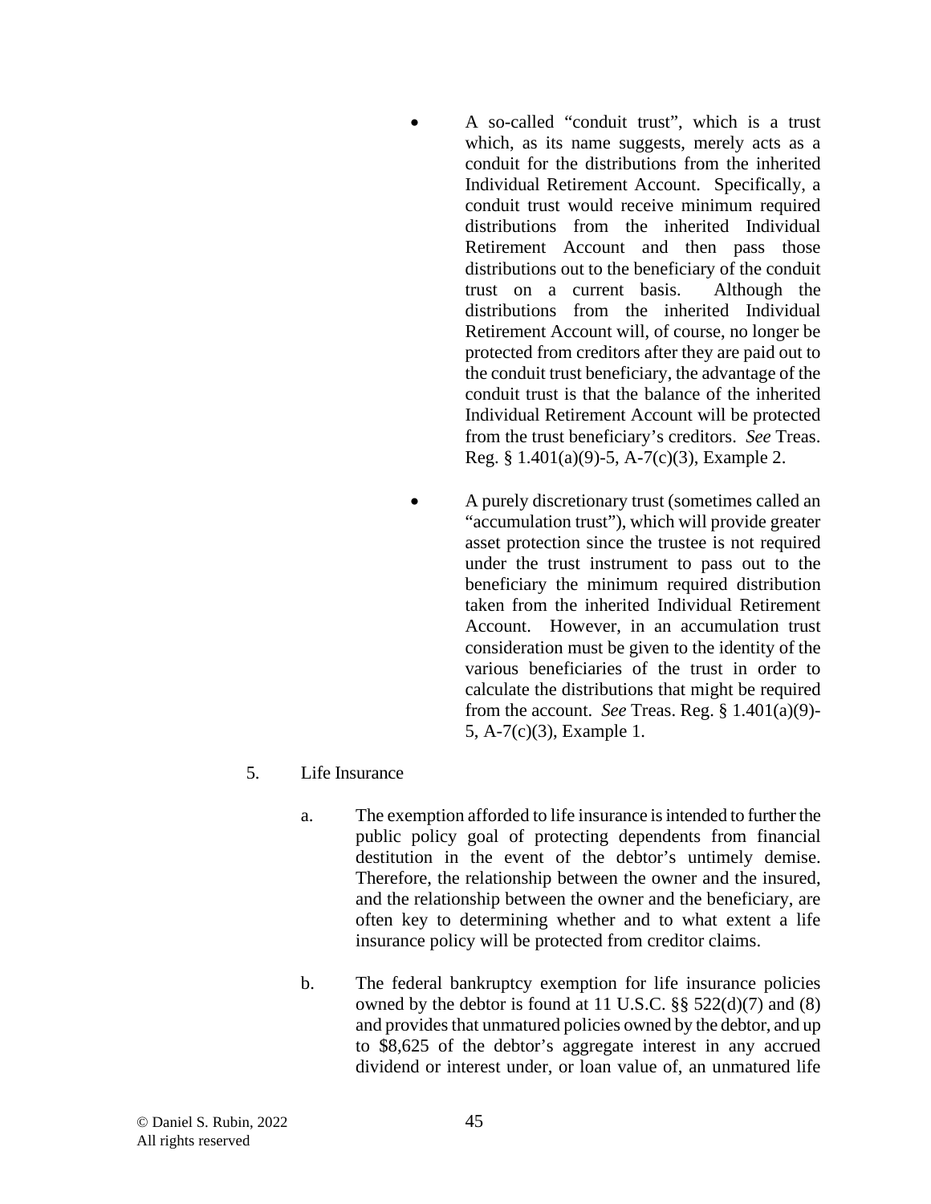- A so-called "conduit trust", which is a trust which, as its name suggests, merely acts as a conduit for the distributions from the inherited Individual Retirement Account. Specifically, a conduit trust would receive minimum required distributions from the inherited Individual Retirement Account and then pass those distributions out to the beneficiary of the conduit trust on a current basis. Although the distributions from the inherited Individual Retirement Account will, of course, no longer be protected from creditors after they are paid out to the conduit trust beneficiary, the advantage of the conduit trust is that the balance of the inherited Individual Retirement Account will be protected from the trust beneficiary's creditors. *See* Treas. Reg. § 1.401(a)(9)-5, A-7(c)(3), Example 2.

- A purely discretionary trust (sometimes called an "accumulation trust"), which will provide greater asset protection since the trustee is not required under the trust instrument to pass out to the beneficiary the minimum required distribution taken from the inherited Individual Retirement Account. However, in an accumulation trust consideration must be given to the identity of the various beneficiaries of the trust in order to calculate the distributions that might be required from the account. *See* Treas. Reg. § 1.401(a)(9)-5, A-7(c)(3), Example 1.

5. Life Insurance

   a. The exemption afforded to life insurance is intended to further the public policy goal of protecting dependents from financial destitution in the event of the debtor's untimely demise. Therefore, the relationship between the owner and the insured, and the relationship between the owner and the beneficiary, are often key to determining whether and to what extent a life insurance policy will be protected from creditor claims.

   b. The federal bankruptcy exemption for life insurance policies owned by the debtor is found at 11 U.S.C. §§ 522(d)(7) and (8) and provides that unmatured policies owned by the debtor, and up to $8,625 of the debtor's aggregate interest in any accrued dividend or interest under, or loan value of, an unmatured life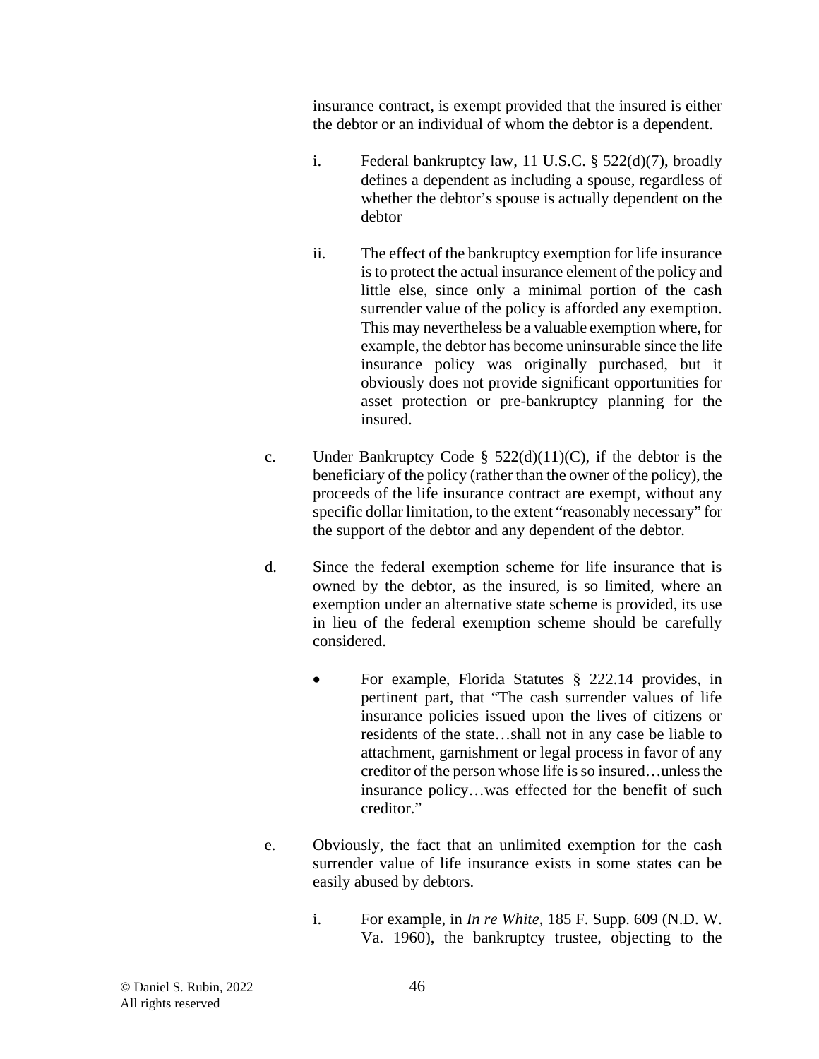insurance contract, is exempt provided that the insured is either the debtor or an individual of whom the debtor is a dependent.

i. Federal bankruptcy law, 11 U.S.C. § 522(d)(7), broadly defines a dependent as including a spouse, regardless of whether the debtor's spouse is actually dependent on the debtor

ii. The effect of the bankruptcy exemption for life insurance is to protect the actual insurance element of the policy and little else, since only a minimal portion of the cash surrender value of the policy is afforded any exemption. This may nevertheless be a valuable exemption where, for example, the debtor has become uninsurable since the life insurance policy was originally purchased, but it obviously does not provide significant opportunities for asset protection or pre-bankruptcy planning for the insured.

c. Under Bankruptcy Code § 522(d)(11)(C), if the debtor is the beneficiary of the policy (rather than the owner of the policy), the proceeds of the life insurance contract are exempt, without any specific dollar limitation, to the extent "reasonably necessary" for the support of the debtor and any dependent of the debtor.

d. Since the federal exemption scheme for life insurance that is owned by the debtor, as the insured, is so limited, where an exemption under an alternative state scheme is provided, its use in lieu of the federal exemption scheme should be carefully considered.

- For example, Florida Statutes § 222.14 provides, in pertinent part, that "The cash surrender values of life insurance policies issued upon the lives of citizens or residents of the state…shall not in any case be liable to attachment, garnishment or legal process in favor of any creditor of the person whose life is so insured…unless the insurance policy…was effected for the benefit of such creditor."

e. Obviously, the fact that an unlimited exemption for the cash surrender value of life insurance exists in some states can be easily abused by debtors.

i. For example, in *In re White*, 185 F. Supp. 609 (N.D. W. Va. 1960), the bankruptcy trustee, objecting to the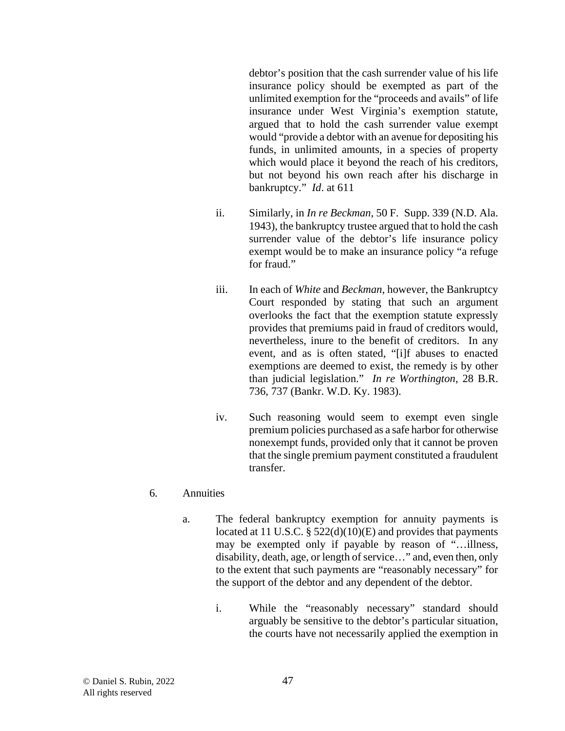debtor's position that the cash surrender value of his life insurance policy should be exempted as part of the unlimited exemption for the "proceeds and avails" of life insurance under West Virginia's exemption statute, argued that to hold the cash surrender value exempt would "provide a debtor with an avenue for depositing his funds, in unlimited amounts, in a species of property which would place it beyond the reach of his creditors, but not beyond his own reach after his discharge in bankruptcy." *Id*. at 611

ii. Similarly, in *In re Beckman*, 50 F. Supp. 339 (N.D. Ala. 1943), the bankruptcy trustee argued that to hold the cash surrender value of the debtor's life insurance policy exempt would be to make an insurance policy "a refuge for fraud."

iii. In each of *White* and *Beckman*, however, the Bankruptcy Court responded by stating that such an argument overlooks the fact that the exemption statute expressly provides that premiums paid in fraud of creditors would, nevertheless, inure to the benefit of creditors. In any event, and as is often stated, "[i]f abuses to enacted exemptions are deemed to exist, the remedy is by other than judicial legislation." *In re Worthington*, 28 B.R. 736, 737 (Bankr. W.D. Ky. 1983).

iv. Such reasoning would seem to exempt even single premium policies purchased as a safe harbor for otherwise nonexempt funds, provided only that it cannot be proven that the single premium payment constituted a fraudulent transfer.

6. Annuities

a. The federal bankruptcy exemption for annuity payments is located at 11 U.S.C. § 522(d)(10)(E) and provides that payments may be exempted only if payable by reason of "…illness, disability, death, age, or length of service…" and, even then, only to the extent that such payments are "reasonably necessary" for the support of the debtor and any dependent of the debtor.

i. While the "reasonably necessary" standard should arguably be sensitive to the debtor's particular situation, the courts have not necessarily applied the exemption in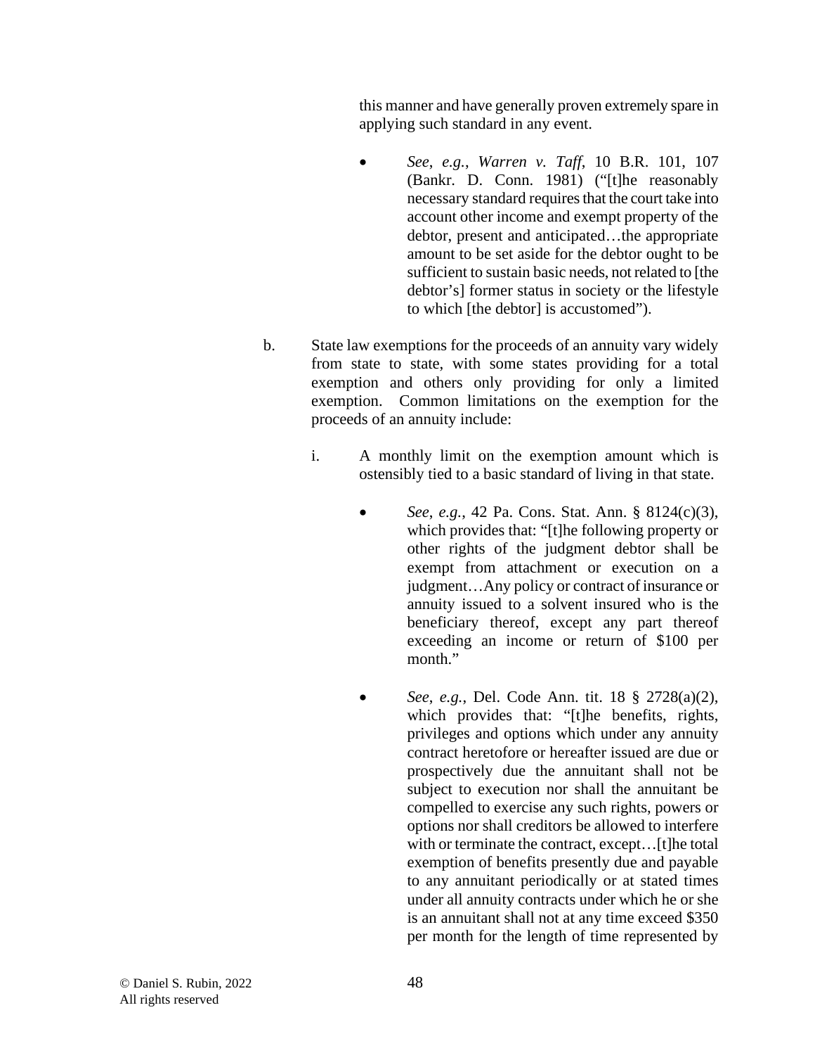this manner and have generally proven extremely spare in applying such standard in any event.

- *See*, *e.g.*, *Warren v. Taff*, 10 B.R. 101, 107 (Bankr. D. Conn. 1981) ("[t]he reasonably necessary standard requires that the court take into account other income and exempt property of the debtor, present and anticipated…the appropriate amount to be set aside for the debtor ought to be sufficient to sustain basic needs, not related to [the debtor's] former status in society or the lifestyle to which [the debtor] is accustomed").

b. State law exemptions for the proceeds of an annuity vary widely from state to state, with some states providing for a total exemption and others only providing for only a limited exemption. Common limitations on the exemption for the proceeds of an annuity include:

   i. A monthly limit on the exemption amount which is ostensibly tied to a basic standard of living in that state.

   - *See*, *e.g.*, 42 Pa. Cons. Stat. Ann. § 8124(c)(3), which provides that: "[t]he following property or other rights of the judgment debtor shall be exempt from attachment or execution on a judgment…Any policy or contract of insurance or annuity issued to a solvent insured who is the beneficiary thereof, except any part thereof exceeding an income or return of $100 per month."

   - *See*, *e.g.*, Del. Code Ann. tit. 18 § 2728(a)(2), which provides that: "[t]he benefits, rights, privileges and options which under any annuity contract heretofore or hereafter issued are due or prospectively due the annuitant shall not be subject to execution nor shall the annuitant be compelled to exercise any such rights, powers or options nor shall creditors be allowed to interfere with or terminate the contract, except…[t]he total exemption of benefits presently due and payable to any annuitant periodically or at stated times under all annuity contracts under which he or she is an annuitant shall not at any time exceed $350 per month for the length of time represented by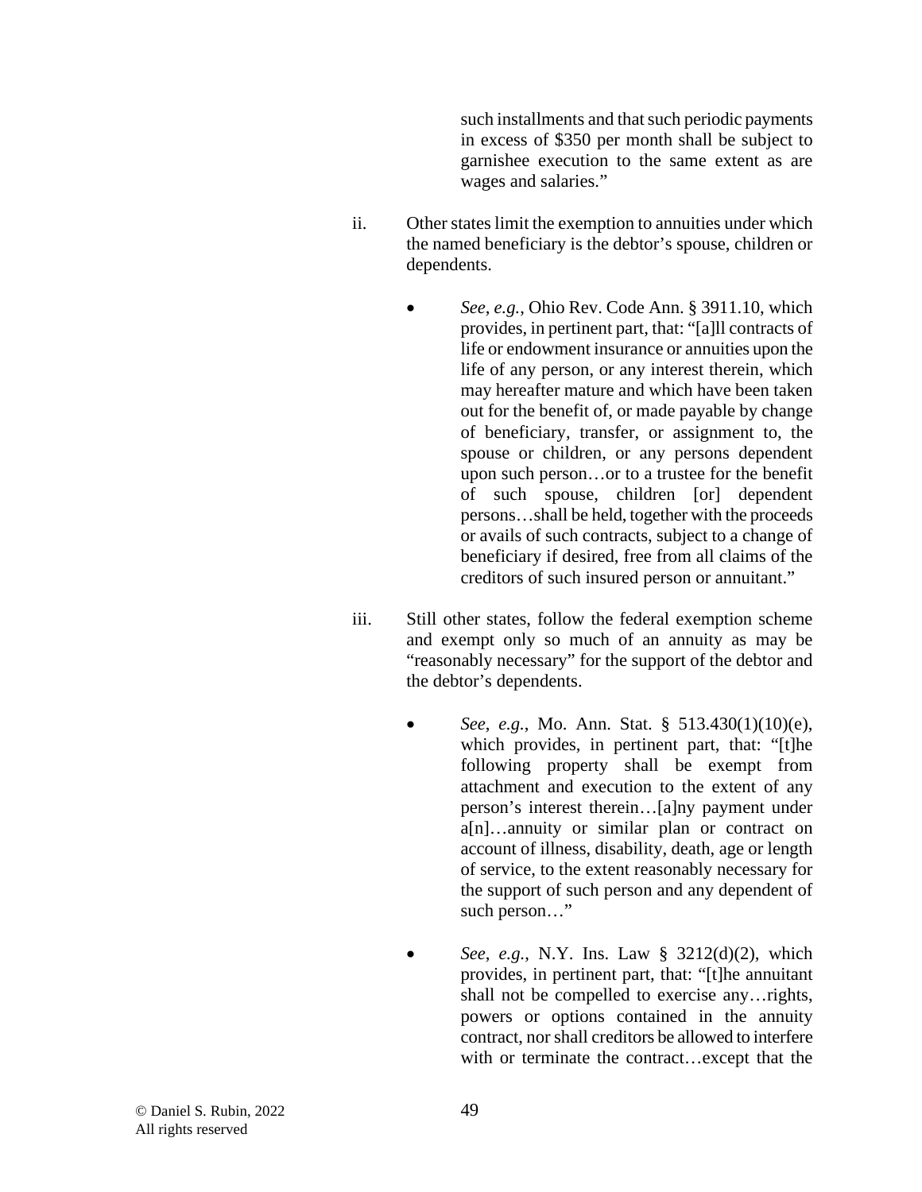such installments and that such periodic payments in excess of $350 per month shall be subject to garnishee execution to the same extent as are wages and salaries."

ii. Other states limit the exemption to annuities under which the named beneficiary is the debtor's spouse, children or dependents.

- *See*, *e.g.*, Ohio Rev. Code Ann. § 3911.10, which provides, in pertinent part, that: "[a]ll contracts of life or endowment insurance or annuities upon the life of any person, or any interest therein, which may hereafter mature and which have been taken out for the benefit of, or made payable by change of beneficiary, transfer, or assignment to, the spouse or children, or any persons dependent upon such person…or to a trustee for the benefit of such spouse, children [or] dependent persons…shall be held, together with the proceeds or avails of such contracts, subject to a change of beneficiary if desired, free from all claims of the creditors of such insured person or annuitant."

iii. Still other states, follow the federal exemption scheme and exempt only so much of an annuity as may be "reasonably necessary" for the support of the debtor and the debtor's dependents.

- *See*, *e.g.*, Mo. Ann. Stat. § 513.430(1)(10)(e), which provides, in pertinent part, that: "[t]he following property shall be exempt from attachment and execution to the extent of any person's interest therein…[a]ny payment under a[n]…annuity or similar plan or contract on account of illness, disability, death, age or length of service, to the extent reasonably necessary for the support of such person and any dependent of such person…"

- *See*, *e.g.*, N.Y. Ins. Law § 3212(d)(2), which provides, in pertinent part, that: "[t]he annuitant shall not be compelled to exercise any…rights, powers or options contained in the annuity contract, nor shall creditors be allowed to interfere with or terminate the contract…except that the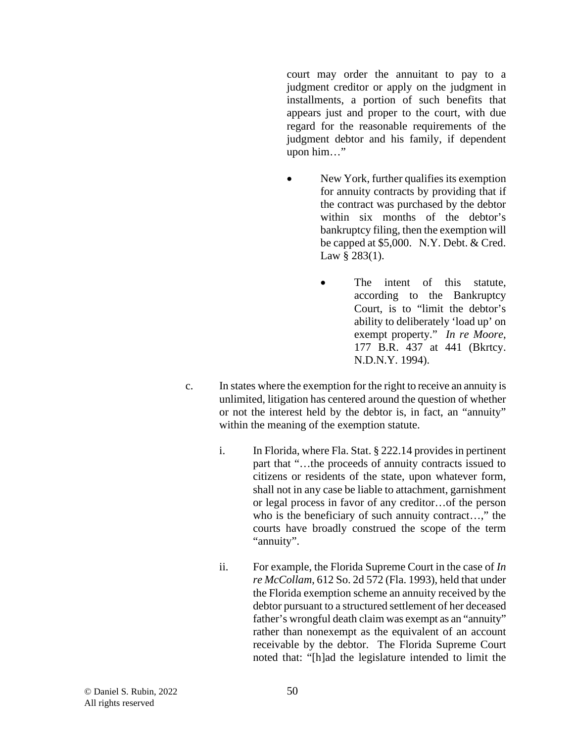court may order the annuitant to pay to a judgment creditor or apply on the judgment in installments, a portion of such benefits that appears just and proper to the court, with due regard for the reasonable requirements of the judgment debtor and his family, if dependent upon him…"

- New York, further qualifies its exemption for annuity contracts by providing that if the contract was purchased by the debtor within six months of the debtor's bankruptcy filing, then the exemption will be capped at $5,000. N.Y. Debt. & Cred. Law § 283(1).

  - The intent of this statute, according to the Bankruptcy Court, is to "limit the debtor's ability to deliberately 'load up' on exempt property." *In re Moore*, 177 B.R. 437 at 441 (Bkrtcy. N.D.N.Y. 1994).

c. In states where the exemption for the right to receive an annuity is unlimited, litigation has centered around the question of whether or not the interest held by the debtor is, in fact, an "annuity" within the meaning of the exemption statute.

   i. In Florida, where Fla. Stat. § 222.14 provides in pertinent part that "…the proceeds of annuity contracts issued to citizens or residents of the state, upon whatever form, shall not in any case be liable to attachment, garnishment or legal process in favor of any creditor…of the person who is the beneficiary of such annuity contract…," the courts have broadly construed the scope of the term "annuity".

   ii. For example, the Florida Supreme Court in the case of *In re McCollam*, 612 So. 2d 572 (Fla. 1993), held that under the Florida exemption scheme an annuity received by the debtor pursuant to a structured settlement of her deceased father's wrongful death claim was exempt as an "annuity" rather than nonexempt as the equivalent of an account receivable by the debtor. The Florida Supreme Court noted that: "[h]ad the legislature intended to limit the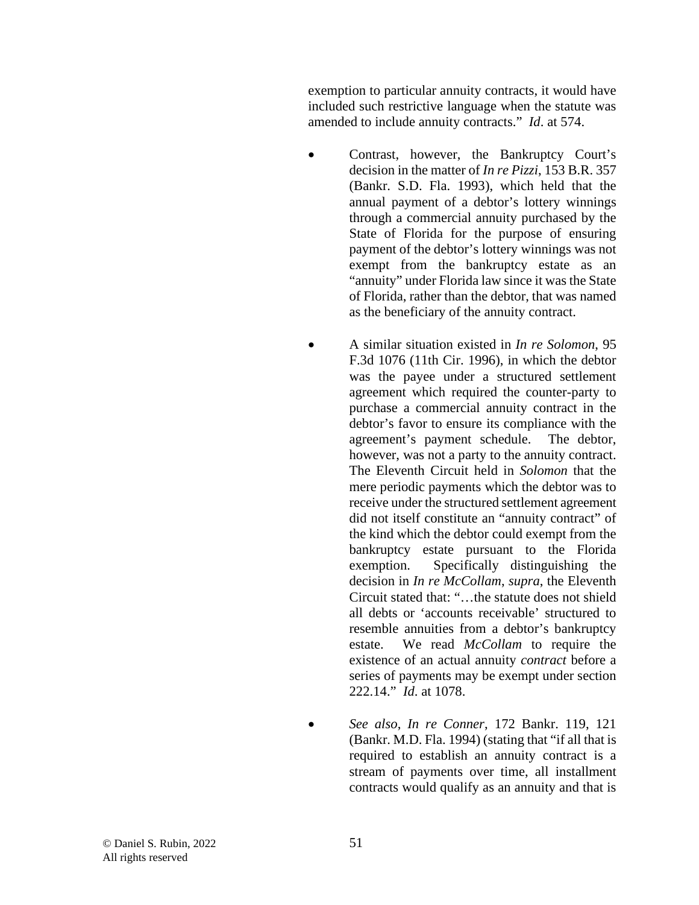exemption to particular annuity contracts, it would have included such restrictive language when the statute was amended to include annuity contracts." *Id*. at 574.

- Contrast, however, the Bankruptcy Court's decision in the matter of *In re Pizzi*, 153 B.R. 357 (Bankr. S.D. Fla. 1993), which held that the annual payment of a debtor's lottery winnings through a commercial annuity purchased by the State of Florida for the purpose of ensuring payment of the debtor's lottery winnings was not exempt from the bankruptcy estate as an "annuity" under Florida law since it was the State of Florida, rather than the debtor, that was named as the beneficiary of the annuity contract.

- A similar situation existed in *In re Solomon*, 95 F.3d 1076 (11th Cir. 1996), in which the debtor was the payee under a structured settlement agreement which required the counter-party to purchase a commercial annuity contract in the debtor's favor to ensure its compliance with the agreement's payment schedule. The debtor, however, was not a party to the annuity contract. The Eleventh Circuit held in *Solomon* that the mere periodic payments which the debtor was to receive under the structured settlement agreement did not itself constitute an "annuity contract" of the kind which the debtor could exempt from the bankruptcy estate pursuant to the Florida exemption. Specifically distinguishing the decision in *In re McCollam*, *supra*, the Eleventh Circuit stated that: "…the statute does not shield all debts or 'accounts receivable' structured to resemble annuities from a debtor's bankruptcy estate. We read *McCollam* to require the existence of an actual annuity *contract* before a series of payments may be exempt under section 222.14." *Id.* at 1078.

- *See also*, *In re Conner*, 172 Bankr. 119, 121 (Bankr. M.D. Fla. 1994) (stating that "if all that is required to establish an annuity contract is a stream of payments over time, all installment contracts would qualify as an annuity and that is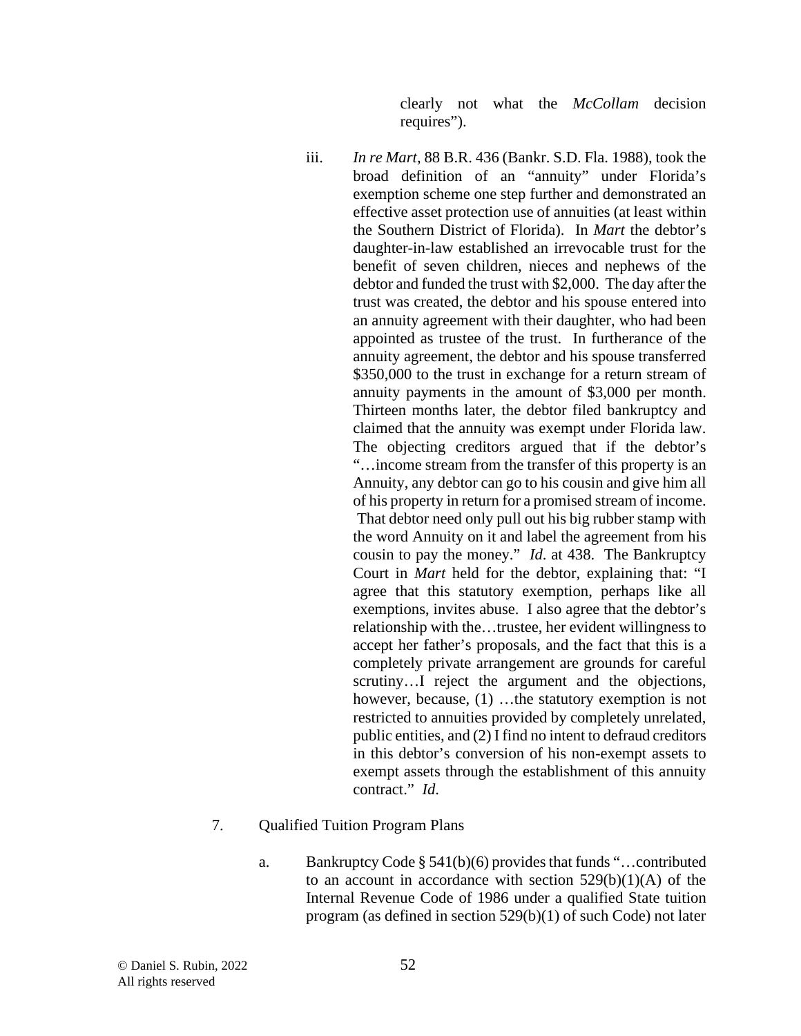clearly not what the *McCollam* decision requires").

iii. *In re Mart*, 88 B.R. 436 (Bankr. S.D. Fla. 1988), took the broad definition of an "annuity" under Florida's exemption scheme one step further and demonstrated an effective asset protection use of annuities (at least within the Southern District of Florida). In *Mart* the debtor's daughter-in-law established an irrevocable trust for the benefit of seven children, nieces and nephews of the debtor and funded the trust with $2,000. The day after the trust was created, the debtor and his spouse entered into an annuity agreement with their daughter, who had been appointed as trustee of the trust. In furtherance of the annuity agreement, the debtor and his spouse transferred $350,000 to the trust in exchange for a return stream of annuity payments in the amount of $3,000 per month. Thirteen months later, the debtor filed bankruptcy and claimed that the annuity was exempt under Florida law. The objecting creditors argued that if the debtor's "…income stream from the transfer of this property is an Annuity, any debtor can go to his cousin and give him all of his property in return for a promised stream of income. That debtor need only pull out his big rubber stamp with the word Annuity on it and label the agreement from his cousin to pay the money." *Id.* at 438. The Bankruptcy Court in *Mart* held for the debtor, explaining that: "I agree that this statutory exemption, perhaps like all exemptions, invites abuse. I also agree that the debtor's relationship with the…trustee, her evident willingness to accept her father's proposals, and the fact that this is a completely private arrangement are grounds for careful scrutiny…I reject the argument and the objections, however, because, (1) …the statutory exemption is not restricted to annuities provided by completely unrelated, public entities, and (2) I find no intent to defraud creditors in this debtor's conversion of his non-exempt assets to exempt assets through the establishment of this annuity contract." *Id.*

7. Qualified Tuition Program Plans

a. Bankruptcy Code § 541(b)(6) provides that funds "…contributed to an account in accordance with section 529(b)(1)(A) of the Internal Revenue Code of 1986 under a qualified State tuition program (as defined in section 529(b)(1) of such Code) not later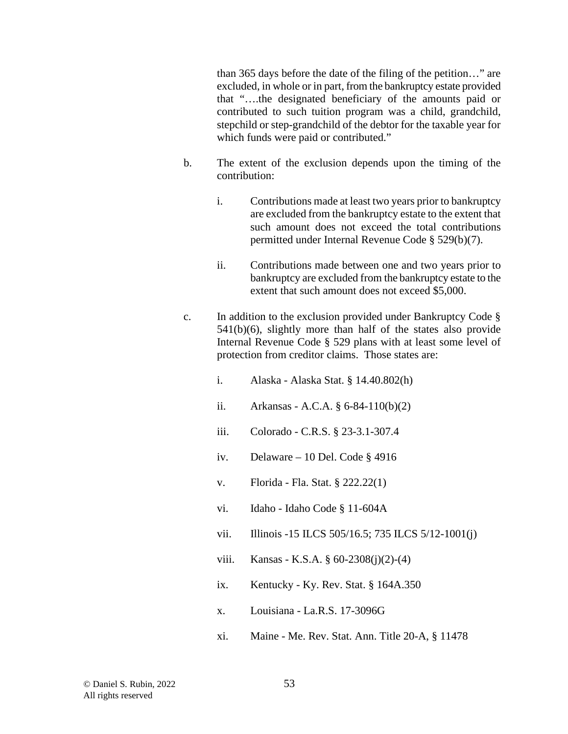than 365 days before the date of the filing of the petition…" are excluded, in whole or in part, from the bankruptcy estate provided that "….the designated beneficiary of the amounts paid or contributed to such tuition program was a child, grandchild, stepchild or step-grandchild of the debtor for the taxable year for which funds were paid or contributed."

b. The extent of the exclusion depends upon the timing of the contribution:

   i. Contributions made at least two years prior to bankruptcy are excluded from the bankruptcy estate to the extent that such amount does not exceed the total contributions permitted under Internal Revenue Code § 529(b)(7).

   ii. Contributions made between one and two years prior to bankruptcy are excluded from the bankruptcy estate to the extent that such amount does not exceed $5,000.

c. In addition to the exclusion provided under Bankruptcy Code § 541(b)(6), slightly more than half of the states also provide Internal Revenue Code § 529 plans with at least some level of protection from creditor claims. Those states are:

   i. Alaska - Alaska Stat. § 14.40.802(h)

   ii. Arkansas - A.C.A. § 6-84-110(b)(2)

   iii. Colorado - C.R.S. § 23-3.1-307.4

   iv. Delaware – 10 Del. Code § 4916

   v. Florida - Fla. Stat. § 222.22(1)

   vi. Idaho - Idaho Code § 11-604A

   vii. Illinois -15 ILCS 505/16.5; 735 ILCS 5/12-1001(j)

   viii. Kansas - K.S.A. § 60-2308(j)(2)-(4)

   ix. Kentucky - Ky. Rev. Stat. § 164A.350

   x. Louisiana - La.R.S. 17-3096G

   xi. Maine - Me. Rev. Stat. Ann. Title 20-A, § 11478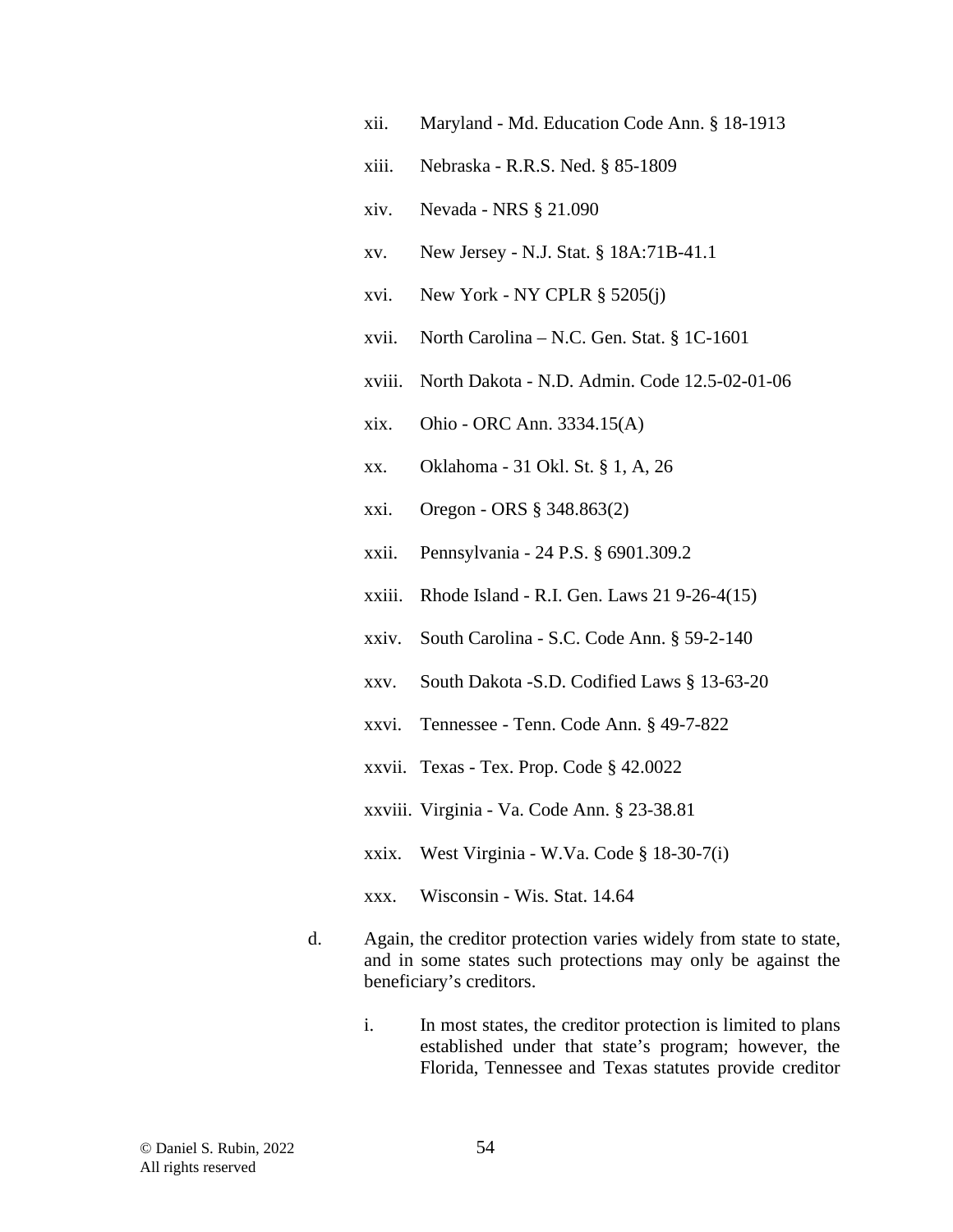xii. Maryland - Md. Education Code Ann. § 18-1913

xiii. Nebraska - R.R.S. Ned. § 85-1809

xiv. Nevada - NRS § 21.090

xv. New Jersey - N.J. Stat. § 18A:71B-41.1

xvi. New York - NY CPLR § 5205(j)

xvii. North Carolina – N.C. Gen. Stat. § 1C-1601

xviii. North Dakota - N.D. Admin. Code 12.5-02-01-06

xix. Ohio - ORC Ann. 3334.15(A)

xx. Oklahoma - 31 Okl. St. § 1, A, 26

xxi. Oregon - ORS § 348.863(2)

xxii. Pennsylvania - 24 P.S. § 6901.309.2

xxiii. Rhode Island - R.I. Gen. Laws 21 9-26-4(15)

xxiv. South Carolina - S.C. Code Ann. § 59-2-140

xxv. South Dakota -S.D. Codified Laws § 13-63-20

xxvi. Tennessee - Tenn. Code Ann. § 49-7-822

xxvii. Texas - Tex. Prop. Code § 42.0022

xxviii. Virginia - Va. Code Ann. § 23-38.81

xxix. West Virginia - W.Va. Code § 18-30-7(i)

xxx. Wisconsin - Wis. Stat. 14.64

d. Again, the creditor protection varies widely from state to state, and in some states such protections may only be against the beneficiary's creditors.

i. In most states, the creditor protection is limited to plans established under that state's program; however, the Florida, Tennessee and Texas statutes provide creditor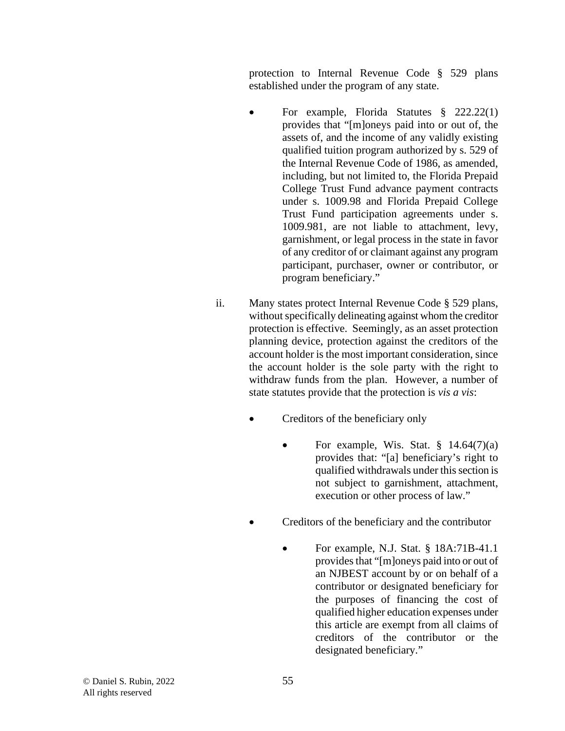protection to Internal Revenue Code § 529 plans established under the program of any state.

- For example, Florida Statutes § 222.22(1) provides that "[m]oneys paid into or out of, the assets of, and the income of any validly existing qualified tuition program authorized by s. 529 of the Internal Revenue Code of 1986, as amended, including, but not limited to, the Florida Prepaid College Trust Fund advance payment contracts under s. 1009.98 and Florida Prepaid College Trust Fund participation agreements under s. 1009.981, are not liable to attachment, levy, garnishment, or legal process in the state in favor of any creditor of or claimant against any program participant, purchaser, owner or contributor, or program beneficiary."

ii. Many states protect Internal Revenue Code § 529 plans, without specifically delineating against whom the creditor protection is effective. Seemingly, as an asset protection planning device, protection against the creditors of the account holder is the most important consideration, since the account holder is the sole party with the right to withdraw funds from the plan. However, a number of state statutes provide that the protection is *vis a vis*:

- Creditors of the beneficiary only
  - For example, Wis. Stat. § 14.64(7)(a) provides that: "[a] beneficiary's right to qualified withdrawals under this section is not subject to garnishment, attachment, execution or other process of law."
- Creditors of the beneficiary and the contributor
  - For example, N.J. Stat. § 18A:71B-41.1 provides that "[m]oneys paid into or out of an NJBEST account by or on behalf of a contributor or designated beneficiary for the purposes of financing the cost of qualified higher education expenses under this article are exempt from all claims of creditors of the contributor or the designated beneficiary."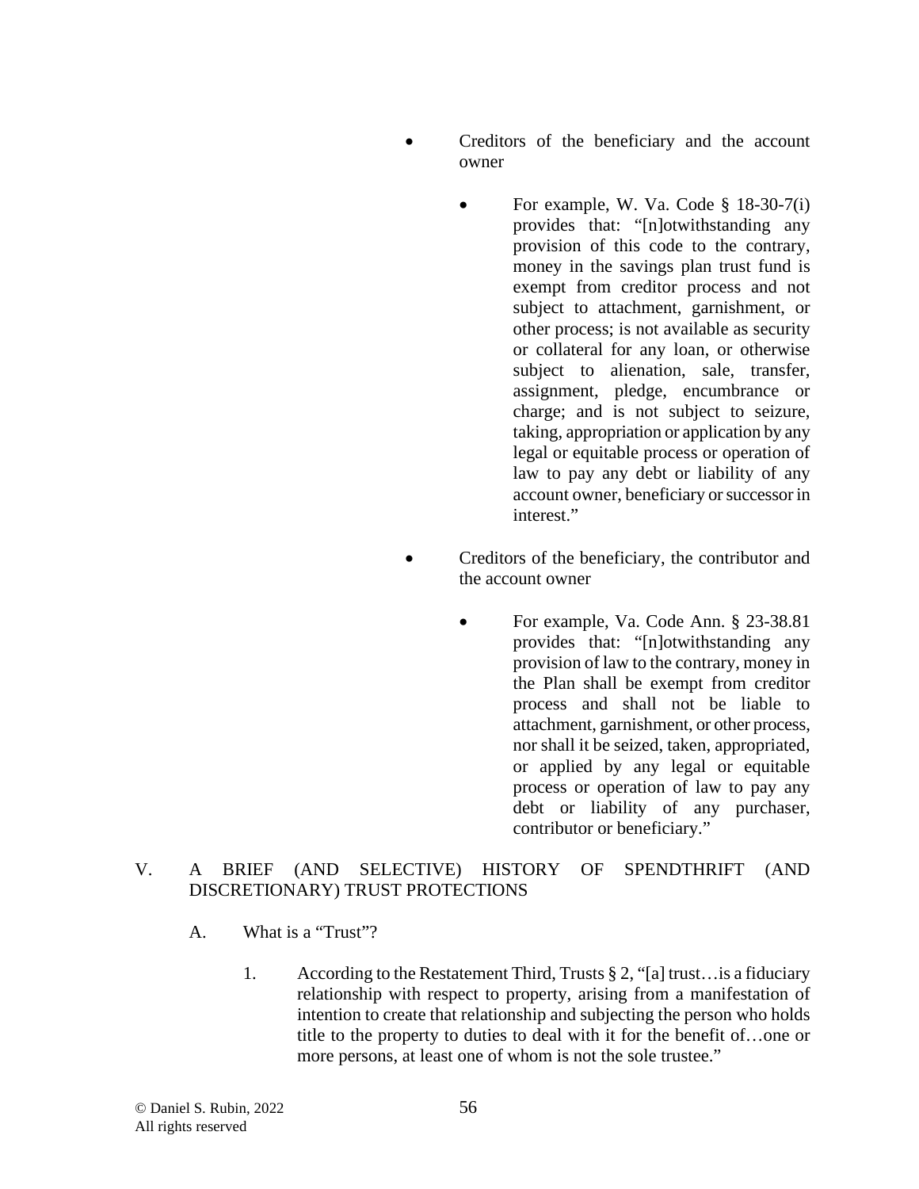- Creditors of the beneficiary and the account owner

    - For example, W. Va. Code § 18-30-7(i) provides that: "[n]otwithstanding any provision of this code to the contrary, money in the savings plan trust fund is exempt from creditor process and not subject to attachment, garnishment, or other process; is not available as security or collateral for any loan, or otherwise subject to alienation, sale, transfer, assignment, pledge, encumbrance or charge; and is not subject to seizure, taking, appropriation or application by any legal or equitable process or operation of law to pay any debt or liability of any account owner, beneficiary or successor in interest."

- Creditors of the beneficiary, the contributor and the account owner

    - For example, Va. Code Ann. § 23-38.81 provides that: "[n]otwithstanding any provision of law to the contrary, money in the Plan shall be exempt from creditor process and shall not be liable to attachment, garnishment, or other process, nor shall it be seized, taken, appropriated, or applied by any legal or equitable process or operation of law to pay any debt or liability of any purchaser, contributor or beneficiary."

## V. A BRIEF (AND SELECTIVE) HISTORY OF SPENDTHRIFT (AND DISCRETIONARY) TRUST PROTECTIONS

### A. What is a "Trust"?

1. According to the Restatement Third, Trusts § 2, "[a] trust…is a fiduciary relationship with respect to property, arising from a manifestation of intention to create that relationship and subjecting the person who holds title to the property to duties to deal with it for the benefit of…one or more persons, at least one of whom is not the sole trustee."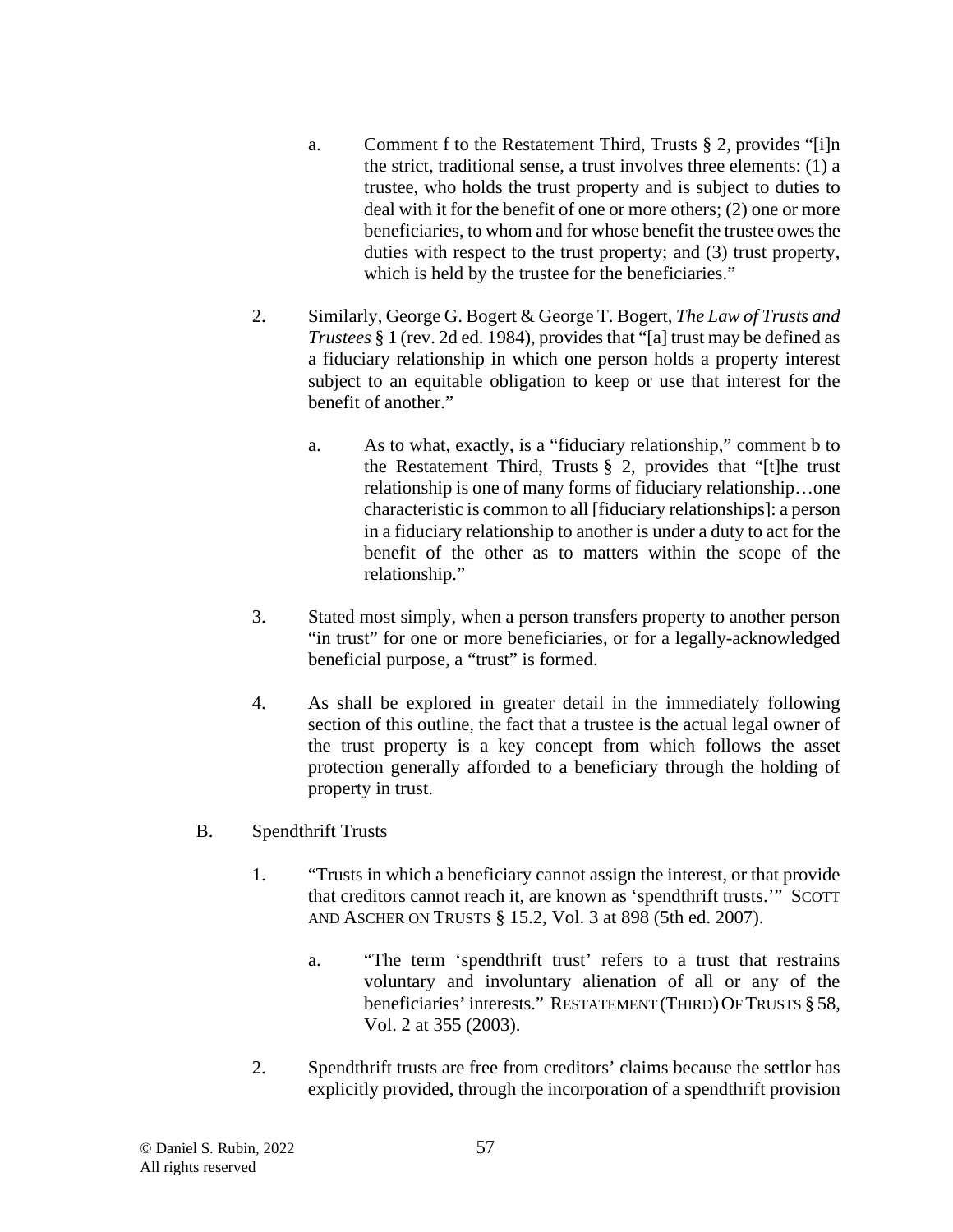a. Comment f to the Restatement Third, Trusts § 2, provides "[i]n the strict, traditional sense, a trust involves three elements: (1) a trustee, who holds the trust property and is subject to duties to deal with it for the benefit of one or more others; (2) one or more beneficiaries, to whom and for whose benefit the trustee owes the duties with respect to the trust property; and (3) trust property, which is held by the trustee for the beneficiaries."

2. Similarly, George G. Bogert & George T. Bogert, *The Law of Trusts and Trustees* § 1 (rev. 2d ed. 1984), provides that "[a] trust may be defined as a fiduciary relationship in which one person holds a property interest subject to an equitable obligation to keep or use that interest for the benefit of another."

   a. As to what, exactly, is a "fiduciary relationship," comment b to the Restatement Third, Trusts § 2, provides that "[t]he trust relationship is one of many forms of fiduciary relationship…one characteristic is common to all [fiduciary relationships]: a person in a fiduciary relationship to another is under a duty to act for the benefit of the other as to matters within the scope of the relationship."

3. Stated most simply, when a person transfers property to another person "in trust" for one or more beneficiaries, or for a legally-acknowledged beneficial purpose, a "trust" is formed.

4. As shall be explored in greater detail in the immediately following section of this outline, the fact that a trustee is the actual legal owner of the trust property is a key concept from which follows the asset protection generally afforded to a beneficiary through the holding of property in trust.

B. Spendthrift Trusts

1. "Trusts in which a beneficiary cannot assign the interest, or that provide that creditors cannot reach it, are known as 'spendthrift trusts.'" SCOTT AND ASCHER ON TRUSTS § 15.2, Vol. 3 at 898 (5th ed. 2007).

   a. "The term 'spendthrift trust' refers to a trust that restrains voluntary and involuntary alienation of all or any of the beneficiaries' interests." RESTATEMENT (THIRD) OF TRUSTS § 58, Vol. 2 at 355 (2003).

2. Spendthrift trusts are free from creditors' claims because the settlor has explicitly provided, through the incorporation of a spendthrift provision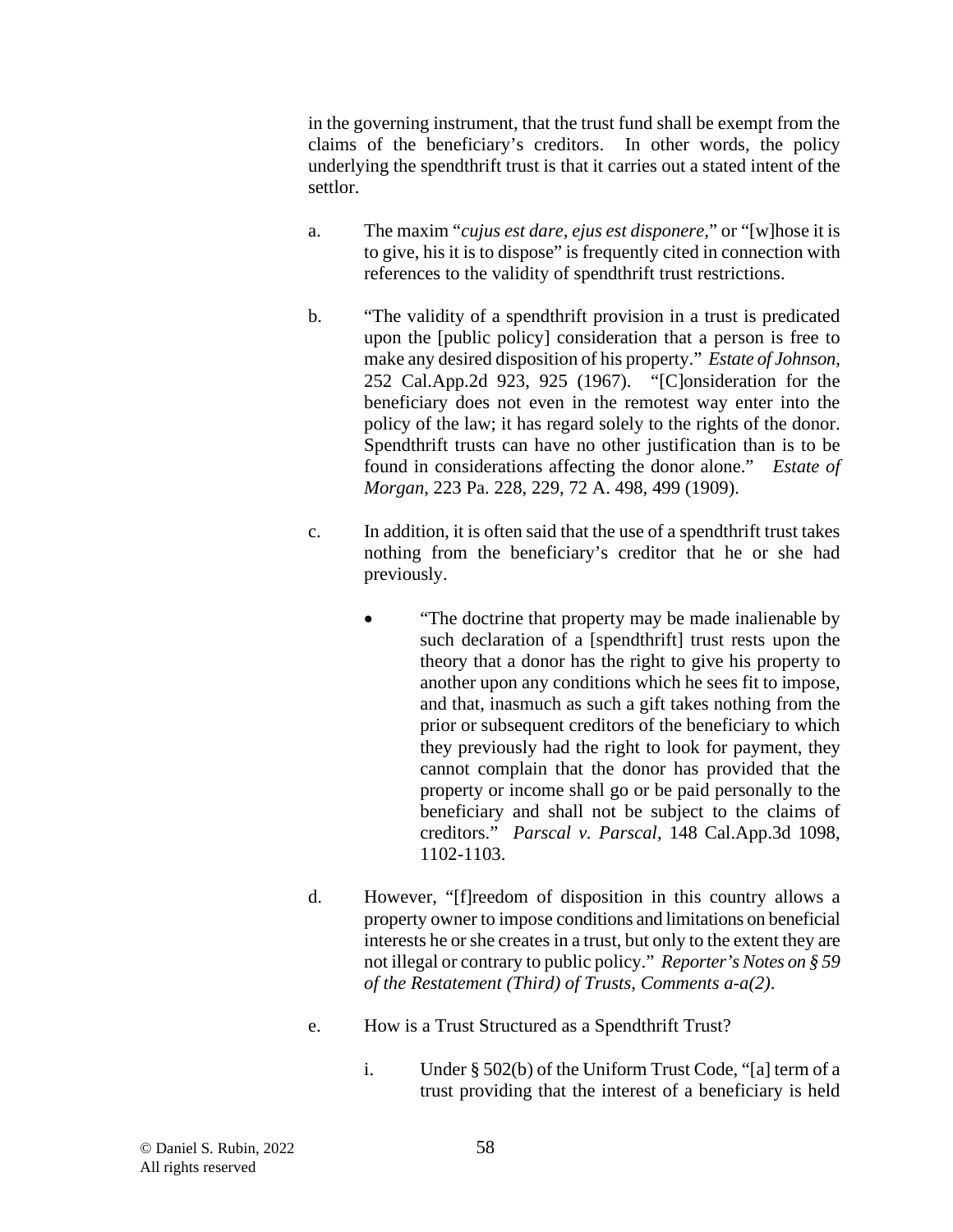in the governing instrument, that the trust fund shall be exempt from the claims of the beneficiary's creditors. In other words, the policy underlying the spendthrift trust is that it carries out a stated intent of the settlor.

a. The maxim "*cujus est dare, ejus est disponere,*" or "[w]hose it is to give, his it is to dispose" is frequently cited in connection with references to the validity of spendthrift trust restrictions.

b. "The validity of a spendthrift provision in a trust is predicated upon the [public policy] consideration that a person is free to make any desired disposition of his property." *Estate of Johnson*, 252 Cal.App.2d 923, 925 (1967). "[C]onsideration for the beneficiary does not even in the remotest way enter into the policy of the law; it has regard solely to the rights of the donor. Spendthrift trusts can have no other justification than is to be found in considerations affecting the donor alone." *Estate of Morgan*, 223 Pa. 228, 229, 72 A. 498, 499 (1909).

c. In addition, it is often said that the use of a spendthrift trust takes nothing from the beneficiary's creditor that he or she had previously.

- "The doctrine that property may be made inalienable by such declaration of a [spendthrift] trust rests upon the theory that a donor has the right to give his property to another upon any conditions which he sees fit to impose, and that, inasmuch as such a gift takes nothing from the prior or subsequent creditors of the beneficiary to which they previously had the right to look for payment, they cannot complain that the donor has provided that the property or income shall go or be paid personally to the beneficiary and shall not be subject to the claims of creditors." *Parscal v. Parscal*, 148 Cal.App.3d 1098, 1102-1103.

d. However, "[f]reedom of disposition in this country allows a property owner to impose conditions and limitations on beneficial interests he or she creates in a trust, but only to the extent they are not illegal or contrary to public policy." *Reporter's Notes on § 59 of the Restatement (Third) of Trusts, Comments a-a(2)*.

e. How is a Trust Structured as a Spendthrift Trust?

i. Under § 502(b) of the Uniform Trust Code, "[a] term of a trust providing that the interest of a beneficiary is held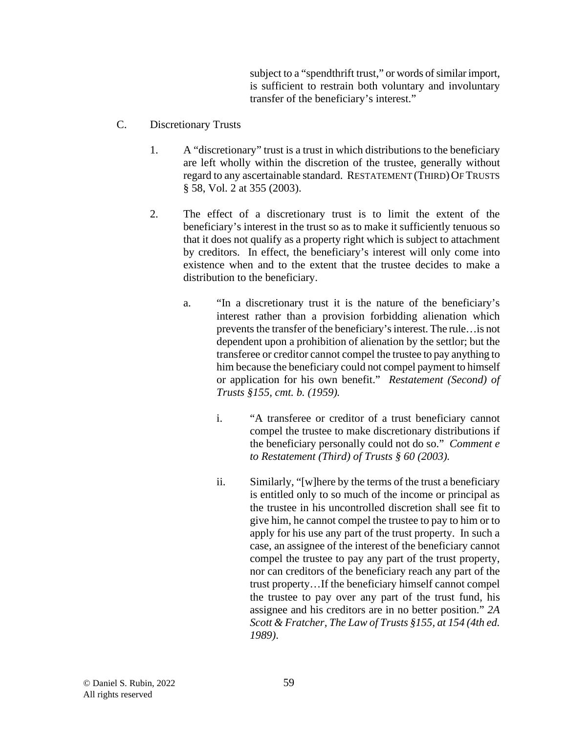subject to a "spendthrift trust," or words of similar import, is sufficient to restrain both voluntary and involuntary transfer of the beneficiary's interest."

C. Discretionary Trusts

1. A "discretionary" trust is a trust in which distributions to the beneficiary are left wholly within the discretion of the trustee, generally without regard to any ascertainable standard. RESTATEMENT (THIRD) OF TRUSTS § 58, Vol. 2 at 355 (2003).

2. The effect of a discretionary trust is to limit the extent of the beneficiary's interest in the trust so as to make it sufficiently tenuous so that it does not qualify as a property right which is subject to attachment by creditors. In effect, the beneficiary's interest will only come into existence when and to the extent that the trustee decides to make a distribution to the beneficiary.

   a. "In a discretionary trust it is the nature of the beneficiary's interest rather than a provision forbidding alienation which prevents the transfer of the beneficiary's interest. The rule…is not dependent upon a prohibition of alienation by the settlor; but the transferee or creditor cannot compel the trustee to pay anything to him because the beneficiary could not compel payment to himself or application for his own benefit." *Restatement (Second) of Trusts §155, cmt. b. (1959).*

      i. "A transferee or creditor of a trust beneficiary cannot compel the trustee to make discretionary distributions if the beneficiary personally could not do so." *Comment e to Restatement (Third) of Trusts § 60 (2003).*

      ii. Similarly, "[w]here by the terms of the trust a beneficiary is entitled only to so much of the income or principal as the trustee in his uncontrolled discretion shall see fit to give him, he cannot compel the trustee to pay to him or to apply for his use any part of the trust property. In such a case, an assignee of the interest of the beneficiary cannot compel the trustee to pay any part of the trust property, nor can creditors of the beneficiary reach any part of the trust property…If the beneficiary himself cannot compel the trustee to pay over any part of the trust fund, his assignee and his creditors are in no better position." *2A Scott & Fratcher, The Law of Trusts §155, at 154 (4th ed. 1989)*.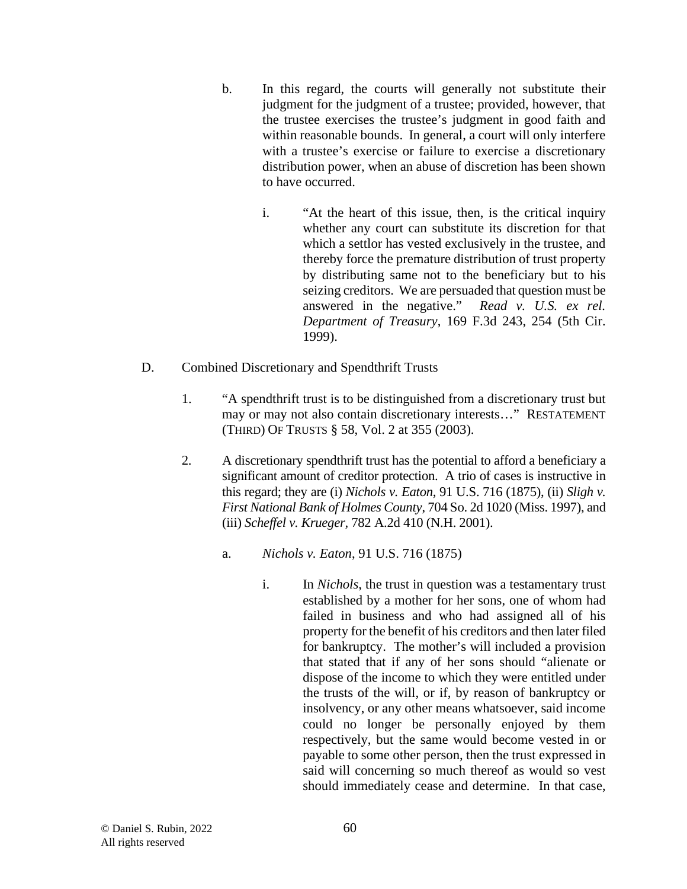b. In this regard, the courts will generally not substitute their judgment for the judgment of a trustee; provided, however, that the trustee exercises the trustee's judgment in good faith and within reasonable bounds. In general, a court will only interfere with a trustee's exercise or failure to exercise a discretionary distribution power, when an abuse of discretion has been shown to have occurred.

   i. "At the heart of this issue, then, is the critical inquiry whether any court can substitute its discretion for that which a settlor has vested exclusively in the trustee, and thereby force the premature distribution of trust property by distributing same not to the beneficiary but to his seizing creditors. We are persuaded that question must be answered in the negative." *Read v. U.S. ex rel. Department of Treasury*, 169 F.3d 243, 254 (5th Cir. 1999).

D. Combined Discretionary and Spendthrift Trusts

1. "A spendthrift trust is to be distinguished from a discretionary trust but may or may not also contain discretionary interests…" RESTATEMENT (THIRD) OF TRUSTS § 58, Vol. 2 at 355 (2003).

2. A discretionary spendthrift trust has the potential to afford a beneficiary a significant amount of creditor protection. A trio of cases is instructive in this regard; they are (i) *Nichols v. Eaton*, 91 U.S. 716 (1875), (ii) *Sligh v. First National Bank of Holmes County*, 704 So. 2d 1020 (Miss. 1997), and (iii) *Scheffel v. Krueger*, 782 A.2d 410 (N.H. 2001).

   a. *Nichols v. Eaton*, 91 U.S. 716 (1875)

      i. In *Nichols*, the trust in question was a testamentary trust established by a mother for her sons, one of whom had failed in business and who had assigned all of his property for the benefit of his creditors and then later filed for bankruptcy. The mother's will included a provision that stated that if any of her sons should "alienate or dispose of the income to which they were entitled under the trusts of the will, or if, by reason of bankruptcy or insolvency, or any other means whatsoever, said income could no longer be personally enjoyed by them respectively, but the same would become vested in or payable to some other person, then the trust expressed in said will concerning so much thereof as would so vest should immediately cease and determine. In that case,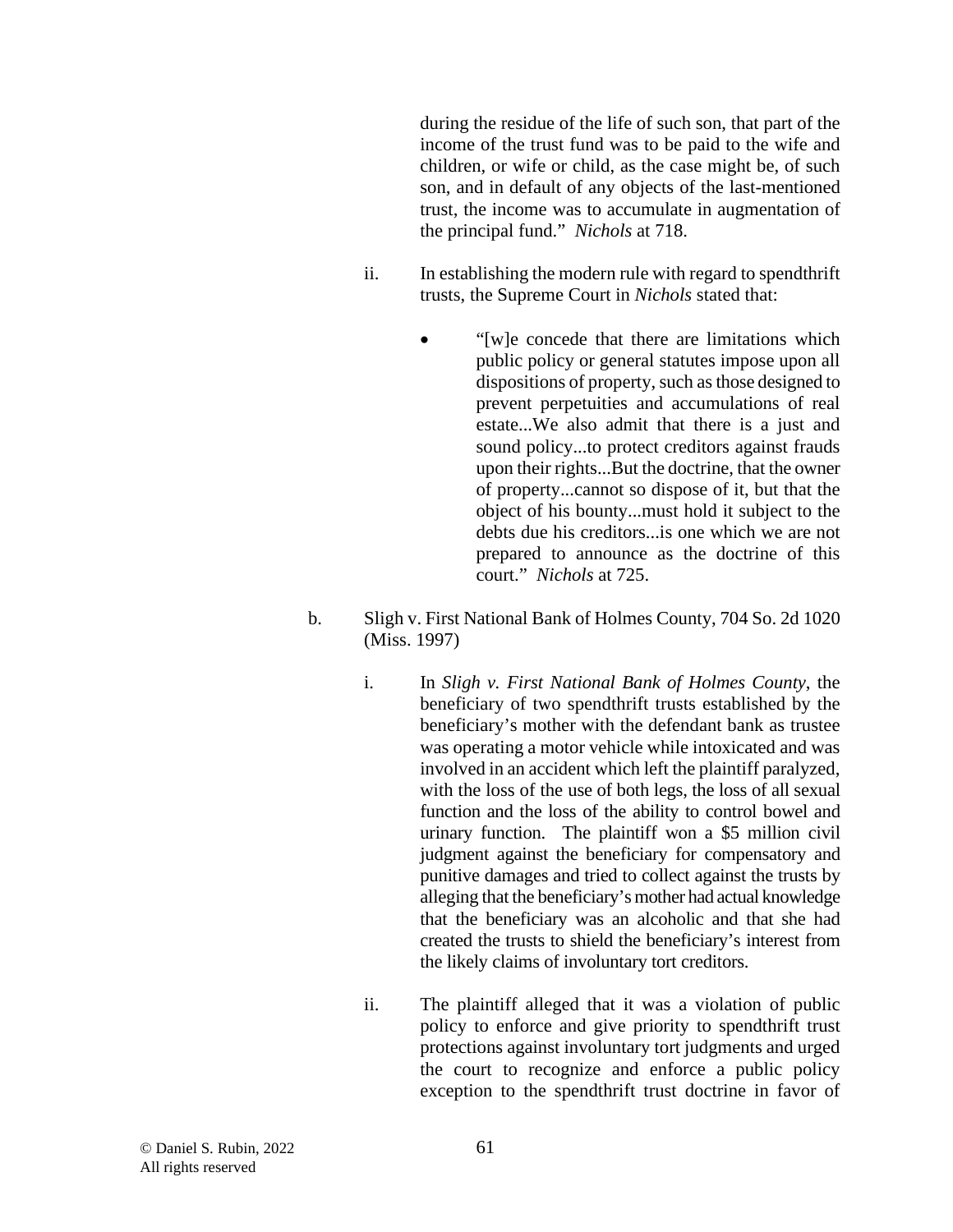during the residue of the life of such son, that part of the income of the trust fund was to be paid to the wife and children, or wife or child, as the case might be, of such son, and in default of any objects of the last-mentioned trust, the income was to accumulate in augmentation of the principal fund." *Nichols* at 718.

ii. In establishing the modern rule with regard to spendthrift trusts, the Supreme Court in *Nichols* stated that:

- "[w]e concede that there are limitations which public policy or general statutes impose upon all dispositions of property, such as those designed to prevent perpetuities and accumulations of real estate...We also admit that there is a just and sound policy...to protect creditors against frauds upon their rights...But the doctrine, that the owner of property...cannot so dispose of it, but that the object of his bounty...must hold it subject to the debts due his creditors...is one which we are not prepared to announce as the doctrine of this court." *Nichols* at 725.

b. Sligh v. First National Bank of Holmes County, 704 So. 2d 1020 (Miss. 1997)

i. In *Sligh v. First National Bank of Holmes County*, the beneficiary of two spendthrift trusts established by the beneficiary's mother with the defendant bank as trustee was operating a motor vehicle while intoxicated and was involved in an accident which left the plaintiff paralyzed, with the loss of the use of both legs, the loss of all sexual function and the loss of the ability to control bowel and urinary function. The plaintiff won a $5 million civil judgment against the beneficiary for compensatory and punitive damages and tried to collect against the trusts by alleging that the beneficiary's mother had actual knowledge that the beneficiary was an alcoholic and that she had created the trusts to shield the beneficiary's interest from the likely claims of involuntary tort creditors.

ii. The plaintiff alleged that it was a violation of public policy to enforce and give priority to spendthrift trust protections against involuntary tort judgments and urged the court to recognize and enforce a public policy exception to the spendthrift trust doctrine in favor of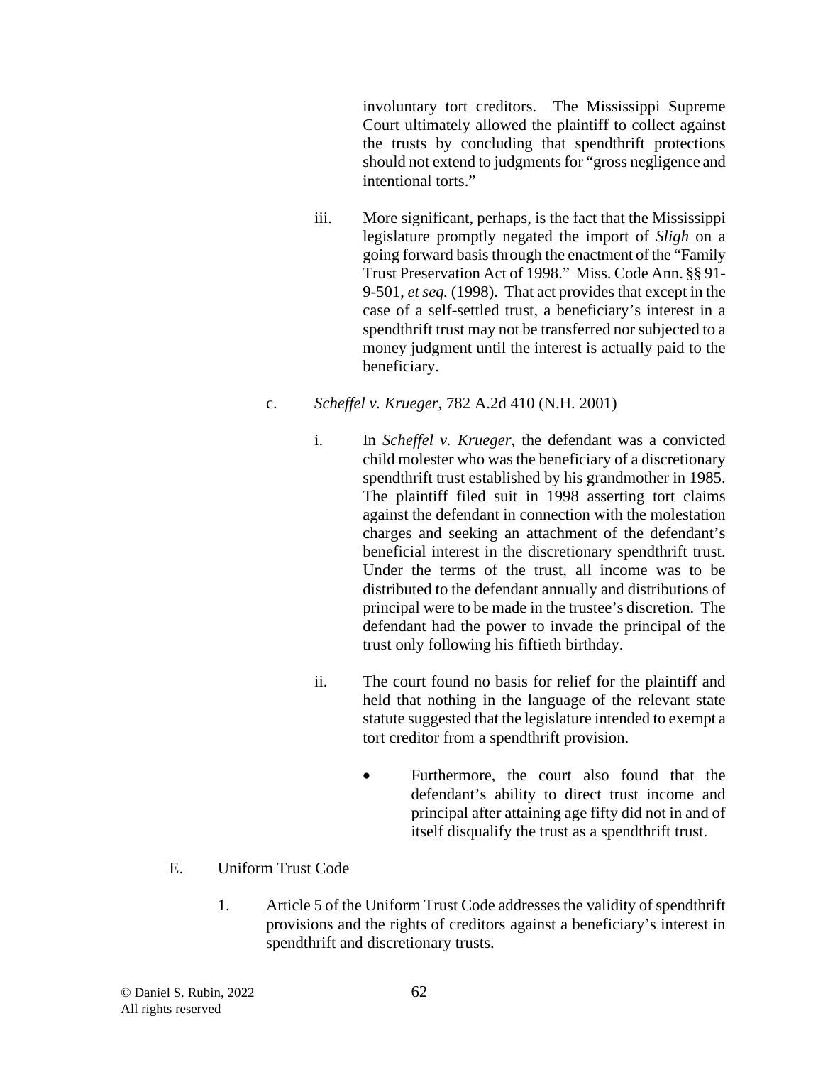involuntary tort creditors. The Mississippi Supreme Court ultimately allowed the plaintiff to collect against the trusts by concluding that spendthrift protections should not extend to judgments for "gross negligence and intentional torts."

iii. More significant, perhaps, is the fact that the Mississippi legislature promptly negated the import of *Sligh* on a going forward basis through the enactment of the "Family Trust Preservation Act of 1998." Miss. Code Ann. §§ 91-9-501, *et seq.* (1998). That act provides that except in the case of a self-settled trust, a beneficiary's interest in a spendthrift trust may not be transferred nor subjected to a money judgment until the interest is actually paid to the beneficiary.

c. *Scheffel v. Krueger*, 782 A.2d 410 (N.H. 2001)

i. In *Scheffel v. Krueger*, the defendant was a convicted child molester who was the beneficiary of a discretionary spendthrift trust established by his grandmother in 1985. The plaintiff filed suit in 1998 asserting tort claims against the defendant in connection with the molestation charges and seeking an attachment of the defendant's beneficial interest in the discretionary spendthrift trust. Under the terms of the trust, all income was to be distributed to the defendant annually and distributions of principal were to be made in the trustee's discretion. The defendant had the power to invade the principal of the trust only following his fiftieth birthday.

ii. The court found no basis for relief for the plaintiff and held that nothing in the language of the relevant state statute suggested that the legislature intended to exempt a tort creditor from a spendthrift provision.

- Furthermore, the court also found that the defendant's ability to direct trust income and principal after attaining age fifty did not in and of itself disqualify the trust as a spendthrift trust.

E. Uniform Trust Code

1. Article 5 of the Uniform Trust Code addresses the validity of spendthrift provisions and the rights of creditors against a beneficiary's interest in spendthrift and discretionary trusts.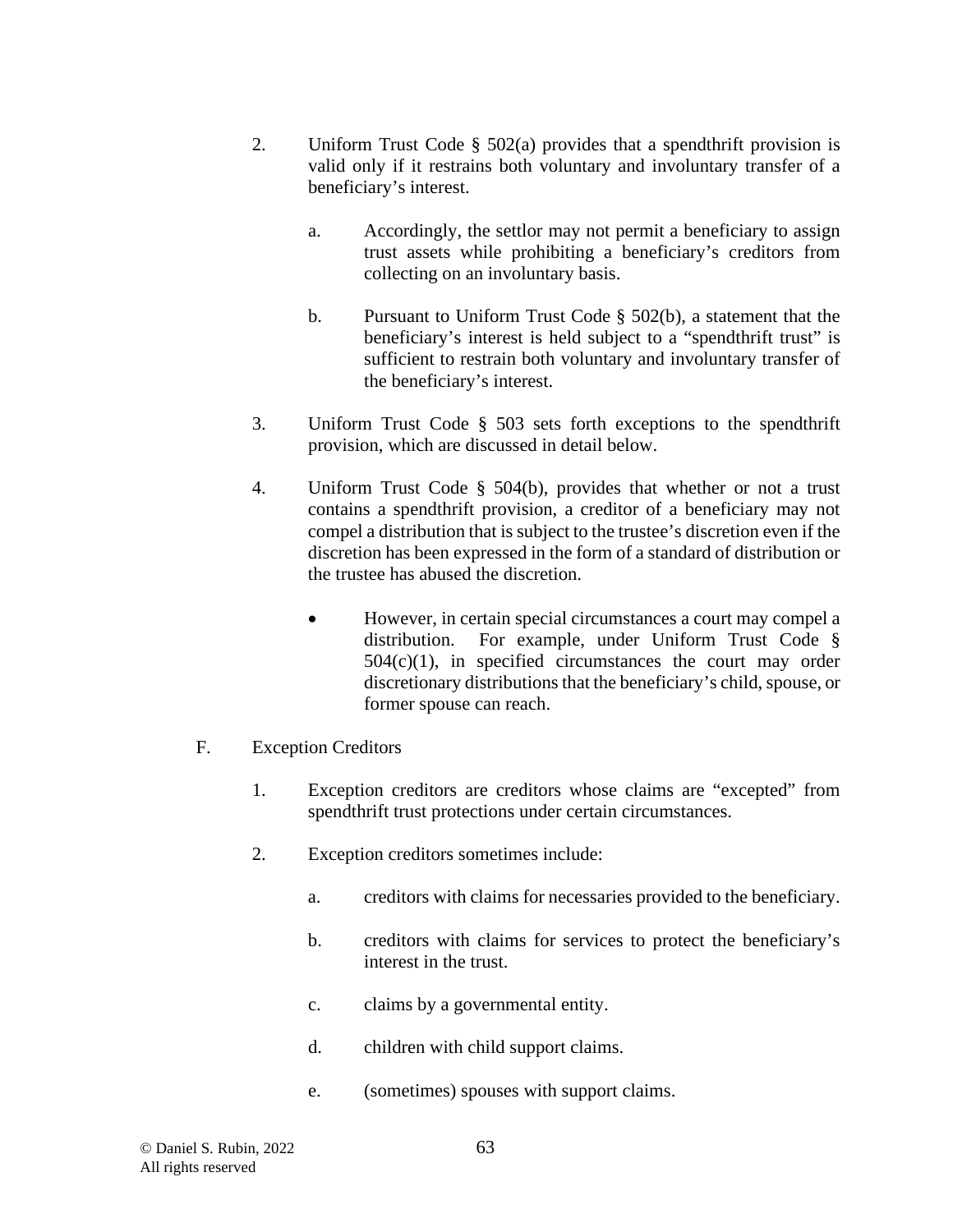2. Uniform Trust Code § 502(a) provides that a spendthrift provision is valid only if it restrains both voluntary and involuntary transfer of a beneficiary's interest.

   a. Accordingly, the settlor may not permit a beneficiary to assign trust assets while prohibiting a beneficiary's creditors from collecting on an involuntary basis.

   b. Pursuant to Uniform Trust Code § 502(b), a statement that the beneficiary's interest is held subject to a "spendthrift trust" is sufficient to restrain both voluntary and involuntary transfer of the beneficiary's interest.

3. Uniform Trust Code § 503 sets forth exceptions to the spendthrift provision, which are discussed in detail below.

4. Uniform Trust Code § 504(b), provides that whether or not a trust contains a spendthrift provision, a creditor of a beneficiary may not compel a distribution that is subject to the trustee's discretion even if the discretion has been expressed in the form of a standard of distribution or the trustee has abused the discretion.

   - However, in certain special circumstances a court may compel a distribution. For example, under Uniform Trust Code § 504(c)(1), in specified circumstances the court may order discretionary distributions that the beneficiary's child, spouse, or former spouse can reach.

F. Exception Creditors

1. Exception creditors are creditors whose claims are "excepted" from spendthrift trust protections under certain circumstances.

2. Exception creditors sometimes include:

   a. creditors with claims for necessaries provided to the beneficiary.

   b. creditors with claims for services to protect the beneficiary's interest in the trust.

   c. claims by a governmental entity.

   d. children with child support claims.

   e. (sometimes) spouses with support claims.

© Daniel S. Rubin, 2022
All rights reserved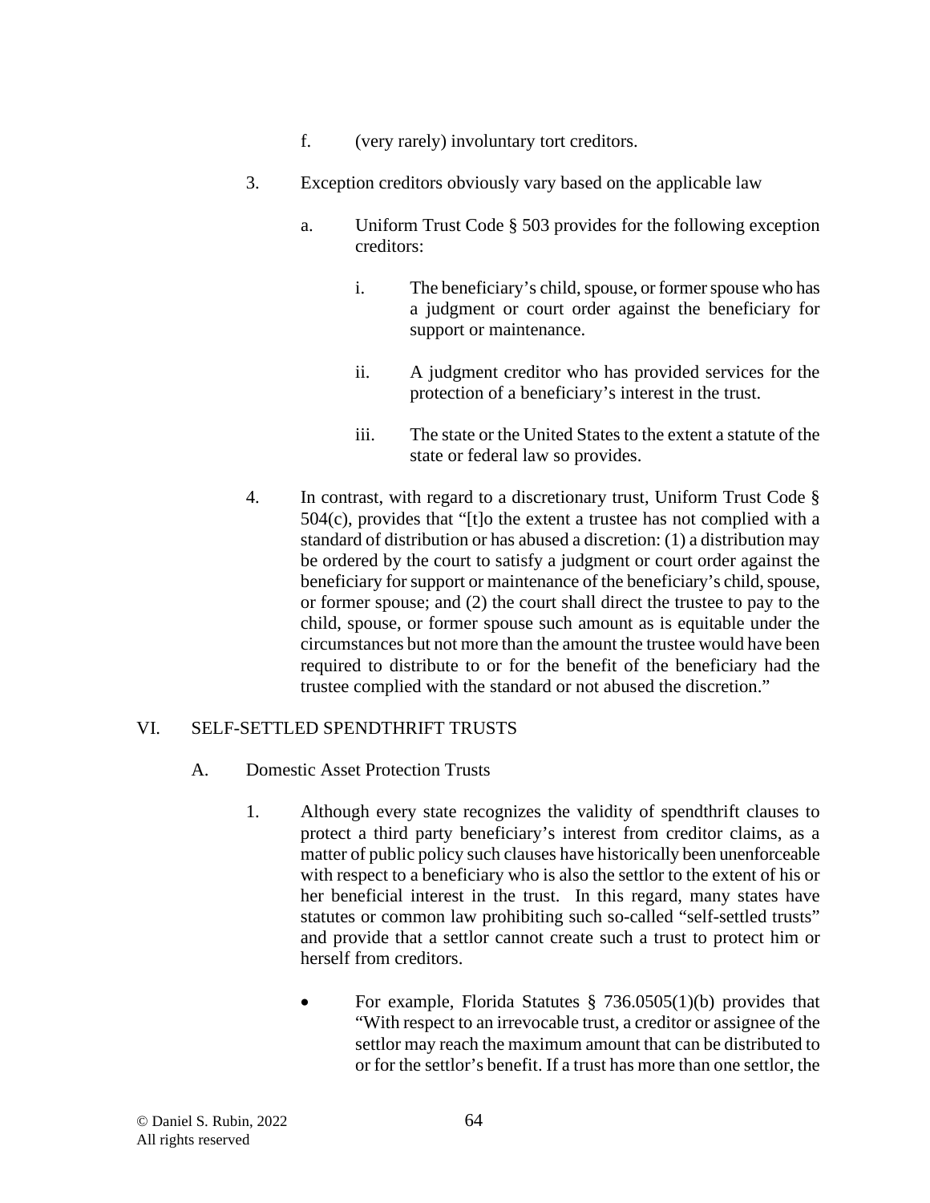f. (very rarely) involuntary tort creditors.

3. Exception creditors obviously vary based on the applicable law

   a. Uniform Trust Code § 503 provides for the following exception creditors:

      i. The beneficiary's child, spouse, or former spouse who has a judgment or court order against the beneficiary for support or maintenance.

      ii. A judgment creditor who has provided services for the protection of a beneficiary's interest in the trust.

      iii. The state or the United States to the extent a statute of the state or federal law so provides.

4. In contrast, with regard to a discretionary trust, Uniform Trust Code § 504(c), provides that "[t]o the extent a trustee has not complied with a standard of distribution or has abused a discretion: (1) a distribution may be ordered by the court to satisfy a judgment or court order against the beneficiary for support or maintenance of the beneficiary's child, spouse, or former spouse; and (2) the court shall direct the trustee to pay to the child, spouse, or former spouse such amount as is equitable under the circumstances but not more than the amount the trustee would have been required to distribute to or for the benefit of the beneficiary had the trustee complied with the standard or not abused the discretion."

## VI. SELF-SETTLED SPENDTHRIFT TRUSTS

### A. Domestic Asset Protection Trusts

1. Although every state recognizes the validity of spendthrift clauses to protect a third party beneficiary's interest from creditor claims, as a matter of public policy such clauses have historically been unenforceable with respect to a beneficiary who is also the settlor to the extent of his or her beneficial interest in the trust. In this regard, many states have statutes or common law prohibiting such so-called "self-settled trusts" and provide that a settlor cannot create such a trust to protect him or herself from creditors.

   - For example, Florida Statutes § 736.0505(1)(b) provides that "With respect to an irrevocable trust, a creditor or assignee of the settlor may reach the maximum amount that can be distributed to or for the settlor's benefit. If a trust has more than one settlor, the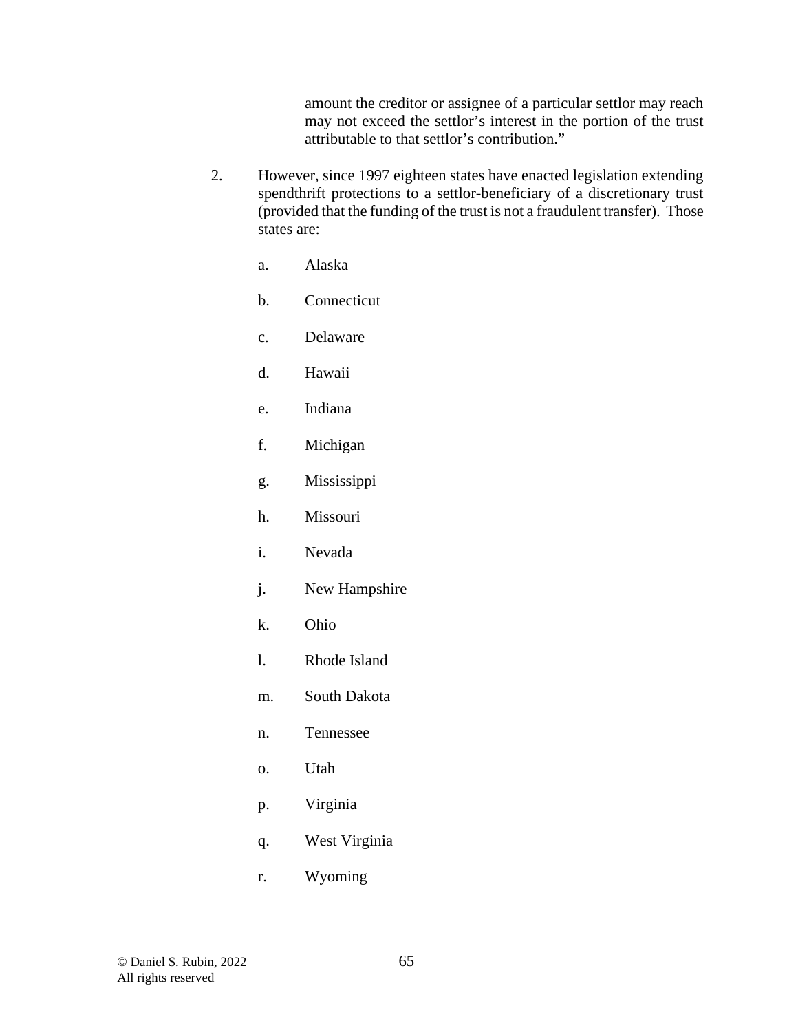amount the creditor or assignee of a particular settlor may reach may not exceed the settlor's interest in the portion of the trust attributable to that settlor's contribution."

2. However, since 1997 eighteen states have enacted legislation extending spendthrift protections to a settlor-beneficiary of a discretionary trust (provided that the funding of the trust is not a fraudulent transfer). Those states are:

   a. Alaska

   b. Connecticut

   c. Delaware

   d. Hawaii

   e. Indiana

   f. Michigan

   g. Mississippi

   h. Missouri

   i. Nevada

   j. New Hampshire

   k. Ohio

   l. Rhode Island

   m. South Dakota

   n. Tennessee

   o. Utah

   p. Virginia

   q. West Virginia

   r. Wyoming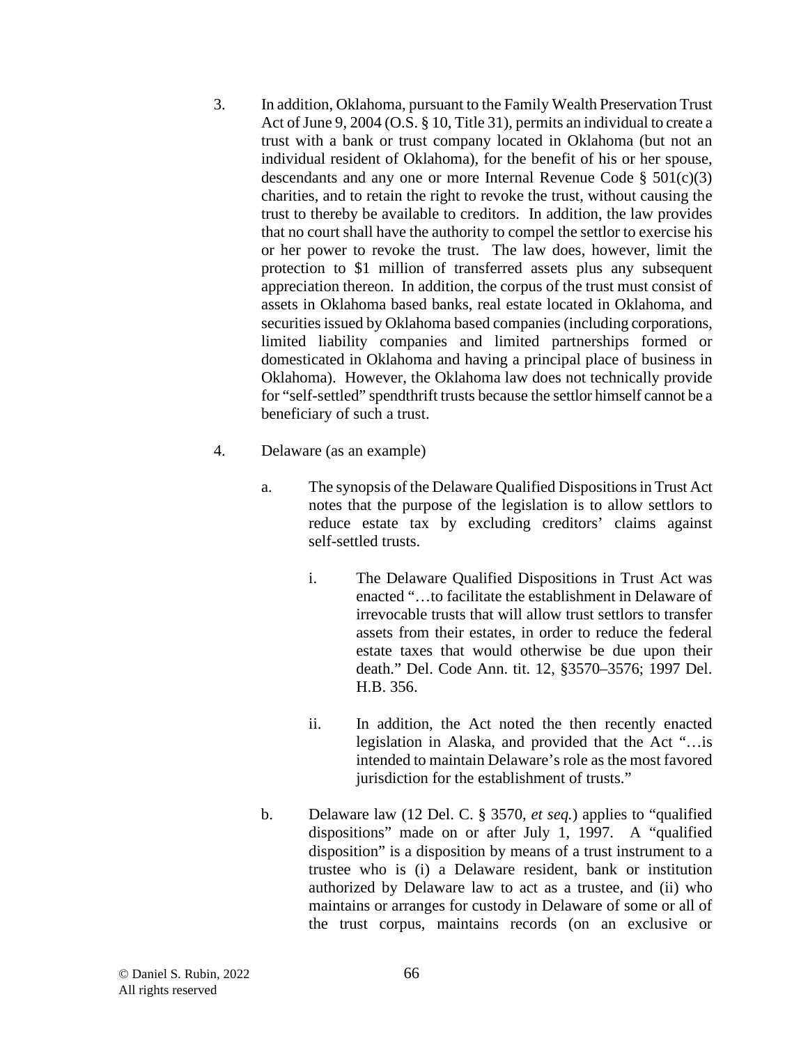3. In addition, Oklahoma, pursuant to the Family Wealth Preservation Trust Act of June 9, 2004 (O.S. § 10, Title 31), permits an individual to create a trust with a bank or trust company located in Oklahoma (but not an individual resident of Oklahoma), for the benefit of his or her spouse, descendants and any one or more Internal Revenue Code § 501(c)(3) charities, and to retain the right to revoke the trust, without causing the trust to thereby be available to creditors. In addition, the law provides that no court shall have the authority to compel the settlor to exercise his or her power to revoke the trust. The law does, however, limit the protection to $1 million of transferred assets plus any subsequent appreciation thereon. In addition, the corpus of the trust must consist of assets in Oklahoma based banks, real estate located in Oklahoma, and securities issued by Oklahoma based companies (including corporations, limited liability companies and limited partnerships formed or domesticated in Oklahoma and having a principal place of business in Oklahoma). However, the Oklahoma law does not technically provide for "self-settled" spendthrift trusts because the settlor himself cannot be a beneficiary of such a trust.

4. Delaware (as an example)

   a. The synopsis of the Delaware Qualified Dispositions in Trust Act notes that the purpose of the legislation is to allow settlors to reduce estate tax by excluding creditors' claims against self-settled trusts.

      i. The Delaware Qualified Dispositions in Trust Act was enacted "…to facilitate the establishment in Delaware of irrevocable trusts that will allow trust settlors to transfer assets from their estates, in order to reduce the federal estate taxes that would otherwise be due upon their death." Del. Code Ann. tit. 12, §3570–3576; 1997 Del. H.B. 356.

      ii. In addition, the Act noted the then recently enacted legislation in Alaska, and provided that the Act "…is intended to maintain Delaware's role as the most favored jurisdiction for the establishment of trusts."

   b. Delaware law (12 Del. C. § 3570, *et seq.*) applies to "qualified dispositions" made on or after July 1, 1997. A "qualified disposition" is a disposition by means of a trust instrument to a trustee who is (i) a Delaware resident, bank or institution authorized by Delaware law to act as a trustee, and (ii) who maintains or arranges for custody in Delaware of some or all of the trust corpus, maintains records (on an exclusive or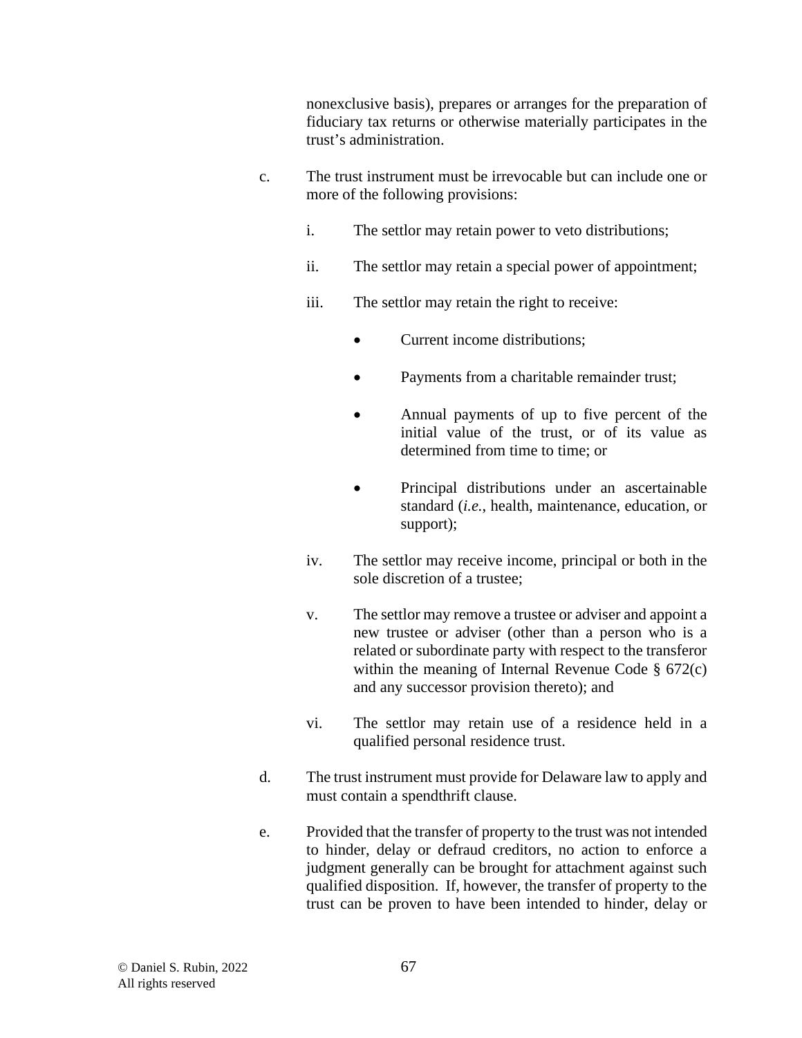nonexclusive basis), prepares or arranges for the preparation of fiduciary tax returns or otherwise materially participates in the trust's administration.

c. The trust instrument must be irrevocable but can include one or more of the following provisions:

   i. The settlor may retain power to veto distributions;

   ii. The settlor may retain a special power of appointment;

   iii. The settlor may retain the right to receive:

      - Current income distributions;

      - Payments from a charitable remainder trust;

      - Annual payments of up to five percent of the initial value of the trust, or of its value as determined from time to time; or

      - Principal distributions under an ascertainable standard (*i.e.*, health, maintenance, education, or support);

   iv. The settlor may receive income, principal or both in the sole discretion of a trustee;

   v. The settlor may remove a trustee or adviser and appoint a new trustee or adviser (other than a person who is a related or subordinate party with respect to the transferor within the meaning of Internal Revenue Code § 672(c) and any successor provision thereto); and

   vi. The settlor may retain use of a residence held in a qualified personal residence trust.

d. The trust instrument must provide for Delaware law to apply and must contain a spendthrift clause.

e. Provided that the transfer of property to the trust was not intended to hinder, delay or defraud creditors, no action to enforce a judgment generally can be brought for attachment against such qualified disposition. If, however, the transfer of property to the trust can be proven to have been intended to hinder, delay or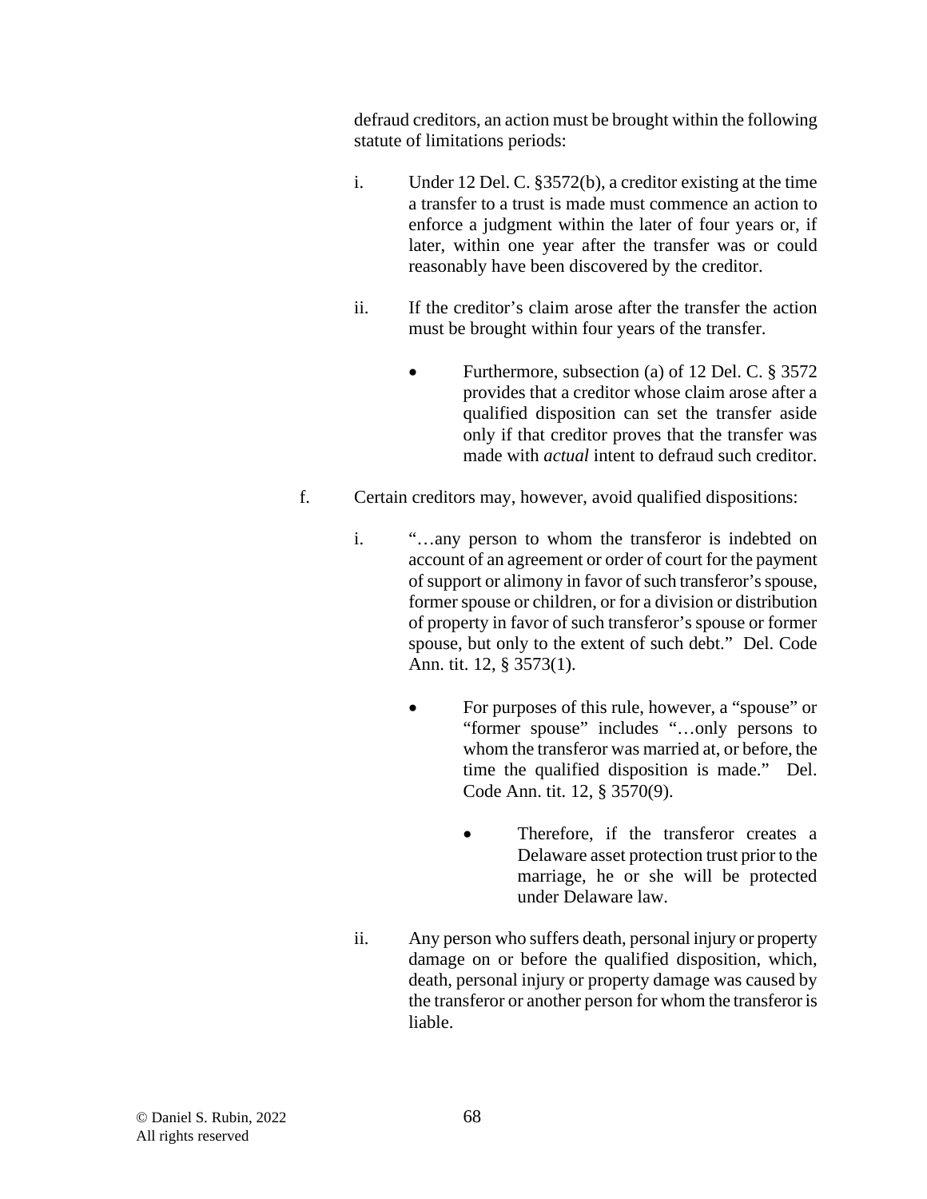defraud creditors, an action must be brought within the following statute of limitations periods:

i. Under 12 Del. C. §3572(b), a creditor existing at the time a transfer to a trust is made must commence an action to enforce a judgment within the later of four years or, if later, within one year after the transfer was or could reasonably have been discovered by the creditor.

ii. If the creditor's claim arose after the transfer the action must be brought within four years of the transfer.

- Furthermore, subsection (a) of 12 Del. C. § 3572 provides that a creditor whose claim arose after a qualified disposition can set the transfer aside only if that creditor proves that the transfer was made with *actual* intent to defraud such creditor.

f. Certain creditors may, however, avoid qualified dispositions:

i. "…any person to whom the transferor is indebted on account of an agreement or order of court for the payment of support or alimony in favor of such transferor's spouse, former spouse or children, or for a division or distribution of property in favor of such transferor's spouse or former spouse, but only to the extent of such debt." Del. Code Ann. tit. 12, § 3573(1).

- For purposes of this rule, however, a "spouse" or "former spouse" includes "…only persons to whom the transferor was married at, or before, the time the qualified disposition is made." Del. Code Ann. tit. 12, § 3570(9).
    - Therefore, if the transferor creates a Delaware asset protection trust prior to the marriage, he or she will be protected under Delaware law.

ii. Any person who suffers death, personal injury or property damage on or before the qualified disposition, which, death, personal injury or property damage was caused by the transferor or another person for whom the transferor is liable.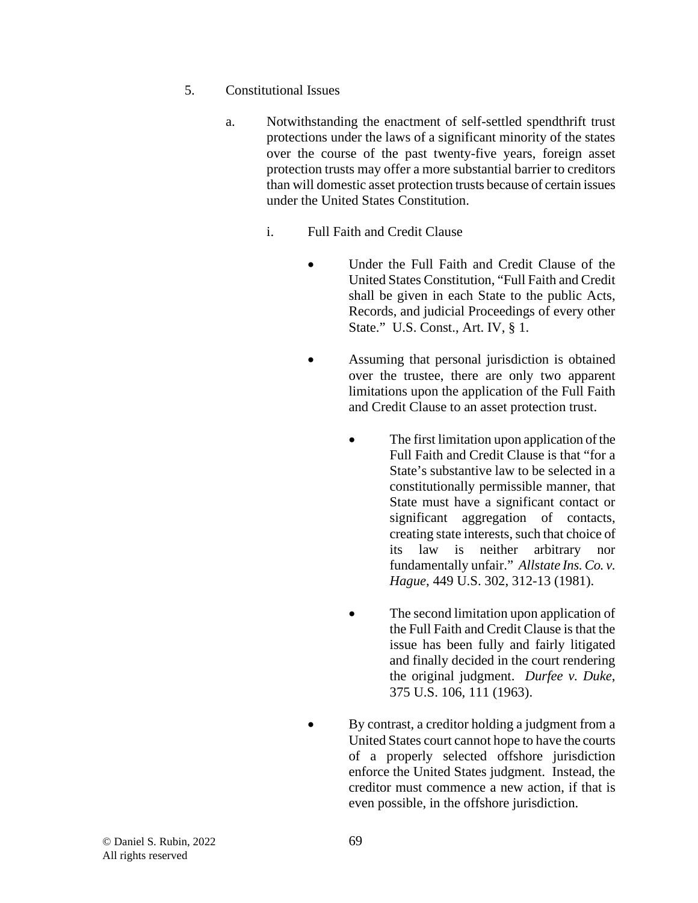5. Constitutional Issues

   a. Notwithstanding the enactment of self-settled spendthrift trust protections under the laws of a significant minority of the states over the course of the past twenty-five years, foreign asset protection trusts may offer a more substantial barrier to creditors than will domestic asset protection trusts because of certain issues under the United States Constitution.

      i. Full Faith and Credit Clause

         - Under the Full Faith and Credit Clause of the United States Constitution, "Full Faith and Credit shall be given in each State to the public Acts, Records, and judicial Proceedings of every other State." U.S. Const., Art. IV, § 1.

         - Assuming that personal jurisdiction is obtained over the trustee, there are only two apparent limitations upon the application of the Full Faith and Credit Clause to an asset protection trust.

           - The first limitation upon application of the Full Faith and Credit Clause is that "for a State's substantive law to be selected in a constitutionally permissible manner, that State must have a significant contact or significant aggregation of contacts, creating state interests, such that choice of its law is neither arbitrary nor fundamentally unfair." *Allstate Ins. Co. v. Hague*, 449 U.S. 302, 312-13 (1981).

           - The second limitation upon application of the Full Faith and Credit Clause is that the issue has been fully and fairly litigated and finally decided in the court rendering the original judgment. *Durfee v. Duke*, 375 U.S. 106, 111 (1963).

         - By contrast, a creditor holding a judgment from a United States court cannot hope to have the courts of a properly selected offshore jurisdiction enforce the United States judgment. Instead, the creditor must commence a new action, if that is even possible, in the offshore jurisdiction.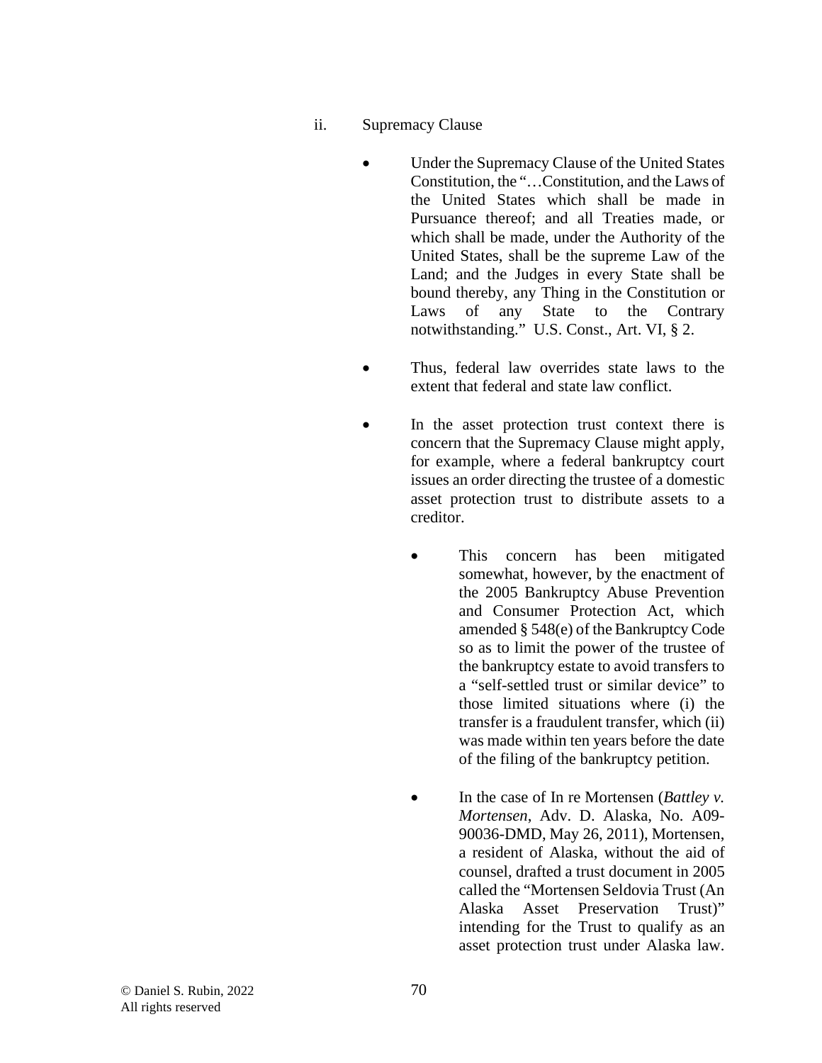ii. Supremacy Clause

- Under the Supremacy Clause of the United States Constitution, the "…Constitution, and the Laws of the United States which shall be made in Pursuance thereof; and all Treaties made, or which shall be made, under the Authority of the United States, shall be the supreme Law of the Land; and the Judges in every State shall be bound thereby, any Thing in the Constitution or Laws of any State to the Contrary notwithstanding." U.S. Const., Art. VI, § 2.

- Thus, federal law overrides state laws to the extent that federal and state law conflict.

- In the asset protection trust context there is concern that the Supremacy Clause might apply, for example, where a federal bankruptcy court issues an order directing the trustee of a domestic asset protection trust to distribute assets to a creditor.

  - This concern has been mitigated somewhat, however, by the enactment of the 2005 Bankruptcy Abuse Prevention and Consumer Protection Act, which amended § 548(e) of the Bankruptcy Code so as to limit the power of the trustee of the bankruptcy estate to avoid transfers to a "self-settled trust or similar device" to those limited situations where (i) the transfer is a fraudulent transfer, which (ii) was made within ten years before the date of the filing of the bankruptcy petition.

  - In the case of In re Mortensen (*Battley v. Mortensen*, Adv. D. Alaska, No. A09-90036-DMD, May 26, 2011), Mortensen, a resident of Alaska, without the aid of counsel, drafted a trust document in 2005 called the "Mortensen Seldovia Trust (An Alaska Asset Preservation Trust)" intending for the Trust to qualify as an asset protection trust under Alaska law.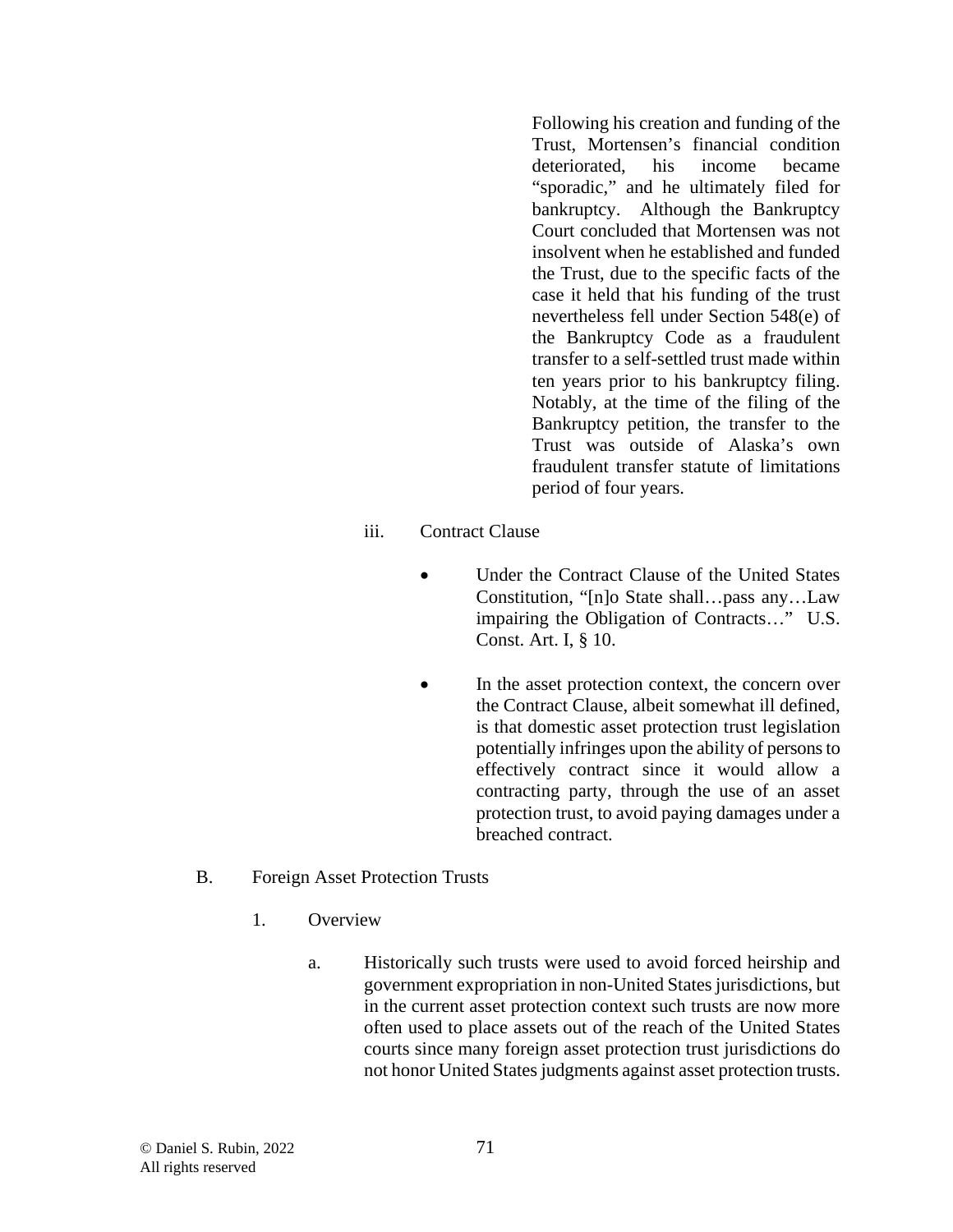Following his creation and funding of the Trust, Mortensen's financial condition deteriorated, his income became "sporadic," and he ultimately filed for bankruptcy. Although the Bankruptcy Court concluded that Mortensen was not insolvent when he established and funded the Trust, due to the specific facts of the case it held that his funding of the trust nevertheless fell under Section 548(e) of the Bankruptcy Code as a fraudulent transfer to a self-settled trust made within ten years prior to his bankruptcy filing. Notably, at the time of the filing of the Bankruptcy petition, the transfer to the Trust was outside of Alaska's own fraudulent transfer statute of limitations period of four years.

iii. Contract Clause

- Under the Contract Clause of the United States Constitution, "[n]o State shall…pass any…Law impairing the Obligation of Contracts…" U.S. Const. Art. I, § 10.

- In the asset protection context, the concern over the Contract Clause, albeit somewhat ill defined, is that domestic asset protection trust legislation potentially infringes upon the ability of persons to effectively contract since it would allow a contracting party, through the use of an asset protection trust, to avoid paying damages under a breached contract.

B. Foreign Asset Protection Trusts

1. Overview

a. Historically such trusts were used to avoid forced heirship and government expropriation in non-United States jurisdictions, but in the current asset protection context such trusts are now more often used to place assets out of the reach of the United States courts since many foreign asset protection trust jurisdictions do not honor United States judgments against asset protection trusts.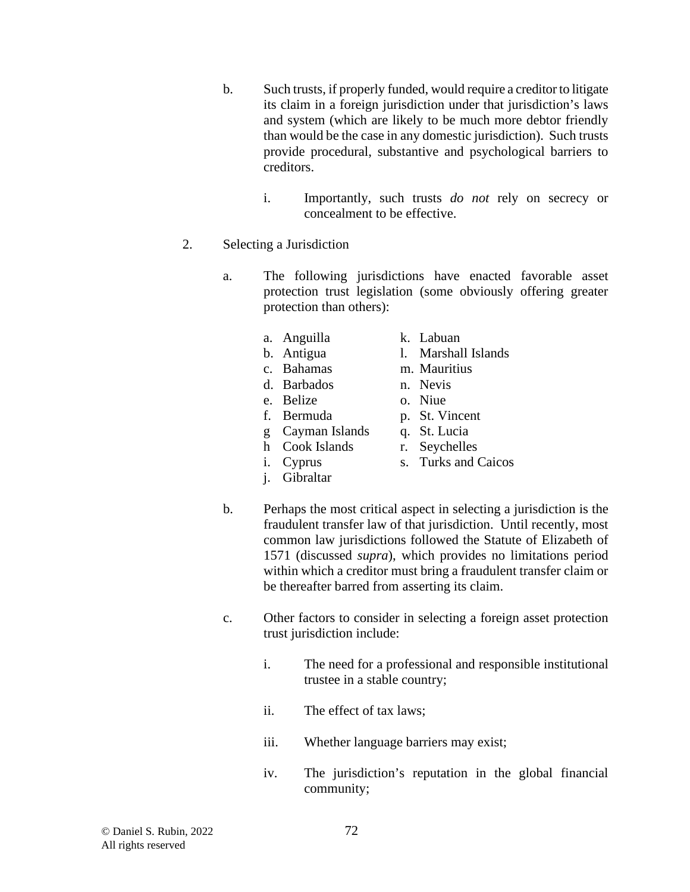b. Such trusts, if properly funded, would require a creditor to litigate its claim in a foreign jurisdiction under that jurisdiction's laws and system (which are likely to be much more debtor friendly than would be the case in any domestic jurisdiction). Such trusts provide procedural, substantive and psychological barriers to creditors.

   i. Importantly, such trusts *do not* rely on secrecy or concealment to be effective.

2. Selecting a Jurisdiction

   a. The following jurisdictions have enacted favorable asset protection trust legislation (some obviously offering greater protection than others):

      a. Anguilla
      b. Antigua
      c. Bahamas
      d. Barbados
      e. Belize
      f. Bermuda
      g Cayman Islands
      h Cook Islands
      i. Cyprus
      j. Gibraltar
      k. Labuan
      l. Marshall Islands
      m. Mauritius
      n. Nevis
      o. Niue
      p. St. Vincent
      q. St. Lucia
      r. Seychelles
      s. Turks and Caicos

   b. Perhaps the most critical aspect in selecting a jurisdiction is the fraudulent transfer law of that jurisdiction. Until recently, most common law jurisdictions followed the Statute of Elizabeth of 1571 (discussed *supra*), which provides no limitations period within which a creditor must bring a fraudulent transfer claim or be thereafter barred from asserting its claim.

   c. Other factors to consider in selecting a foreign asset protection trust jurisdiction include:

      i. The need for a professional and responsible institutional trustee in a stable country;

      ii. The effect of tax laws;

      iii. Whether language barriers may exist;

      iv. The jurisdiction's reputation in the global financial community;

© Daniel S. Rubin, 2022
All rights reserved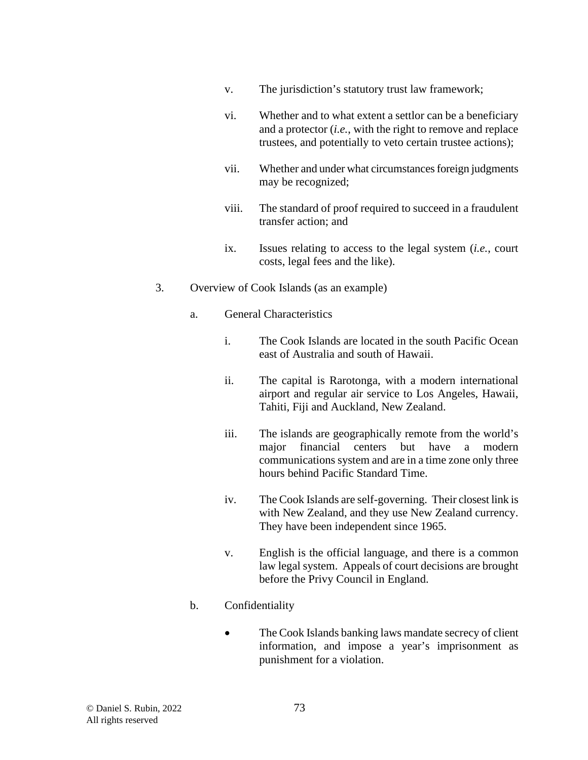v. The jurisdiction's statutory trust law framework;

vi. Whether and to what extent a settlor can be a beneficiary and a protector (*i.e.*, with the right to remove and replace trustees, and potentially to veto certain trustee actions);

vii. Whether and under what circumstances foreign judgments may be recognized;

viii. The standard of proof required to succeed in a fraudulent transfer action; and

ix. Issues relating to access to the legal system (*i.e.*, court costs, legal fees and the like).

3. Overview of Cook Islands (as an example)

a. General Characteristics

i. The Cook Islands are located in the south Pacific Ocean east of Australia and south of Hawaii.

ii. The capital is Rarotonga, with a modern international airport and regular air service to Los Angeles, Hawaii, Tahiti, Fiji and Auckland, New Zealand.

iii. The islands are geographically remote from the world's major financial centers but have a modern communications system and are in a time zone only three hours behind Pacific Standard Time.

iv. The Cook Islands are self-governing. Their closest link is with New Zealand, and they use New Zealand currency. They have been independent since 1965.

v. English is the official language, and there is a common law legal system. Appeals of court decisions are brought before the Privy Council in England.

b. Confidentiality

- The Cook Islands banking laws mandate secrecy of client information, and impose a year's imprisonment as punishment for a violation.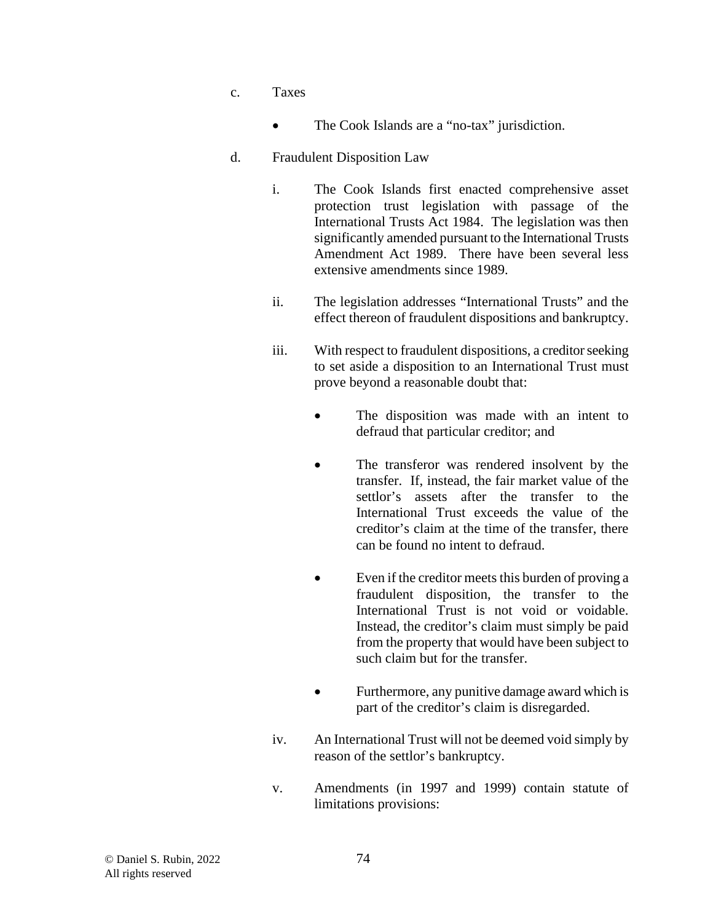c. Taxes

- The Cook Islands are a "no-tax" jurisdiction.

d. Fraudulent Disposition Law

i. The Cook Islands first enacted comprehensive asset protection trust legislation with passage of the International Trusts Act 1984. The legislation was then significantly amended pursuant to the International Trusts Amendment Act 1989. There have been several less extensive amendments since 1989.

ii. The legislation addresses "International Trusts" and the effect thereon of fraudulent dispositions and bankruptcy.

iii. With respect to fraudulent dispositions, a creditor seeking to set aside a disposition to an International Trust must prove beyond a reasonable doubt that:

- The disposition was made with an intent to defraud that particular creditor; and

- The transferor was rendered insolvent by the transfer. If, instead, the fair market value of the settlor's assets after the transfer to the International Trust exceeds the value of the creditor's claim at the time of the transfer, there can be found no intent to defraud.

- Even if the creditor meets this burden of proving a fraudulent disposition, the transfer to the International Trust is not void or voidable. Instead, the creditor's claim must simply be paid from the property that would have been subject to such claim but for the transfer.

- Furthermore, any punitive damage award which is part of the creditor's claim is disregarded.

iv. An International Trust will not be deemed void simply by reason of the settlor's bankruptcy.

v. Amendments (in 1997 and 1999) contain statute of limitations provisions: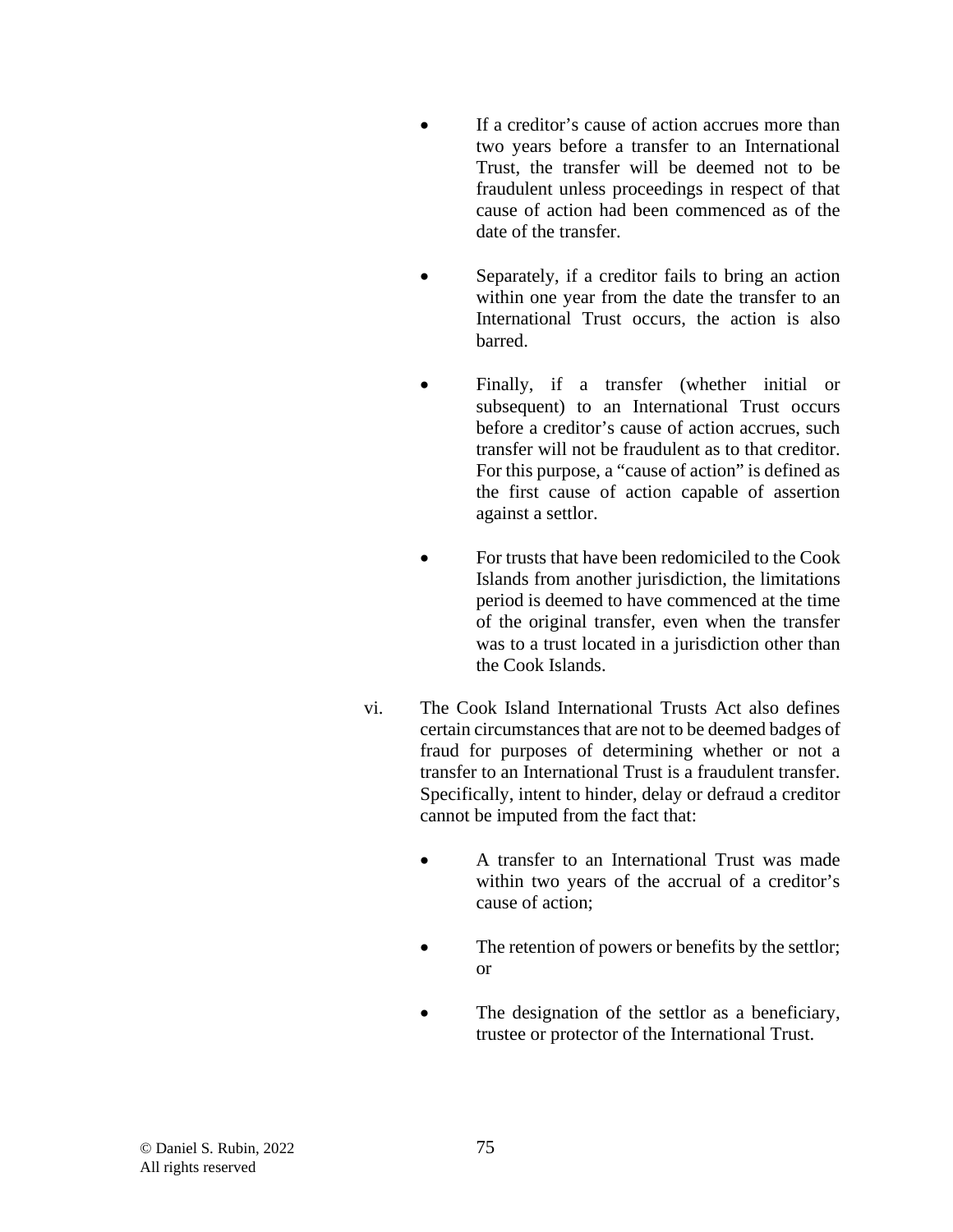- If a creditor's cause of action accrues more than two years before a transfer to an International Trust, the transfer will be deemed not to be fraudulent unless proceedings in respect of that cause of action had been commenced as of the date of the transfer.

- Separately, if a creditor fails to bring an action within one year from the date the transfer to an International Trust occurs, the action is also barred.

- Finally, if a transfer (whether initial or subsequent) to an International Trust occurs before a creditor's cause of action accrues, such transfer will not be fraudulent as to that creditor. For this purpose, a "cause of action" is defined as the first cause of action capable of assertion against a settlor.

- For trusts that have been redomiciled to the Cook Islands from another jurisdiction, the limitations period is deemed to have commenced at the time of the original transfer, even when the transfer was to a trust located in a jurisdiction other than the Cook Islands.

vi. The Cook Island International Trusts Act also defines certain circumstances that are not to be deemed badges of fraud for purposes of determining whether or not a transfer to an International Trust is a fraudulent transfer. Specifically, intent to hinder, delay or defraud a creditor cannot be imputed from the fact that:

- A transfer to an International Trust was made within two years of the accrual of a creditor's cause of action;

- The retention of powers or benefits by the settlor; or

- The designation of the settlor as a beneficiary, trustee or protector of the International Trust.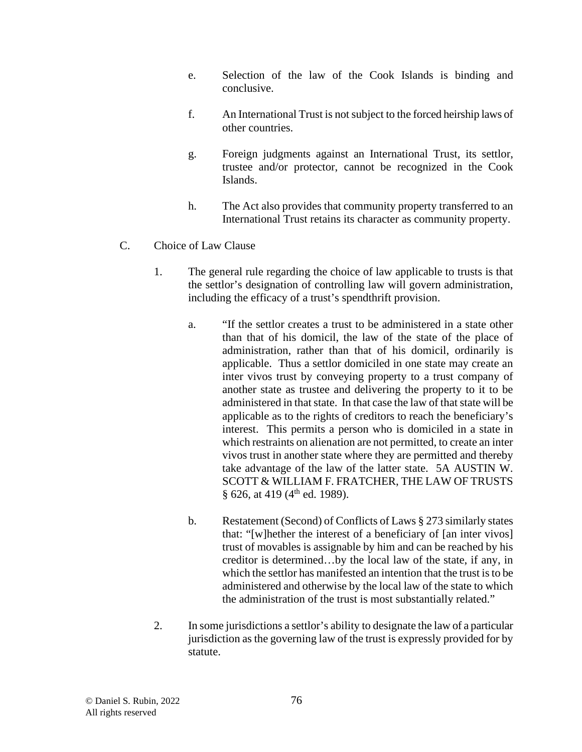e. Selection of the law of the Cook Islands is binding and conclusive.

f. An International Trust is not subject to the forced heirship laws of other countries.

g. Foreign judgments against an International Trust, its settlor, trustee and/or protector, cannot be recognized in the Cook Islands.

h. The Act also provides that community property transferred to an International Trust retains its character as community property.

C. Choice of Law Clause

1. The general rule regarding the choice of law applicable to trusts is that the settlor's designation of controlling law will govern administration, including the efficacy of a trust's spendthrift provision.

   a. "If the settlor creates a trust to be administered in a state other than that of his domicil, the law of the state of the place of administration, rather than that of his domicil, ordinarily is applicable. Thus a settlor domiciled in one state may create an inter vivos trust by conveying property to a trust company of another state as trustee and delivering the property to it to be administered in that state. In that case the law of that state will be applicable as to the rights of creditors to reach the beneficiary's interest. This permits a person who is domiciled in a state in which restraints on alienation are not permitted, to create an inter vivos trust in another state where they are permitted and thereby take advantage of the law of the latter state. 5A AUSTIN W. SCOTT & WILLIAM F. FRATCHER, THE LAW OF TRUSTS § 626, at 419 (4th ed. 1989).

   b. Restatement (Second) of Conflicts of Laws § 273 similarly states that: "[w]hether the interest of a beneficiary of [an inter vivos] trust of movables is assignable by him and can be reached by his creditor is determined…by the local law of the state, if any, in which the settlor has manifested an intention that the trust is to be administered and otherwise by the local law of the state to which the administration of the trust is most substantially related."

2. In some jurisdictions a settlor's ability to designate the law of a particular jurisdiction as the governing law of the trust is expressly provided for by statute.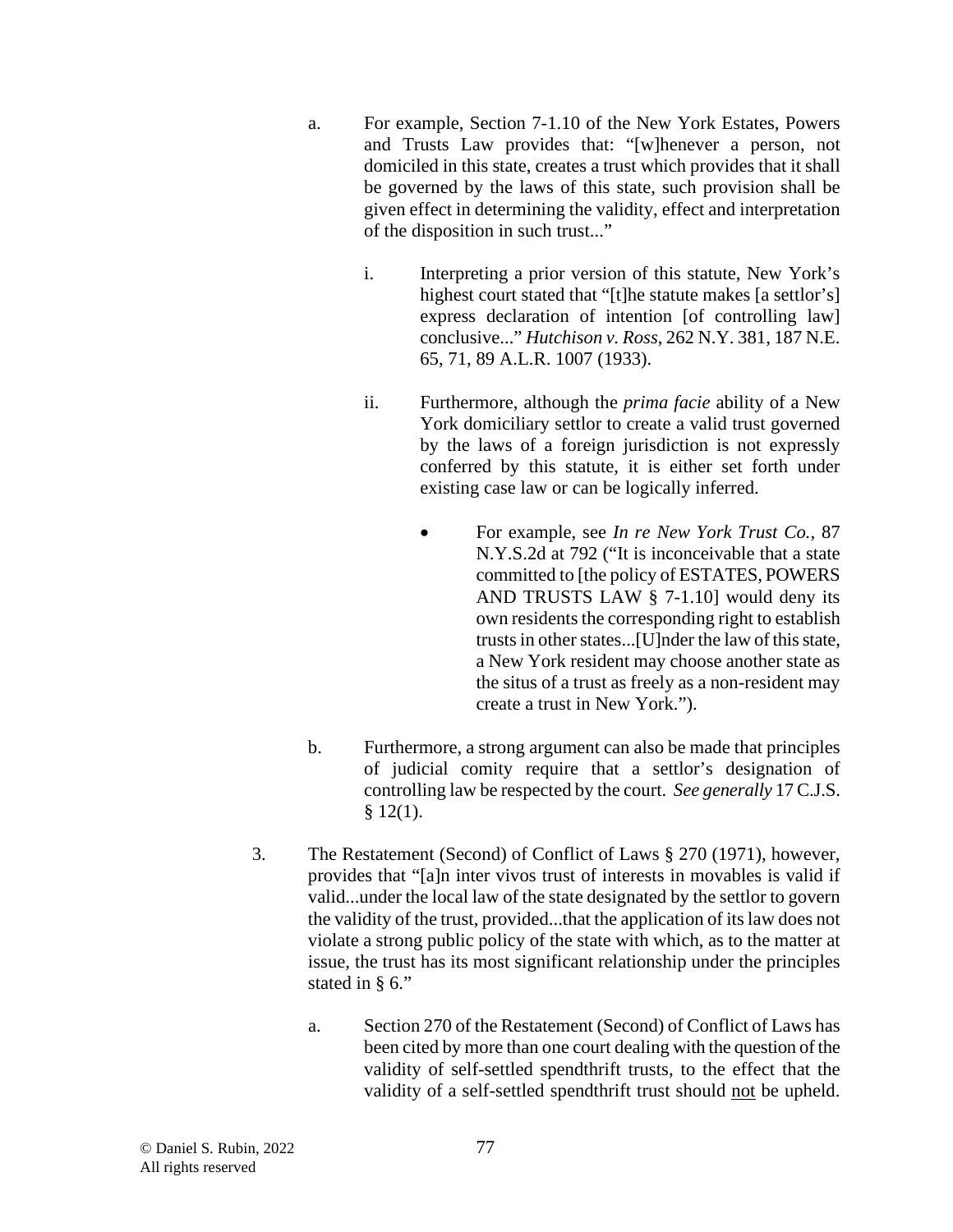a. For example, Section 7-1.10 of the New York Estates, Powers and Trusts Law provides that: "[w]henever a person, not domiciled in this state, creates a trust which provides that it shall be governed by the laws of this state, such provision shall be given effect in determining the validity, effect and interpretation of the disposition in such trust..."

   i. Interpreting a prior version of this statute, New York's highest court stated that "[t]he statute makes [a settlor's] express declaration of intention [of controlling law] conclusive..." *Hutchison v. Ross*, 262 N.Y. 381, 187 N.E. 65, 71, 89 A.L.R. 1007 (1933).

   ii. Furthermore, although the *prima facie* ability of a New York domiciliary settlor to create a valid trust governed by the laws of a foreign jurisdiction is not expressly conferred by this statute, it is either set forth under existing case law or can be logically inferred.

      - For example, see *In re New York Trust Co.*, 87 N.Y.S.2d at 792 ("It is inconceivable that a state committed to [the policy of ESTATES, POWERS AND TRUSTS LAW § 7-1.10] would deny its own residents the corresponding right to establish trusts in other states...[U]nder the law of this state, a New York resident may choose another state as the situs of a trust as freely as a non-resident may create a trust in New York.").

b. Furthermore, a strong argument can also be made that principles of judicial comity require that a settlor's designation of controlling law be respected by the court. *See generally* 17 C.J.S. § 12(1).

3. The Restatement (Second) of Conflict of Laws § 270 (1971), however, provides that "[a]n inter vivos trust of interests in movables is valid if valid...under the local law of the state designated by the settlor to govern the validity of the trust, provided...that the application of its law does not violate a strong public policy of the state with which, as to the matter at issue, the trust has its most significant relationship under the principles stated in § 6."

   a. Section 270 of the Restatement (Second) of Conflict of Laws has been cited by more than one court dealing with the question of the validity of self-settled spendthrift trusts, to the effect that the validity of a self-settled spendthrift trust should <u>not</u> be upheld.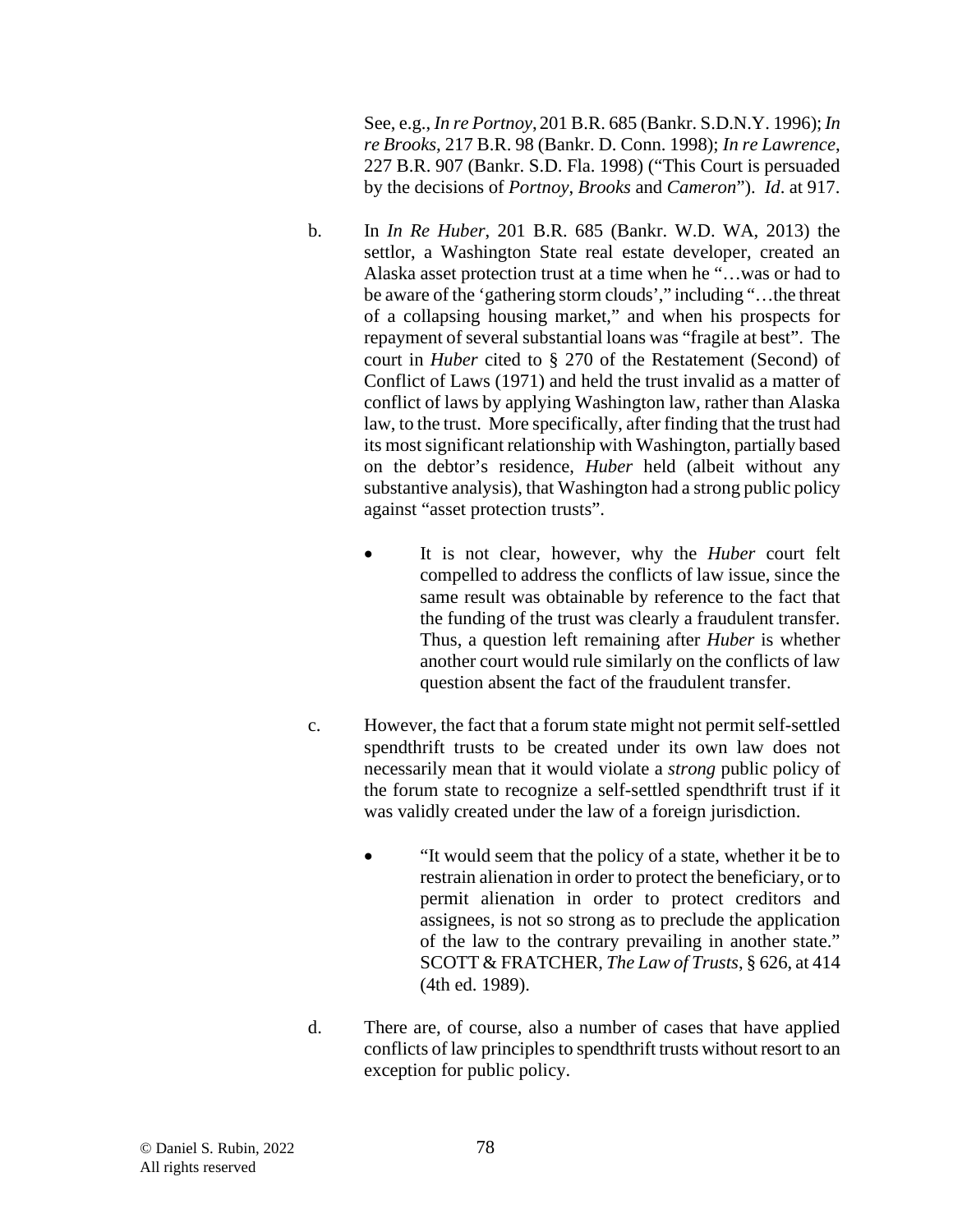See, e.g., *In re Portnoy*, 201 B.R. 685 (Bankr. S.D.N.Y. 1996); *In re Brooks*, 217 B.R. 98 (Bankr. D. Conn. 1998); *In re Lawrence*, 227 B.R. 907 (Bankr. S.D. Fla. 1998) ("This Court is persuaded by the decisions of *Portnoy*, *Brooks* and *Cameron*"). *Id*. at 917.

b. In *In Re Huber*, 201 B.R. 685 (Bankr. W.D. WA, 2013) the settlor, a Washington State real estate developer, created an Alaska asset protection trust at a time when he "…was or had to be aware of the 'gathering storm clouds'," including "…the threat of a collapsing housing market," and when his prospects for repayment of several substantial loans was "fragile at best". The court in *Huber* cited to § 270 of the Restatement (Second) of Conflict of Laws (1971) and held the trust invalid as a matter of conflict of laws by applying Washington law, rather than Alaska law, to the trust. More specifically, after finding that the trust had its most significant relationship with Washington, partially based on the debtor's residence, *Huber* held (albeit without any substantive analysis), that Washington had a strong public policy against "asset protection trusts".

- It is not clear, however, why the *Huber* court felt compelled to address the conflicts of law issue, since the same result was obtainable by reference to the fact that the funding of the trust was clearly a fraudulent transfer. Thus, a question left remaining after *Huber* is whether another court would rule similarly on the conflicts of law question absent the fact of the fraudulent transfer.

c. However, the fact that a forum state might not permit self-settled spendthrift trusts to be created under its own law does not necessarily mean that it would violate a *strong* public policy of the forum state to recognize a self-settled spendthrift trust if it was validly created under the law of a foreign jurisdiction.

- "It would seem that the policy of a state, whether it be to restrain alienation in order to protect the beneficiary, or to permit alienation in order to protect creditors and assignees, is not so strong as to preclude the application of the law to the contrary prevailing in another state." SCOTT & FRATCHER, *The Law of Trusts*, § 626, at 414 (4th ed. 1989).

d. There are, of course, also a number of cases that have applied conflicts of law principles to spendthrift trusts without resort to an exception for public policy.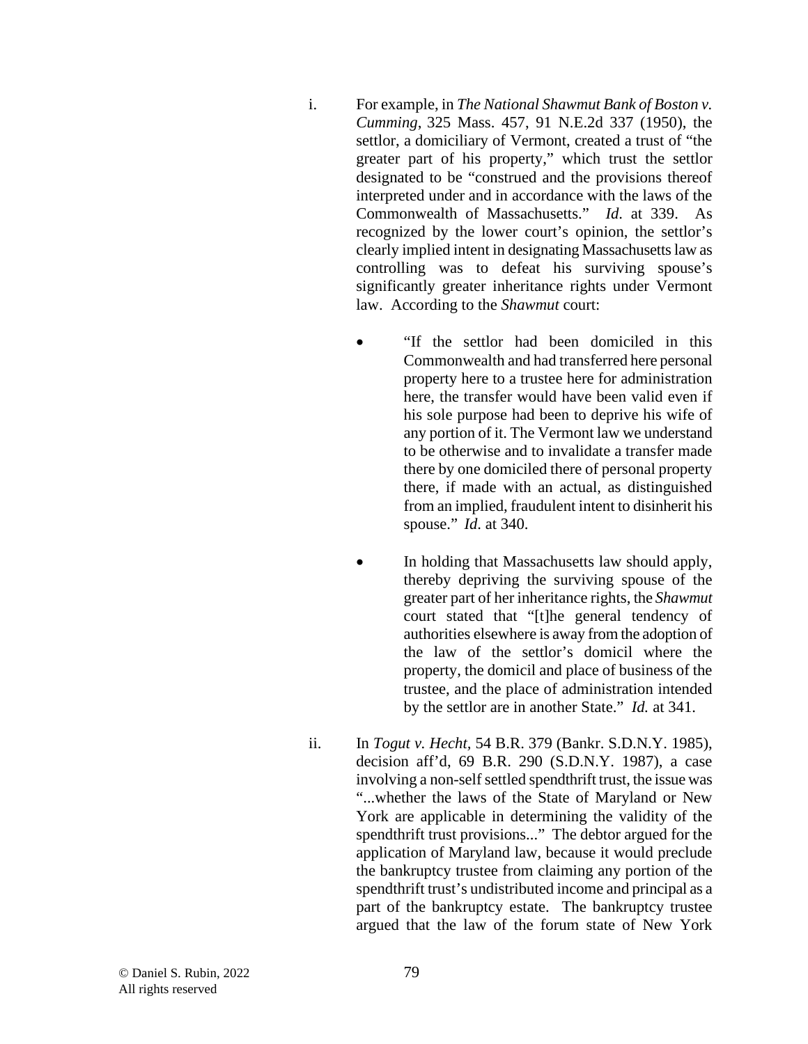i. For example, in *The National Shawmut Bank of Boston v. Cumming*, 325 Mass. 457, 91 N.E.2d 337 (1950), the settlor, a domiciliary of Vermont, created a trust of "the greater part of his property," which trust the settlor designated to be "construed and the provisions thereof interpreted under and in accordance with the laws of the Commonwealth of Massachusetts." *Id*. at 339. As recognized by the lower court's opinion, the settlor's clearly implied intent in designating Massachusetts law as controlling was to defeat his surviving spouse's significantly greater inheritance rights under Vermont law. According to the *Shawmut* court:

   - "If the settlor had been domiciled in this Commonwealth and had transferred here personal property here to a trustee here for administration here, the transfer would have been valid even if his sole purpose had been to deprive his wife of any portion of it. The Vermont law we understand to be otherwise and to invalidate a transfer made there by one domiciled there of personal property there, if made with an actual, as distinguished from an implied, fraudulent intent to disinherit his spouse." *Id*. at 340.

   - In holding that Massachusetts law should apply, thereby depriving the surviving spouse of the greater part of her inheritance rights, the *Shawmut* court stated that "[t]he general tendency of authorities elsewhere is away from the adoption of the law of the settlor's domicil where the property, the domicil and place of business of the trustee, and the place of administration intended by the settlor are in another State." *Id.* at 341.

ii. In *Togut v. Hecht*, 54 B.R. 379 (Bankr. S.D.N.Y. 1985), decision aff'd, 69 B.R. 290 (S.D.N.Y. 1987), a case involving a non-self settled spendthrift trust, the issue was "...whether the laws of the State of Maryland or New York are applicable in determining the validity of the spendthrift trust provisions..." The debtor argued for the application of Maryland law, because it would preclude the bankruptcy trustee from claiming any portion of the spendthrift trust's undistributed income and principal as a part of the bankruptcy estate. The bankruptcy trustee argued that the law of the forum state of New York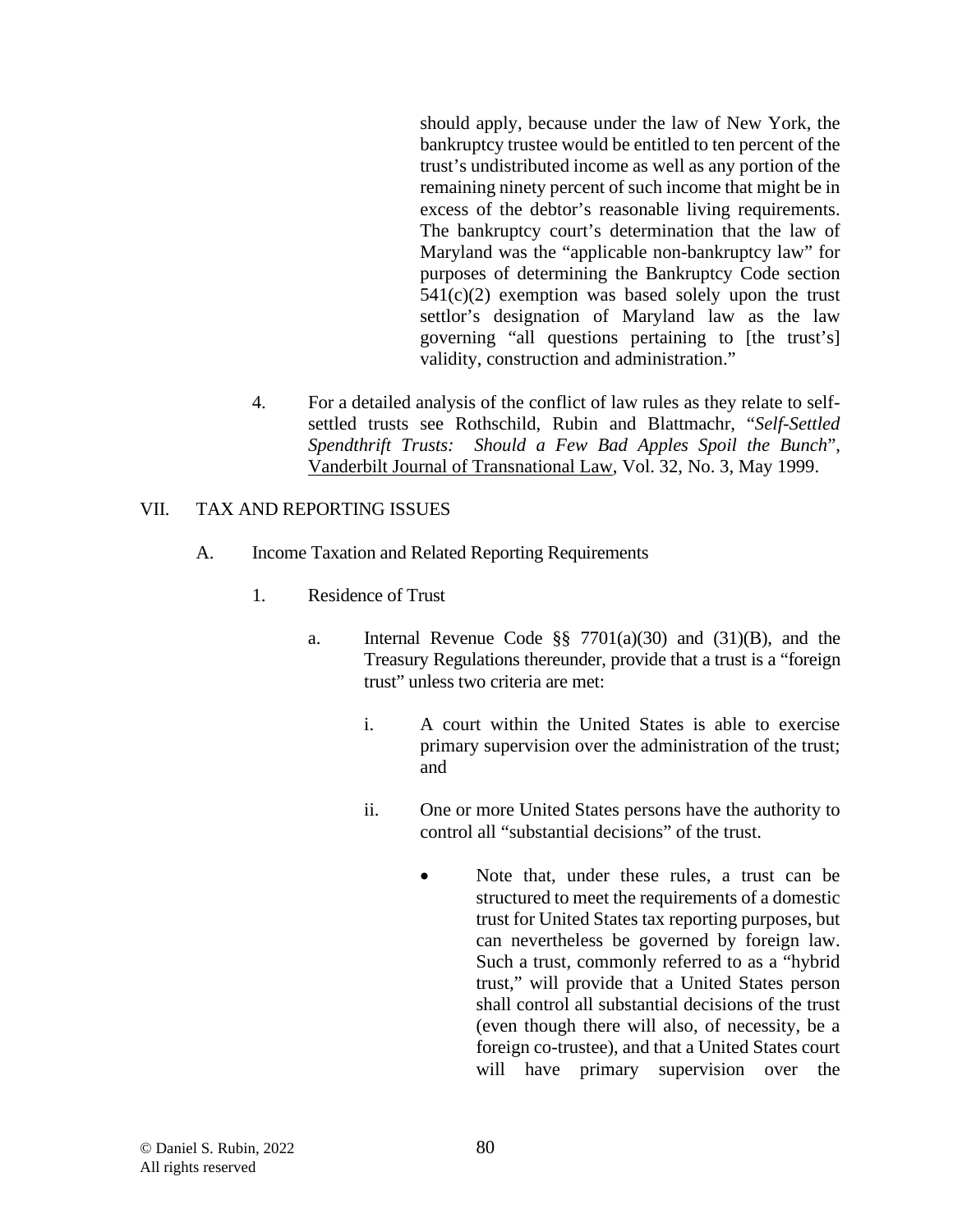should apply, because under the law of New York, the bankruptcy trustee would be entitled to ten percent of the trust's undistributed income as well as any portion of the remaining ninety percent of such income that might be in excess of the debtor's reasonable living requirements. The bankruptcy court's determination that the law of Maryland was the "applicable non-bankruptcy law" for purposes of determining the Bankruptcy Code section 541(c)(2) exemption was based solely upon the trust settlor's designation of Maryland law as the law governing "all questions pertaining to [the trust's] validity, construction and administration."

4. For a detailed analysis of the conflict of law rules as they relate to self-settled trusts see Rothschild, Rubin and Blattmachr, "*Self-Settled Spendthrift Trusts: Should a Few Bad Apples Spoil the Bunch*", Vanderbilt Journal of Transnational Law, Vol. 32, No. 3, May 1999.

VII. TAX AND REPORTING ISSUES

A. Income Taxation and Related Reporting Requirements

1. Residence of Trust

a. Internal Revenue Code §§ 7701(a)(30) and (31)(B), and the Treasury Regulations thereunder, provide that a trust is a "foreign trust" unless two criteria are met:

i. A court within the United States is able to exercise primary supervision over the administration of the trust; and

ii. One or more United States persons have the authority to control all "substantial decisions" of the trust.

- Note that, under these rules, a trust can be structured to meet the requirements of a domestic trust for United States tax reporting purposes, but can nevertheless be governed by foreign law. Such a trust, commonly referred to as a "hybrid trust," will provide that a United States person shall control all substantial decisions of the trust (even though there will also, of necessity, be a foreign co-trustee), and that a United States court will have primary supervision over the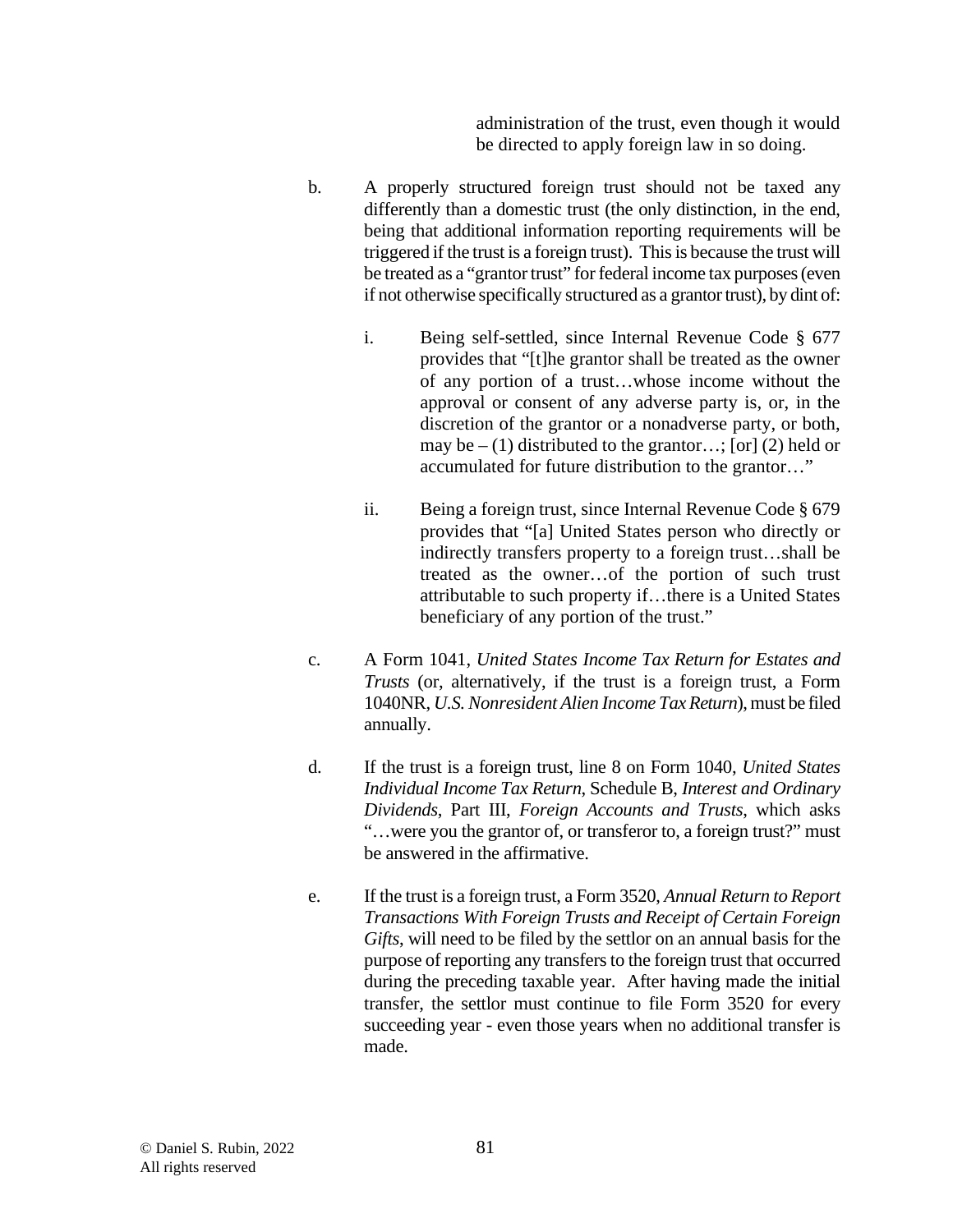administration of the trust, even though it would be directed to apply foreign law in so doing.

b. A properly structured foreign trust should not be taxed any differently than a domestic trust (the only distinction, in the end, being that additional information reporting requirements will be triggered if the trust is a foreign trust). This is because the trust will be treated as a "grantor trust" for federal income tax purposes (even if not otherwise specifically structured as a grantor trust), by dint of:

   i. Being self-settled, since Internal Revenue Code § 677 provides that "[t]he grantor shall be treated as the owner of any portion of a trust…whose income without the approval or consent of any adverse party is, or, in the discretion of the grantor or a nonadverse party, or both, may be – (1) distributed to the grantor…; [or] (2) held or accumulated for future distribution to the grantor…"

   ii. Being a foreign trust, since Internal Revenue Code § 679 provides that "[a] United States person who directly or indirectly transfers property to a foreign trust…shall be treated as the owner…of the portion of such trust attributable to such property if…there is a United States beneficiary of any portion of the trust."

c. A Form 1041, *United States Income Tax Return for Estates and Trusts* (or, alternatively, if the trust is a foreign trust, a Form 1040NR, *U.S. Nonresident Alien Income Tax Return*), must be filed annually.

d. If the trust is a foreign trust, line 8 on Form 1040, *United States Individual Income Tax Return*, Schedule B, *Interest and Ordinary Dividends*, Part III, *Foreign Accounts and Trusts*, which asks "…were you the grantor of, or transferor to, a foreign trust?" must be answered in the affirmative.

e. If the trust is a foreign trust, a Form 3520, *Annual Return to Report Transactions With Foreign Trusts and Receipt of Certain Foreign Gifts*, will need to be filed by the settlor on an annual basis for the purpose of reporting any transfers to the foreign trust that occurred during the preceding taxable year. After having made the initial transfer, the settlor must continue to file Form 3520 for every succeeding year - even those years when no additional transfer is made.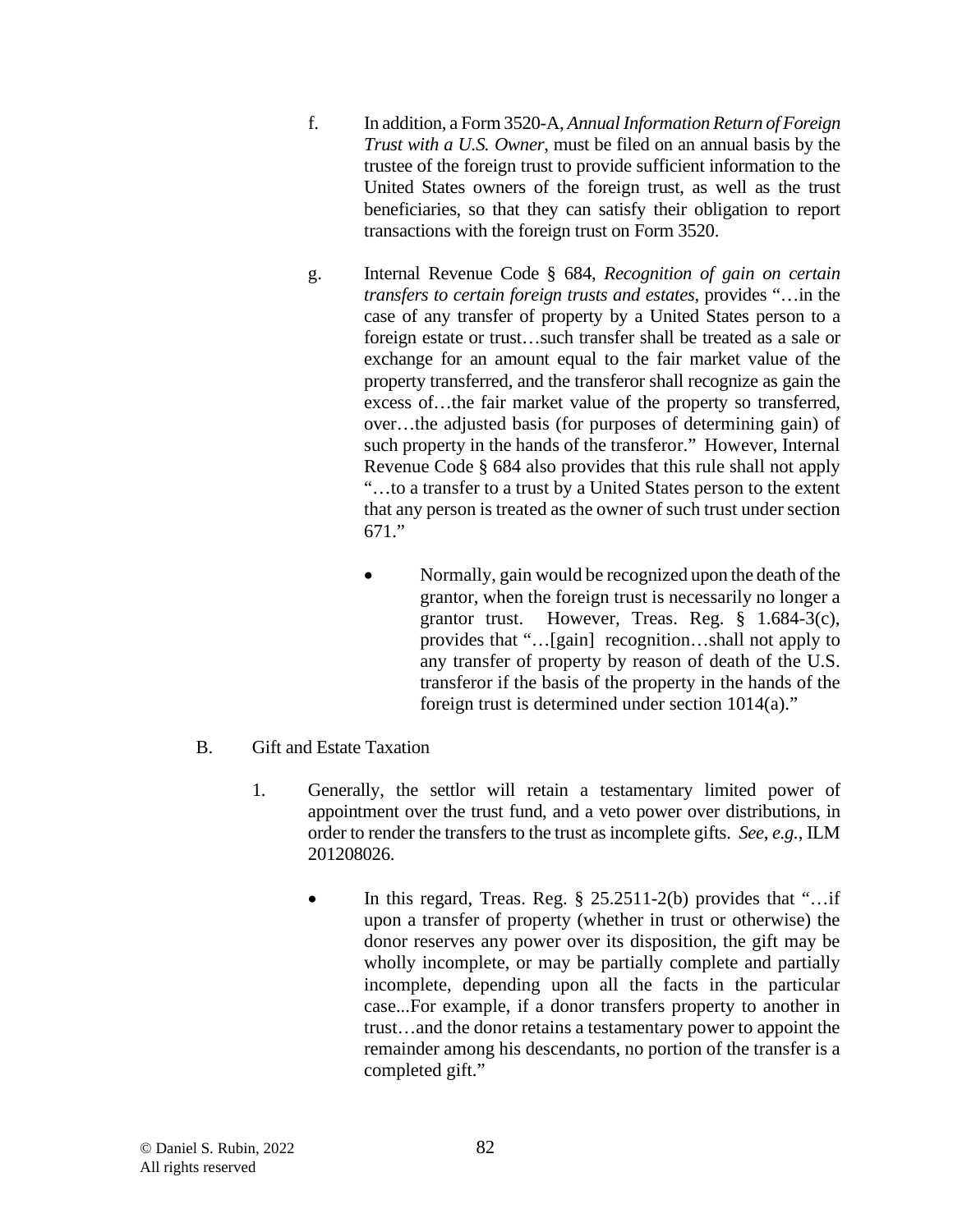f. In addition, a Form 3520-A, *Annual Information Return of Foreign Trust with a U.S. Owner*, must be filed on an annual basis by the trustee of the foreign trust to provide sufficient information to the United States owners of the foreign trust, as well as the trust beneficiaries, so that they can satisfy their obligation to report transactions with the foreign trust on Form 3520.

g. Internal Revenue Code § 684, *Recognition of gain on certain transfers to certain foreign trusts and estates*, provides "…in the case of any transfer of property by a United States person to a foreign estate or trust…such transfer shall be treated as a sale or exchange for an amount equal to the fair market value of the property transferred, and the transferor shall recognize as gain the excess of…the fair market value of the property so transferred, over…the adjusted basis (for purposes of determining gain) of such property in the hands of the transferor." However, Internal Revenue Code § 684 also provides that this rule shall not apply "…to a transfer to a trust by a United States person to the extent that any person is treated as the owner of such trust under section 671."

- Normally, gain would be recognized upon the death of the grantor, when the foreign trust is necessarily no longer a grantor trust. However, Treas. Reg. § 1.684-3(c), provides that "…[gain] recognition…shall not apply to any transfer of property by reason of death of the U.S. transferor if the basis of the property in the hands of the foreign trust is determined under section 1014(a)."

B. Gift and Estate Taxation

1. Generally, the settlor will retain a testamentary limited power of appointment over the trust fund, and a veto power over distributions, in order to render the transfers to the trust as incomplete gifts. *See, e.g.*, ILM 201208026.

   - In this regard, Treas. Reg. § 25.2511-2(b) provides that "…if upon a transfer of property (whether in trust or otherwise) the donor reserves any power over its disposition, the gift may be wholly incomplete, or may be partially complete and partially incomplete, depending upon all the facts in the particular case...For example, if a donor transfers property to another in trust…and the donor retains a testamentary power to appoint the remainder among his descendants, no portion of the transfer is a completed gift."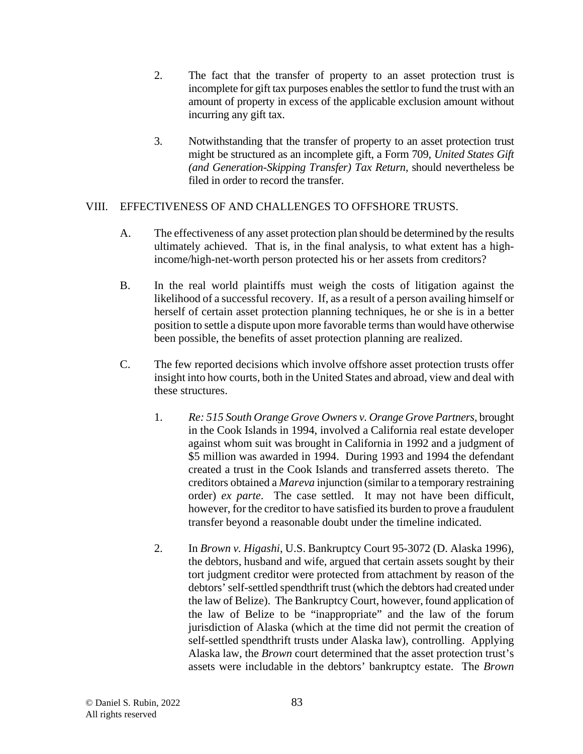2. The fact that the transfer of property to an asset protection trust is incomplete for gift tax purposes enables the settlor to fund the trust with an amount of property in excess of the applicable exclusion amount without incurring any gift tax.

3. Notwithstanding that the transfer of property to an asset protection trust might be structured as an incomplete gift, a Form 709, *United States Gift (and Generation-Skipping Transfer) Tax Return*, should nevertheless be filed in order to record the transfer.

## VIII. EFFECTIVENESS OF AND CHALLENGES TO OFFSHORE TRUSTS.

A. The effectiveness of any asset protection plan should be determined by the results ultimately achieved. That is, in the final analysis, to what extent has a high-income/high-net-worth person protected his or her assets from creditors?

B. In the real world plaintiffs must weigh the costs of litigation against the likelihood of a successful recovery. If, as a result of a person availing himself or herself of certain asset protection planning techniques, he or she is in a better position to settle a dispute upon more favorable terms than would have otherwise been possible, the benefits of asset protection planning are realized.

C. The few reported decisions which involve offshore asset protection trusts offer insight into how courts, both in the United States and abroad, view and deal with these structures.

1. *Re: 515 South Orange Grove Owners v. Orange Grove Partners*, brought in the Cook Islands in 1994, involved a California real estate developer against whom suit was brought in California in 1992 and a judgment of \$5 million was awarded in 1994. During 1993 and 1994 the defendant created a trust in the Cook Islands and transferred assets thereto. The creditors obtained a *Mareva* injunction (similar to a temporary restraining order) *ex parte*. The case settled. It may not have been difficult, however, for the creditor to have satisfied its burden to prove a fraudulent transfer beyond a reasonable doubt under the timeline indicated.

2. In *Brown v. Higashi*, U.S. Bankruptcy Court 95-3072 (D. Alaska 1996), the debtors, husband and wife, argued that certain assets sought by their tort judgment creditor were protected from attachment by reason of the debtors' self-settled spendthrift trust (which the debtors had created under the law of Belize). The Bankruptcy Court, however, found application of the law of Belize to be "inappropriate" and the law of the forum jurisdiction of Alaska (which at the time did not permit the creation of self-settled spendthrift trusts under Alaska law), controlling. Applying Alaska law, the *Brown* court determined that the asset protection trust's assets were includable in the debtors' bankruptcy estate. The *Brown*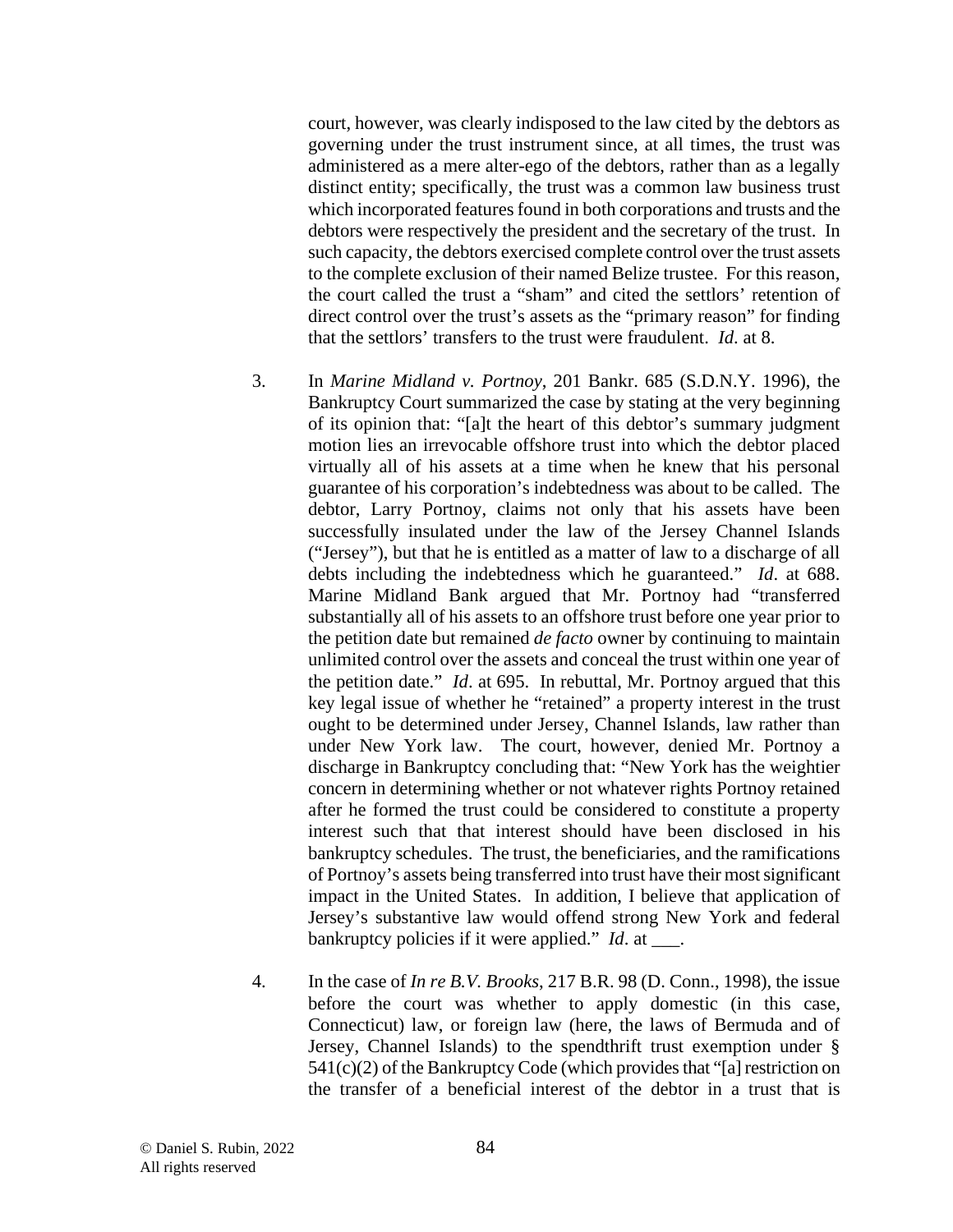court, however, was clearly indisposed to the law cited by the debtors as governing under the trust instrument since, at all times, the trust was administered as a mere alter-ego of the debtors, rather than as a legally distinct entity; specifically, the trust was a common law business trust which incorporated features found in both corporations and trusts and the debtors were respectively the president and the secretary of the trust. In such capacity, the debtors exercised complete control over the trust assets to the complete exclusion of their named Belize trustee. For this reason, the court called the trust a "sham" and cited the settlors' retention of direct control over the trust's assets as the "primary reason" for finding that the settlors' transfers to the trust were fraudulent. *Id*. at 8.

3. In *Marine Midland v. Portnoy*, 201 Bankr. 685 (S.D.N.Y. 1996), the Bankruptcy Court summarized the case by stating at the very beginning of its opinion that: "[a]t the heart of this debtor's summary judgment motion lies an irrevocable offshore trust into which the debtor placed virtually all of his assets at a time when he knew that his personal guarantee of his corporation's indebtedness was about to be called. The debtor, Larry Portnoy, claims not only that his assets have been successfully insulated under the law of the Jersey Channel Islands ("Jersey"), but that he is entitled as a matter of law to a discharge of all debts including the indebtedness which he guaranteed." *Id*. at 688. Marine Midland Bank argued that Mr. Portnoy had "transferred substantially all of his assets to an offshore trust before one year prior to the petition date but remained *de facto* owner by continuing to maintain unlimited control over the assets and conceal the trust within one year of the petition date." *Id*. at 695. In rebuttal, Mr. Portnoy argued that this key legal issue of whether he "retained" a property interest in the trust ought to be determined under Jersey, Channel Islands, law rather than under New York law. The court, however, denied Mr. Portnoy a discharge in Bankruptcy concluding that: "New York has the weightier concern in determining whether or not whatever rights Portnoy retained after he formed the trust could be considered to constitute a property interest such that that interest should have been disclosed in his bankruptcy schedules. The trust, the beneficiaries, and the ramifications of Portnoy's assets being transferred into trust have their most significant impact in the United States. In addition, I believe that application of Jersey's substantive law would offend strong New York and federal bankruptcy policies if it were applied." *Id*. at ___.

4. In the case of *In re B.V. Brooks*, 217 B.R. 98 (D. Conn., 1998), the issue before the court was whether to apply domestic (in this case, Connecticut) law, or foreign law (here, the laws of Bermuda and of Jersey, Channel Islands) to the spendthrift trust exemption under § 541(c)(2) of the Bankruptcy Code (which provides that "[a] restriction on the transfer of a beneficial interest of the debtor in a trust that is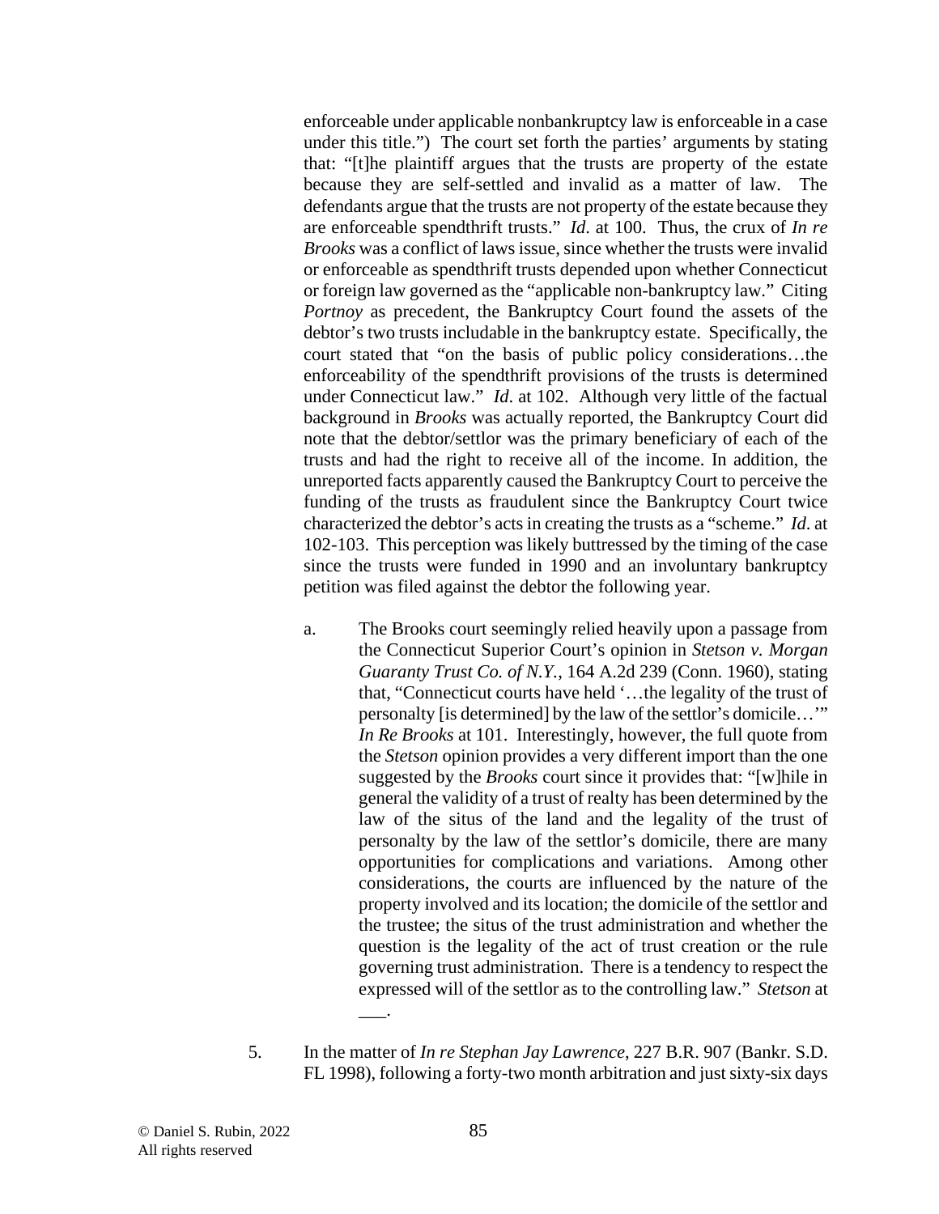enforceable under applicable nonbankruptcy law is enforceable in a case under this title.") The court set forth the parties' arguments by stating that: "[t]he plaintiff argues that the trusts are property of the estate because they are self-settled and invalid as a matter of law. The defendants argue that the trusts are not property of the estate because they are enforceable spendthrift trusts." *Id*. at 100. Thus, the crux of *In re Brooks* was a conflict of laws issue, since whether the trusts were invalid or enforceable as spendthrift trusts depended upon whether Connecticut or foreign law governed as the "applicable non-bankruptcy law." Citing *Portnoy* as precedent, the Bankruptcy Court found the assets of the debtor's two trusts includable in the bankruptcy estate. Specifically, the court stated that "on the basis of public policy considerations…the enforceability of the spendthrift provisions of the trusts is determined under Connecticut law." *Id*. at 102. Although very little of the factual background in *Brooks* was actually reported, the Bankruptcy Court did note that the debtor/settlor was the primary beneficiary of each of the trusts and had the right to receive all of the income. In addition, the unreported facts apparently caused the Bankruptcy Court to perceive the funding of the trusts as fraudulent since the Bankruptcy Court twice characterized the debtor's acts in creating the trusts as a "scheme." *Id*. at 102-103. This perception was likely buttressed by the timing of the case since the trusts were funded in 1990 and an involuntary bankruptcy petition was filed against the debtor the following year.

a. The Brooks court seemingly relied heavily upon a passage from the Connecticut Superior Court's opinion in *Stetson v. Morgan Guaranty Trust Co. of N.Y.*, 164 A.2d 239 (Conn. 1960), stating that, "Connecticut courts have held '…the legality of the trust of personalty [is determined] by the law of the settlor's domicile…'" *In Re Brooks* at 101. Interestingly, however, the full quote from the *Stetson* opinion provides a very different import than the one suggested by the *Brooks* court since it provides that: "[w]hile in general the validity of a trust of realty has been determined by the law of the situs of the land and the legality of the trust of personalty by the law of the settlor's domicile, there are many opportunities for complications and variations. Among other considerations, the courts are influenced by the nature of the property involved and its location; the domicile of the settlor and the trustee; the situs of the trust administration and whether the question is the legality of the act of trust creation or the rule governing trust administration. There is a tendency to respect the expressed will of the settlor as to the controlling law." *Stetson* at ___.

5. In the matter of *In re Stephan Jay Lawrence*, 227 B.R. 907 (Bankr. S.D. FL 1998), following a forty-two month arbitration and just sixty-six days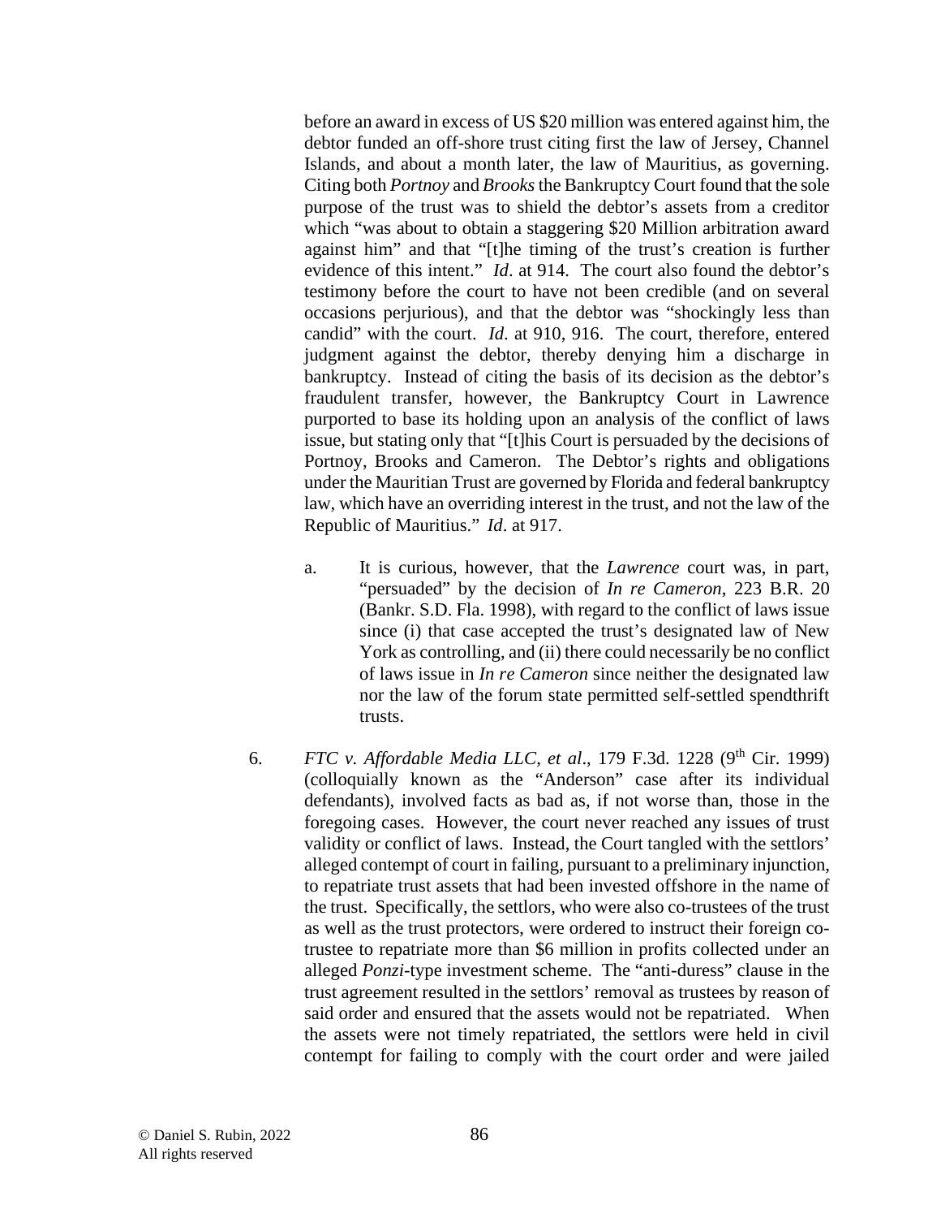before an award in excess of US $20 million was entered against him, the debtor funded an off-shore trust citing first the law of Jersey, Channel Islands, and about a month later, the law of Mauritius, as governing. Citing both *Portnoy* and *Brooks* the Bankruptcy Court found that the sole purpose of the trust was to shield the debtor's assets from a creditor which "was about to obtain a staggering $20 Million arbitration award against him" and that "[t]he timing of the trust's creation is further evidence of this intent." *Id*. at 914. The court also found the debtor's testimony before the court to have not been credible (and on several occasions perjurious), and that the debtor was "shockingly less than candid" with the court. *Id*. at 910, 916. The court, therefore, entered judgment against the debtor, thereby denying him a discharge in bankruptcy. Instead of citing the basis of its decision as the debtor's fraudulent transfer, however, the Bankruptcy Court in Lawrence purported to base its holding upon an analysis of the conflict of laws issue, but stating only that "[t]his Court is persuaded by the decisions of Portnoy, Brooks and Cameron. The Debtor's rights and obligations under the Mauritian Trust are governed by Florida and federal bankruptcy law, which have an overriding interest in the trust, and not the law of the Republic of Mauritius." *Id*. at 917.

a. It is curious, however, that the *Lawrence* court was, in part, "persuaded" by the decision of *In re Cameron*, 223 B.R. 20 (Bankr. S.D. Fla. 1998), with regard to the conflict of laws issue since (i) that case accepted the trust's designated law of New York as controlling, and (ii) there could necessarily be no conflict of laws issue in *In re Cameron* since neither the designated law nor the law of the forum state permitted self-settled spendthrift trusts.

6. *FTC v. Affordable Media LLC, et al*., 179 F.3d. 1228 (9th Cir. 1999) (colloquially known as the "Anderson" case after its individual defendants), involved facts as bad as, if not worse than, those in the foregoing cases. However, the court never reached any issues of trust validity or conflict of laws. Instead, the Court tangled with the settlors' alleged contempt of court in failing, pursuant to a preliminary injunction, to repatriate trust assets that had been invested offshore in the name of the trust. Specifically, the settlors, who were also co-trustees of the trust as well as the trust protectors, were ordered to instruct their foreign co-trustee to repatriate more than $6 million in profits collected under an alleged *Ponzi*-type investment scheme. The "anti-duress" clause in the trust agreement resulted in the settlors' removal as trustees by reason of said order and ensured that the assets would not be repatriated. When the assets were not timely repatriated, the settlors were held in civil contempt for failing to comply with the court order and were jailed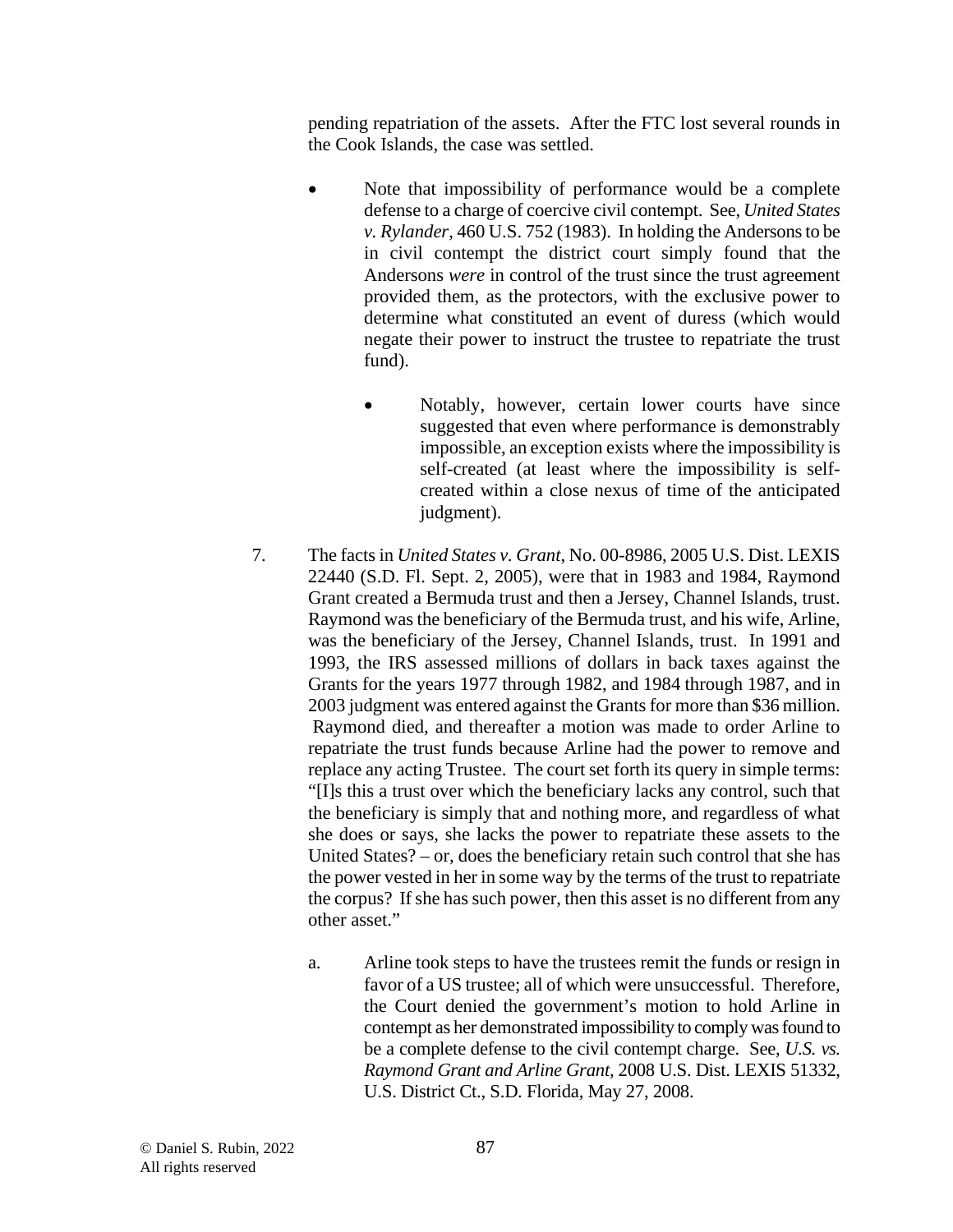pending repatriation of the assets. After the FTC lost several rounds in the Cook Islands, the case was settled.

- Note that impossibility of performance would be a complete defense to a charge of coercive civil contempt. See, *United States v. Rylander*, 460 U.S. 752 (1983). In holding the Andersons to be in civil contempt the district court simply found that the Andersons *were* in control of the trust since the trust agreement provided them, as the protectors, with the exclusive power to determine what constituted an event of duress (which would negate their power to instruct the trustee to repatriate the trust fund).

    - Notably, however, certain lower courts have since suggested that even where performance is demonstrably impossible, an exception exists where the impossibility is self-created (at least where the impossibility is self-created within a close nexus of time of the anticipated judgment).

7. The facts in *United States v. Grant*, No. 00-8986, 2005 U.S. Dist. LEXIS 22440 (S.D. Fl. Sept. 2, 2005), were that in 1983 and 1984, Raymond Grant created a Bermuda trust and then a Jersey, Channel Islands, trust. Raymond was the beneficiary of the Bermuda trust, and his wife, Arline, was the beneficiary of the Jersey, Channel Islands, trust. In 1991 and 1993, the IRS assessed millions of dollars in back taxes against the Grants for the years 1977 through 1982, and 1984 through 1987, and in 2003 judgment was entered against the Grants for more than $36 million. Raymond died, and thereafter a motion was made to order Arline to repatriate the trust funds because Arline had the power to remove and replace any acting Trustee. The court set forth its query in simple terms: "[I]s this a trust over which the beneficiary lacks any control, such that the beneficiary is simply that and nothing more, and regardless of what she does or says, she lacks the power to repatriate these assets to the United States? – or, does the beneficiary retain such control that she has the power vested in her in some way by the terms of the trust to repatriate the corpus? If she has such power, then this asset is no different from any other asset."

    a. Arline took steps to have the trustees remit the funds or resign in favor of a US trustee; all of which were unsuccessful. Therefore, the Court denied the government's motion to hold Arline in contempt as her demonstrated impossibility to comply was found to be a complete defense to the civil contempt charge. See, *U.S. vs. Raymond Grant and Arline Grant*, 2008 U.S. Dist. LEXIS 51332, U.S. District Ct., S.D. Florida, May 27, 2008.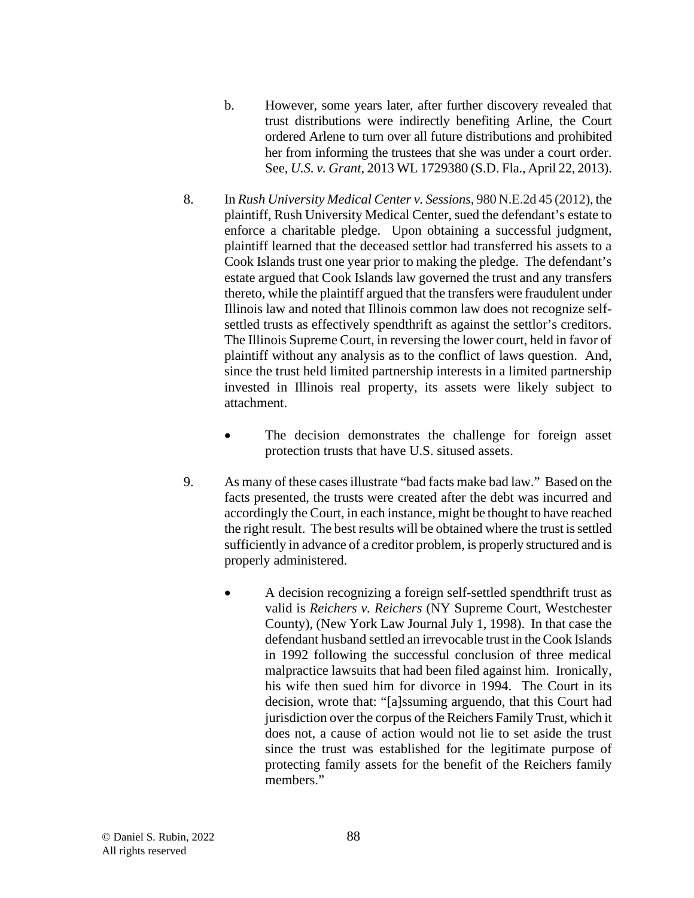b. However, some years later, after further discovery revealed that trust distributions were indirectly benefiting Arline, the Court ordered Arlene to turn over all future distributions and prohibited her from informing the trustees that she was under a court order. See, *U.S. v. Grant*, 2013 WL 1729380 (S.D. Fla., April 22, 2013).

8. In *Rush University Medical Center v. Sessions*, 980 N.E.2d 45 (2012), the plaintiff, Rush University Medical Center, sued the defendant's estate to enforce a charitable pledge. Upon obtaining a successful judgment, plaintiff learned that the deceased settlor had transferred his assets to a Cook Islands trust one year prior to making the pledge. The defendant's estate argued that Cook Islands law governed the trust and any transfers thereto, while the plaintiff argued that the transfers were fraudulent under Illinois law and noted that Illinois common law does not recognize self-settled trusts as effectively spendthrift as against the settlor's creditors. The Illinois Supreme Court, in reversing the lower court, held in favor of plaintiff without any analysis as to the conflict of laws question. And, since the trust held limited partnership interests in a limited partnership invested in Illinois real property, its assets were likely subject to attachment.

   - The decision demonstrates the challenge for foreign asset protection trusts that have U.S. sitused assets.

9. As many of these cases illustrate "bad facts make bad law." Based on the facts presented, the trusts were created after the debt was incurred and accordingly the Court, in each instance, might be thought to have reached the right result. The best results will be obtained where the trust is settled sufficiently in advance of a creditor problem, is properly structured and is properly administered.

   - A decision recognizing a foreign self-settled spendthrift trust as valid is *Reichers v. Reichers* (NY Supreme Court, Westchester County), (New York Law Journal July 1, 1998). In that case the defendant husband settled an irrevocable trust in the Cook Islands in 1992 following the successful conclusion of three medical malpractice lawsuits that had been filed against him. Ironically, his wife then sued him for divorce in 1994. The Court in its decision, wrote that: "[a]ssuming arguendo, that this Court had jurisdiction over the corpus of the Reichers Family Trust, which it does not, a cause of action would not lie to set aside the trust since the trust was established for the legitimate purpose of protecting family assets for the benefit of the Reichers family members."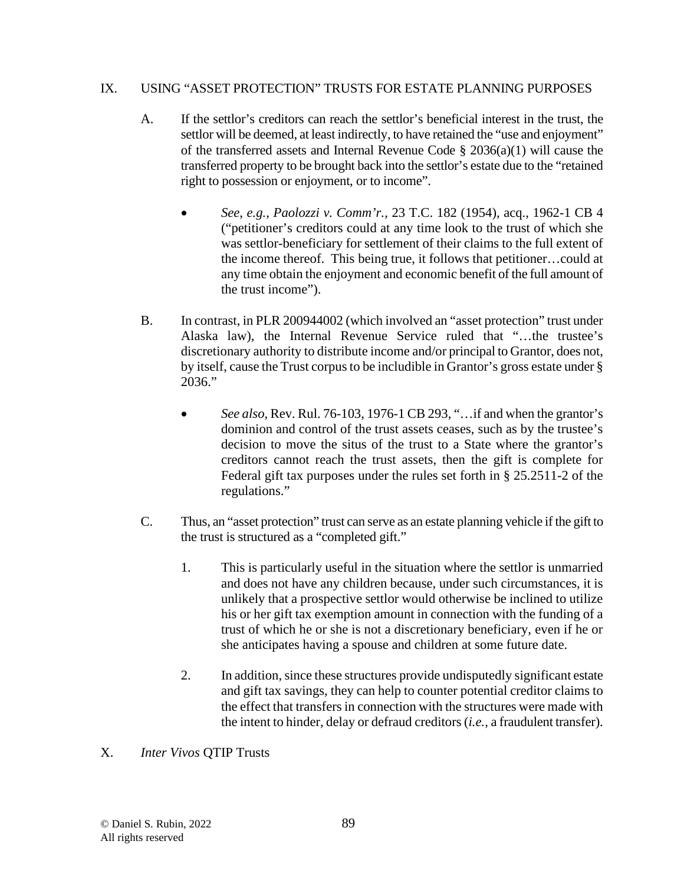## IX. USING "ASSET PROTECTION" TRUSTS FOR ESTATE PLANNING PURPOSES

A. If the settlor's creditors can reach the settlor's beneficial interest in the trust, the settlor will be deemed, at least indirectly, to have retained the "use and enjoyment" of the transferred assets and Internal Revenue Code § 2036(a)(1) will cause the transferred property to be brought back into the settlor's estate due to the "retained right to possession or enjoyment, or to income".

- *See, e.g., Paolozzi v. Comm'r.*, 23 T.C. 182 (1954), acq., 1962-1 CB 4 ("petitioner's creditors could at any time look to the trust of which she was settlor-beneficiary for settlement of their claims to the full extent of the income thereof. This being true, it follows that petitioner…could at any time obtain the enjoyment and economic benefit of the full amount of the trust income").

B. In contrast, in PLR 200944002 (which involved an "asset protection" trust under Alaska law), the Internal Revenue Service ruled that "…the trustee's discretionary authority to distribute income and/or principal to Grantor, does not, by itself, cause the Trust corpus to be includible in Grantor's gross estate under § 2036."

- *See also*, Rev. Rul. 76-103, 1976-1 CB 293, "…if and when the grantor's dominion and control of the trust assets ceases, such as by the trustee's decision to move the situs of the trust to a State where the grantor's creditors cannot reach the trust assets, then the gift is complete for Federal gift tax purposes under the rules set forth in § 25.2511-2 of the regulations."

C. Thus, an "asset protection" trust can serve as an estate planning vehicle if the gift to the trust is structured as a "completed gift."

1. This is particularly useful in the situation where the settlor is unmarried and does not have any children because, under such circumstances, it is unlikely that a prospective settlor would otherwise be inclined to utilize his or her gift tax exemption amount in connection with the funding of a trust of which he or she is not a discretionary beneficiary, even if he or she anticipates having a spouse and children at some future date.

2. In addition, since these structures provide undisputedly significant estate and gift tax savings, they can help to counter potential creditor claims to the effect that transfers in connection with the structures were made with the intent to hinder, delay or defraud creditors (*i.e.*, a fraudulent transfer).

## X. *Inter Vivos* QTIP Trusts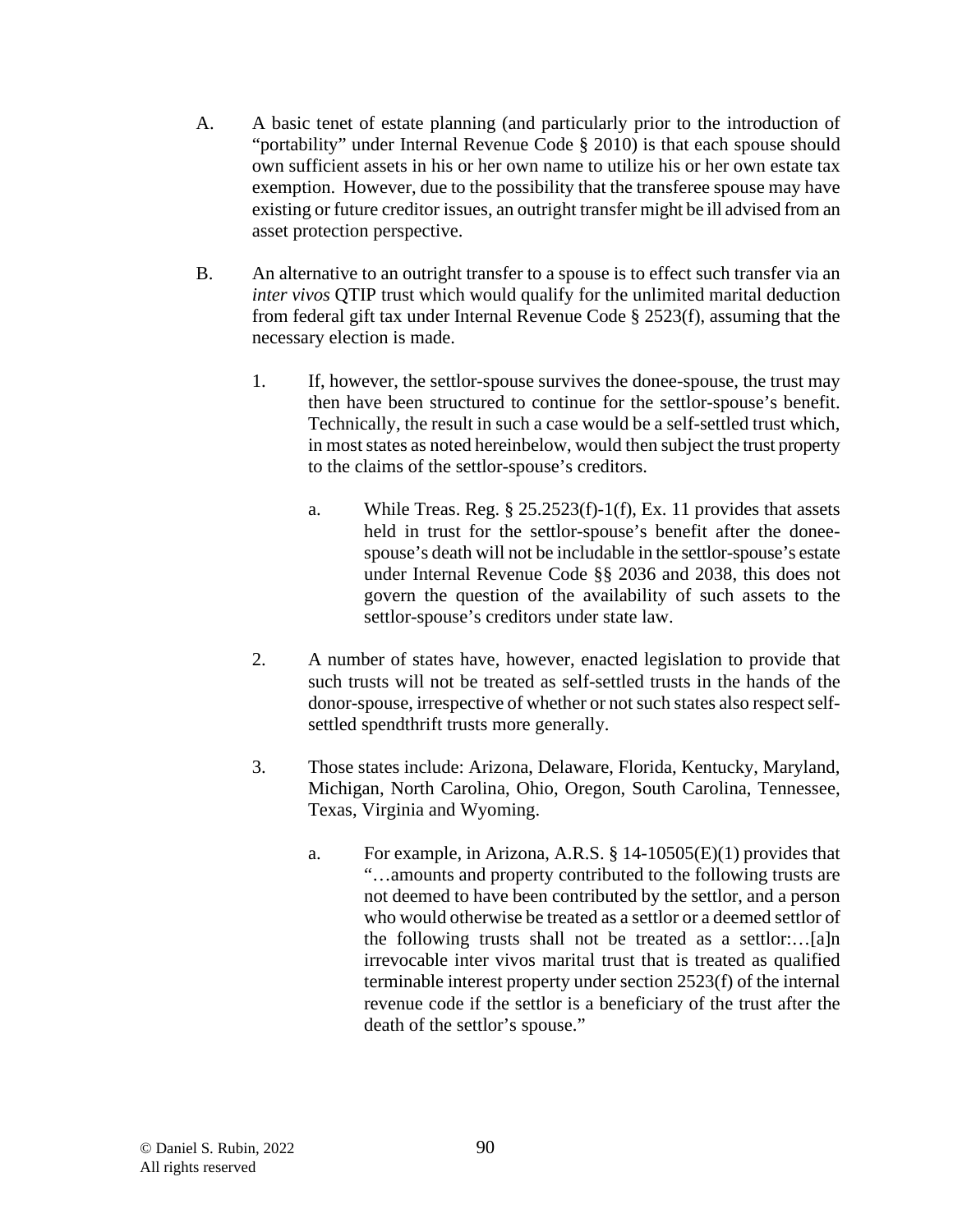A. A basic tenet of estate planning (and particularly prior to the introduction of "portability" under Internal Revenue Code § 2010) is that each spouse should own sufficient assets in his or her own name to utilize his or her own estate tax exemption. However, due to the possibility that the transferee spouse may have existing or future creditor issues, an outright transfer might be ill advised from an asset protection perspective.

B. An alternative to an outright transfer to a spouse is to effect such transfer via an *inter vivos* QTIP trust which would qualify for the unlimited marital deduction from federal gift tax under Internal Revenue Code § 2523(f), assuming that the necessary election is made.

   1. If, however, the settlor-spouse survives the donee-spouse, the trust may then have been structured to continue for the settlor-spouse's benefit. Technically, the result in such a case would be a self-settled trust which, in most states as noted hereinbelow, would then subject the trust property to the claims of the settlor-spouse's creditors.

      a. While Treas. Reg. § 25.2523(f)-1(f), Ex. 11 provides that assets held in trust for the settlor-spouse's benefit after the donee-spouse's death will not be includable in the settlor-spouse's estate under Internal Revenue Code §§ 2036 and 2038, this does not govern the question of the availability of such assets to the settlor-spouse's creditors under state law.

   2. A number of states have, however, enacted legislation to provide that such trusts will not be treated as self-settled trusts in the hands of the donor-spouse, irrespective of whether or not such states also respect self-settled spendthrift trusts more generally.

   3. Those states include: Arizona, Delaware, Florida, Kentucky, Maryland, Michigan, North Carolina, Ohio, Oregon, South Carolina, Tennessee, Texas, Virginia and Wyoming.

      a. For example, in Arizona, A.R.S. § 14-10505(E)(1) provides that "…amounts and property contributed to the following trusts are not deemed to have been contributed by the settlor, and a person who would otherwise be treated as a settlor or a deemed settlor of the following trusts shall not be treated as a settlor:…[a]n irrevocable inter vivos marital trust that is treated as qualified terminable interest property under section 2523(f) of the internal revenue code if the settlor is a beneficiary of the trust after the death of the settlor's spouse."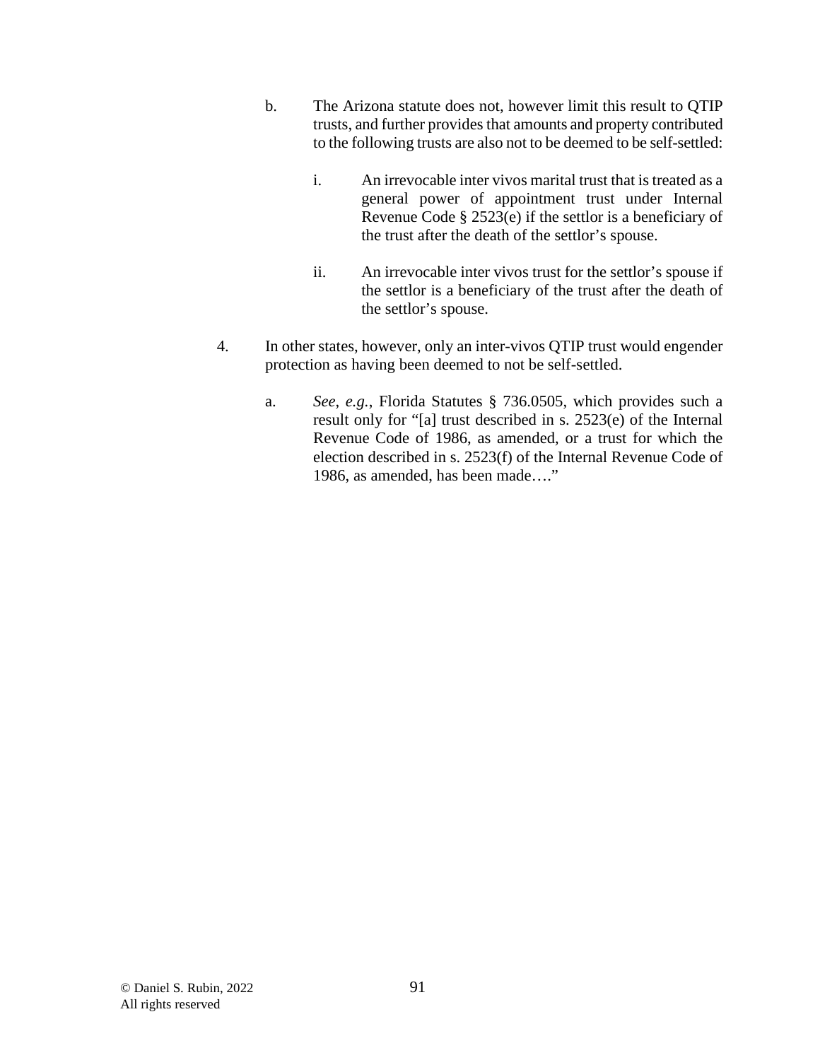b. The Arizona statute does not, however limit this result to QTIP trusts, and further provides that amounts and property contributed to the following trusts are also not to be deemed to be self-settled:

   i. An irrevocable inter vivos marital trust that is treated as a general power of appointment trust under Internal Revenue Code § 2523(e) if the settlor is a beneficiary of the trust after the death of the settlor's spouse.

   ii. An irrevocable inter vivos trust for the settlor's spouse if the settlor is a beneficiary of the trust after the death of the settlor's spouse.

4. In other states, however, only an inter-vivos QTIP trust would engender protection as having been deemed to not be self-settled.

   a. *See, e.g.*, Florida Statutes § 736.0505, which provides such a result only for "[a] trust described in s. 2523(e) of the Internal Revenue Code of 1986, as amended, or a trust for which the election described in s. 2523(f) of the Internal Revenue Code of 1986, as amended, has been made…."